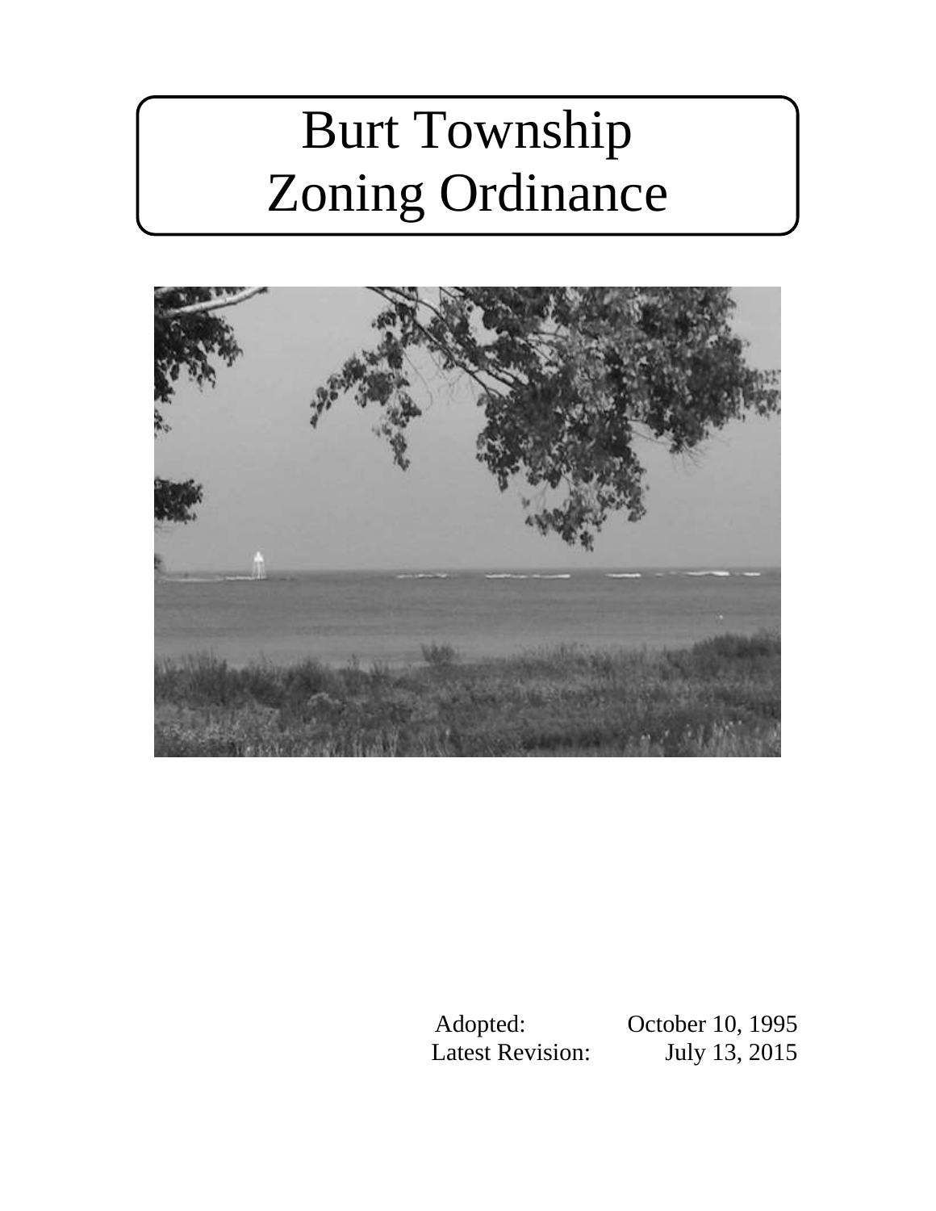# Burt Township Zoning Ordinance

| | |
|---|---|
| Adopted: | October 10, 1995 |
| Latest Revision: | July 13, 2015 |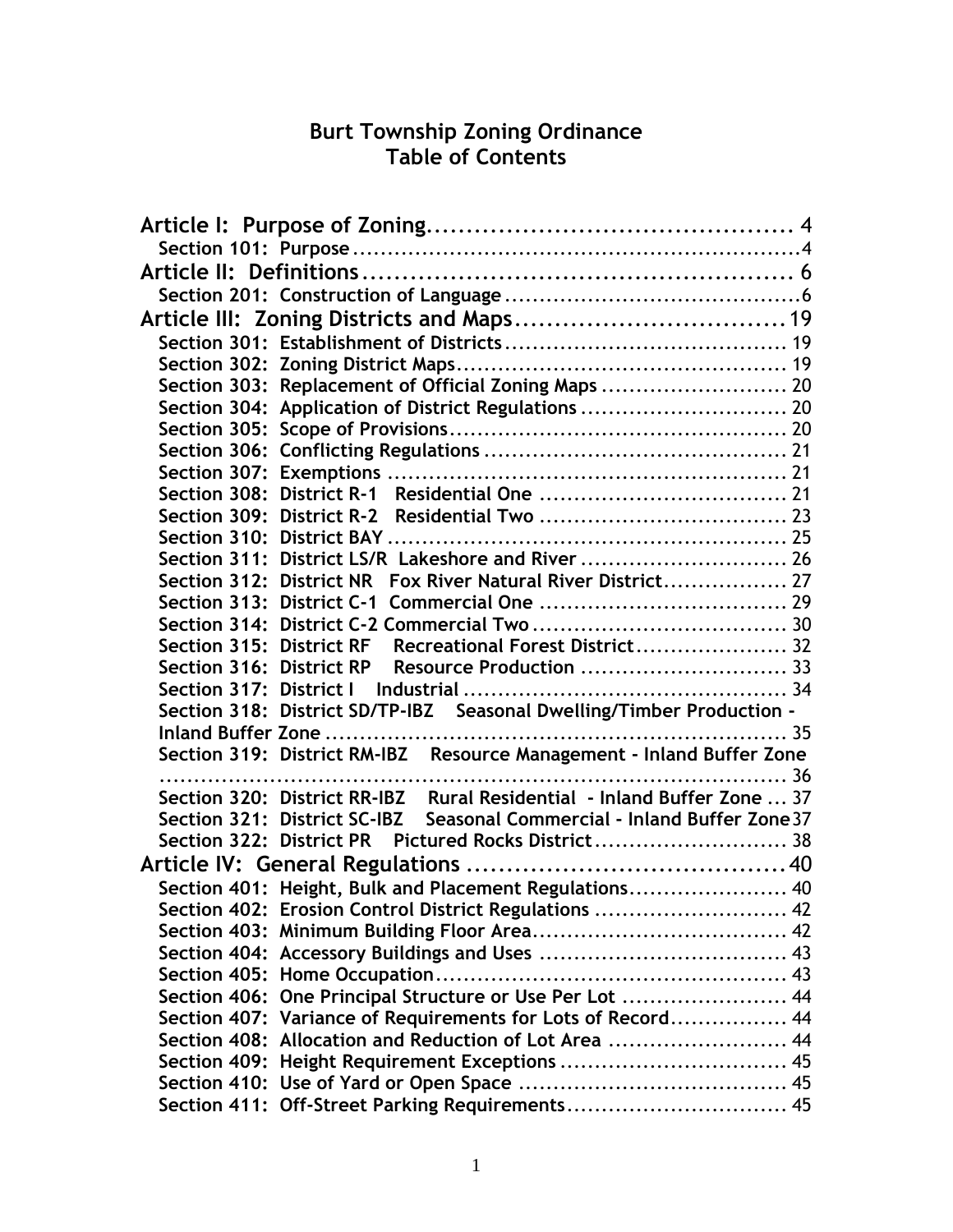# Burt Township Zoning Ordinance
# Table of Contents

**Article I: Purpose of Zoning** ........................................ 4
- Section 101: Purpose ........................................ 4

**Article II: Definitions** ........................................ 6
- Section 201: Construction of Language ........................................ 6

**Article III: Zoning Districts and Maps** ........................................ 19
- Section 301: Establishment of Districts ........................................ 19
- Section 302: Zoning District Maps ........................................ 19
- Section 303: Replacement of Official Zoning Maps ........................................ 20
- Section 304: Application of District Regulations ........................................ 20
- Section 305: Scope of Provisions ........................................ 20
- Section 306: Conflicting Regulations ........................................ 21
- Section 307: Exemptions ........................................ 21
- Section 308: District R-1 Residential One ........................................ 21
- Section 309: District R-2 Residential Two ........................................ 23
- Section 310: District BAY ........................................ 25
- Section 311: District LS/R Lakeshore and River ........................................ 26
- Section 312: District NR Fox River Natural River District ........................................ 27
- Section 313: District C-1 Commercial One ........................................ 29
- Section 314: District C-2 Commercial Two ........................................ 30
- Section 315: District RF Recreational Forest District ........................................ 32
- Section 316: District RP Resource Production ........................................ 33
- Section 317: District I Industrial ........................................ 34
- Section 318: District SD/TP-IBZ Seasonal Dwelling/Timber Production - Inland Buffer Zone ........................................ 35
- Section 319: District RM-IBZ Resource Management - Inland Buffer Zone ........................................ 36
- Section 320: District RR-IBZ Rural Residential - Inland Buffer Zone ........................................ 37
- Section 321: District SC-IBZ Seasonal Commercial - Inland Buffer Zone ........................................ 37
- Section 322: District PR Pictured Rocks District ........................................ 38

**Article IV: General Regulations** ........................................ 40
- Section 401: Height, Bulk and Placement Regulations ........................................ 40
- Section 402: Erosion Control District Regulations ........................................ 42
- Section 403: Minimum Building Floor Area ........................................ 42
- Section 404: Accessory Buildings and Uses ........................................ 43
- Section 405: Home Occupation ........................................ 43
- Section 406: One Principal Structure or Use Per Lot ........................................ 44
- Section 407: Variance of Requirements for Lots of Record ........................................ 44
- Section 408: Allocation and Reduction of Lot Area ........................................ 44
- Section 409: Height Requirement Exceptions ........................................ 45
- Section 410: Use of Yard or Open Space ........................................ 45
- Section 411: Off-Street Parking Requirements ........................................ 45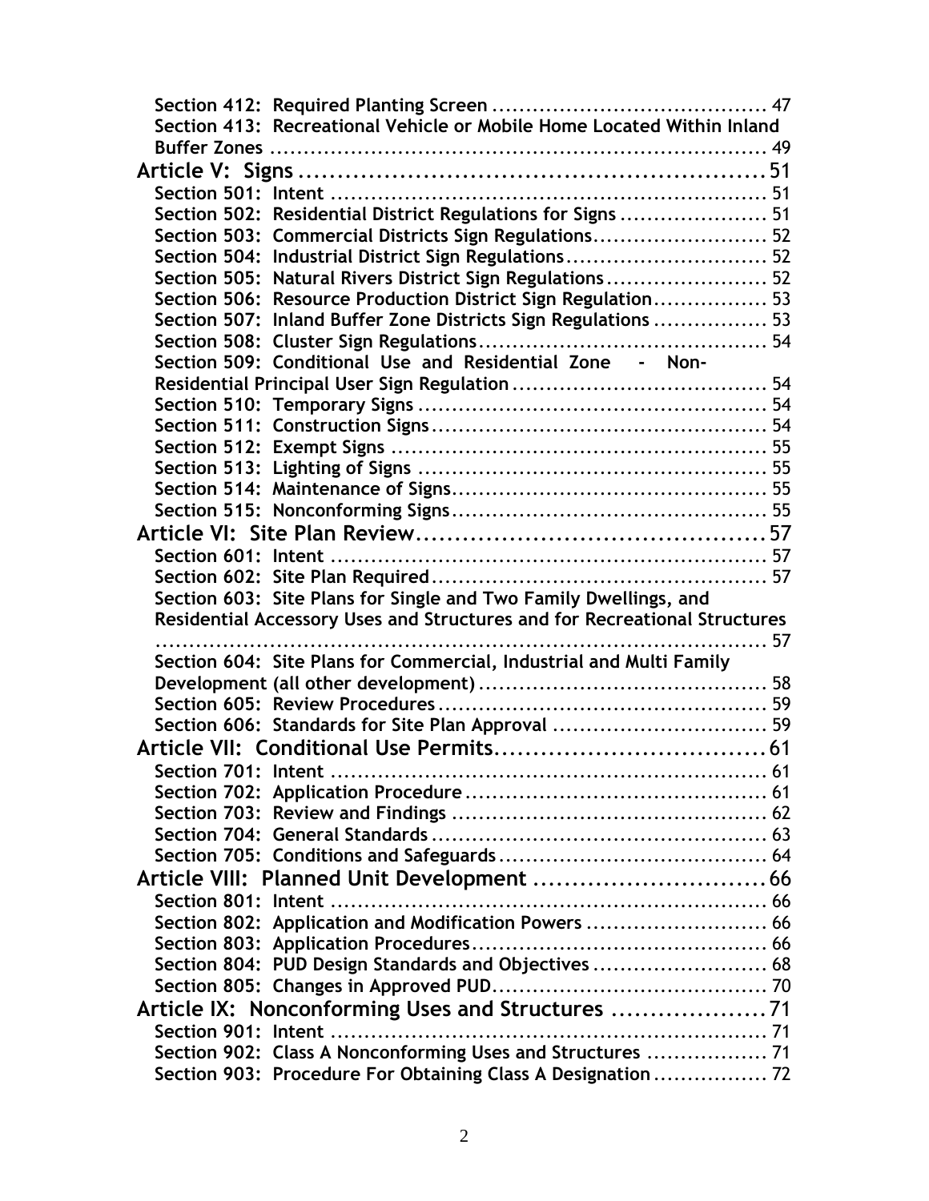Section 412: Required Planting Screen ........................................ 47
Section 413: Recreational Vehicle or Mobile Home Located Within Inland Buffer Zones ........................................ 49

**Article V: Signs** ........................................ 51

Section 501: Intent ........................................ 51
Section 502: Residential District Regulations for Signs ........................................ 51
Section 503: Commercial Districts Sign Regulations ........................................ 52
Section 504: Industrial District Sign Regulations ........................................ 52
Section 505: Natural Rivers District Sign Regulations ........................................ 52
Section 506: Resource Production District Sign Regulation ........................................ 53
Section 507: Inland Buffer Zone Districts Sign Regulations ........................................ 53
Section 508: Cluster Sign Regulations ........................................ 54
Section 509: Conditional Use and Residential Zone - Non-Residential Principal User Sign Regulation ........................................ 54
Section 510: Temporary Signs ........................................ 54
Section 511: Construction Signs ........................................ 54
Section 512: Exempt Signs ........................................ 55
Section 513: Lighting of Signs ........................................ 55
Section 514: Maintenance of Signs ........................................ 55
Section 515: Nonconforming Signs ........................................ 55

**Article VI: Site Plan Review** ........................................ 57

Section 601: Intent ........................................ 57
Section 602: Site Plan Required ........................................ 57
Section 603: Site Plans for Single and Two Family Dwellings, and Residential Accessory Uses and Structures and for Recreational Structures ........................................ 57
Section 604: Site Plans for Commercial, Industrial and Multi Family Development (all other development) ........................................ 58
Section 605: Review Procedures ........................................ 59
Section 606: Standards for Site Plan Approval ........................................ 59

**Article VII: Conditional Use Permits** ........................................ 61

Section 701: Intent ........................................ 61
Section 702: Application Procedure ........................................ 61
Section 703: Review and Findings ........................................ 62
Section 704: General Standards ........................................ 63
Section 705: Conditions and Safeguards ........................................ 64

**Article VIII: Planned Unit Development** ........................................ 66

Section 801: Intent ........................................ 66
Section 802: Application and Modification Powers ........................................ 66
Section 803: Application Procedures ........................................ 66
Section 804: PUD Design Standards and Objectives ........................................ 68
Section 805: Changes in Approved PUD ........................................ 70

**Article IX: Nonconforming Uses and Structures** ........................................ 71

Section 901: Intent ........................................ 71
Section 902: Class A Nonconforming Uses and Structures ........................................ 71
Section 903: Procedure For Obtaining Class A Designation ........................................ 72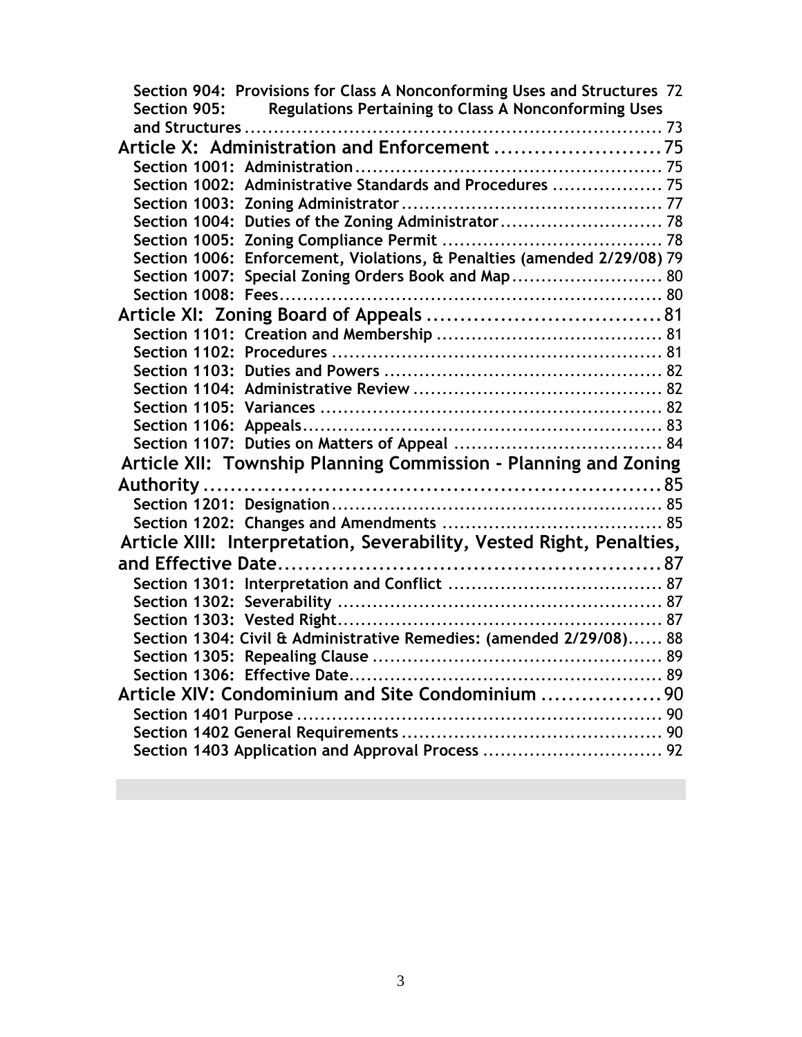Section 904: Provisions for Class A Nonconforming Uses and Structures 72
Section 905: Regulations Pertaining to Class A Nonconforming Uses and Structures ........ 73

**Article X: Administration and Enforcement ........ 75**

Section 1001: Administration ........ 75
Section 1002: Administrative Standards and Procedures ........ 75
Section 1003: Zoning Administrator ........ 77
Section 1004: Duties of the Zoning Administrator ........ 78
Section 1005: Zoning Compliance Permit ........ 78
Section 1006: Enforcement, Violations, & Penalties (amended 2/29/08) 79
Section 1007: Special Zoning Orders Book and Map ........ 80
Section 1008: Fees ........ 80

**Article XI: Zoning Board of Appeals ........ 81**

Section 1101: Creation and Membership ........ 81
Section 1102: Procedures ........ 81
Section 1103: Duties and Powers ........ 82
Section 1104: Administrative Review ........ 82
Section 1105: Variances ........ 82
Section 1106: Appeals ........ 83
Section 1107: Duties on Matters of Appeal ........ 84

**Article XII: Township Planning Commission - Planning and Zoning Authority ........ 85**

Section 1201: Designation ........ 85
Section 1202: Changes and Amendments ........ 85

**Article XIII: Interpretation, Severability, Vested Right, Penalties, and Effective Date ........ 87**

Section 1301: Interpretation and Conflict ........ 87
Section 1302: Severability ........ 87
Section 1303: Vested Right ........ 87
Section 1304: Civil & Administrative Remedies: (amended 2/29/08) ........ 88
Section 1305: Repealing Clause ........ 89
Section 1306: Effective Date ........ 89

**Article XIV: Condominium and Site Condominium ........ 90**

Section 1401 Purpose ........ 90
Section 1402 General Requirements ........ 90
Section 1403 Application and Approval Process ........ 92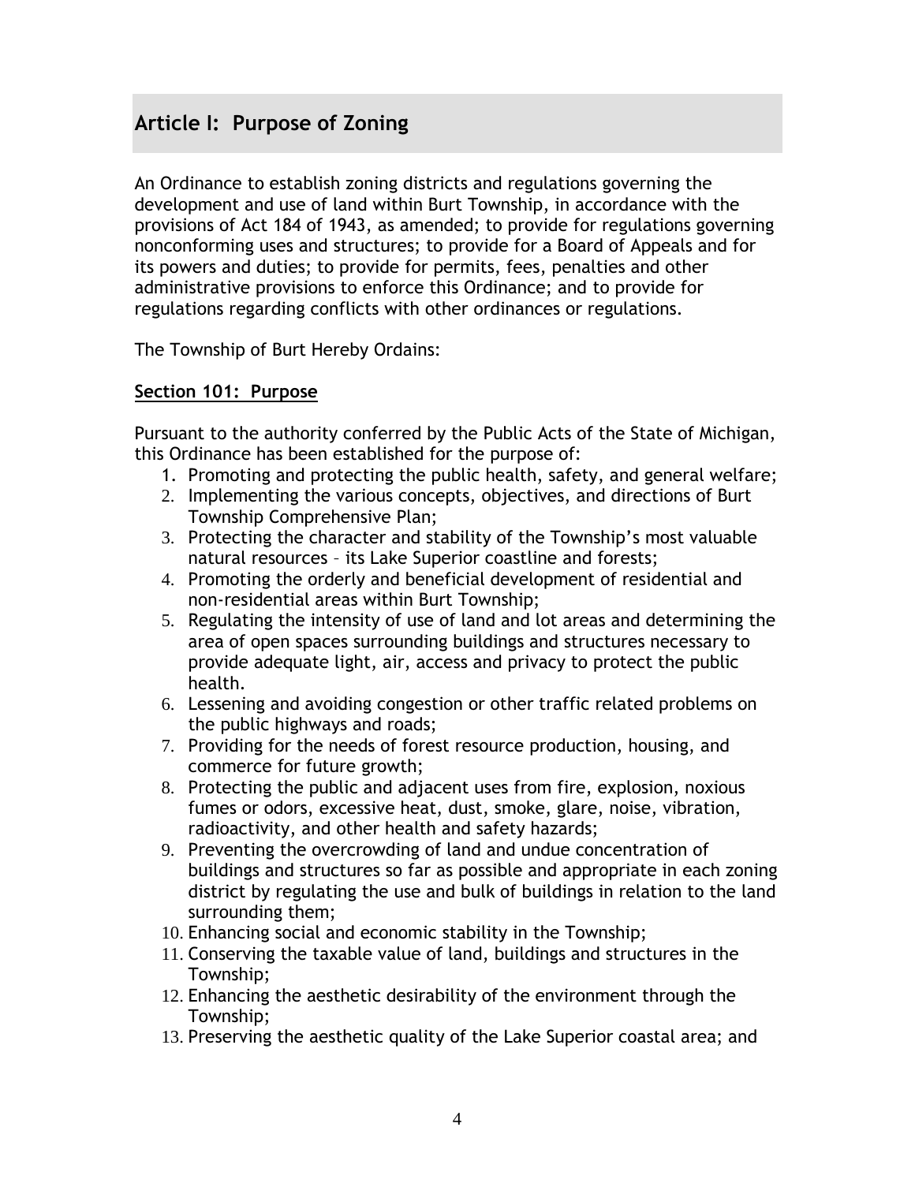## Article I: Purpose of Zoning

An Ordinance to establish zoning districts and regulations governing the development and use of land within Burt Township, in accordance with the provisions of Act 184 of 1943, as amended; to provide for regulations governing nonconforming uses and structures; to provide for a Board of Appeals and for its powers and duties; to provide for permits, fees, penalties and other administrative provisions to enforce this Ordinance; and to provide for regulations regarding conflicts with other ordinances or regulations.

The Township of Burt Hereby Ordains:

### Section 101: Purpose

Pursuant to the authority conferred by the Public Acts of the State of Michigan, this Ordinance has been established for the purpose of:

1. Promoting and protecting the public health, safety, and general welfare;
2. Implementing the various concepts, objectives, and directions of Burt Township Comprehensive Plan;
3. Protecting the character and stability of the Township's most valuable natural resources – its Lake Superior coastline and forests;
4. Promoting the orderly and beneficial development of residential and non-residential areas within Burt Township;
5. Regulating the intensity of use of land and lot areas and determining the area of open spaces surrounding buildings and structures necessary to provide adequate light, air, access and privacy to protect the public health.
6. Lessening and avoiding congestion or other traffic related problems on the public highways and roads;
7. Providing for the needs of forest resource production, housing, and commerce for future growth;
8. Protecting the public and adjacent uses from fire, explosion, noxious fumes or odors, excessive heat, dust, smoke, glare, noise, vibration, radioactivity, and other health and safety hazards;
9. Preventing the overcrowding of land and undue concentration of buildings and structures so far as possible and appropriate in each zoning district by regulating the use and bulk of buildings in relation to the land surrounding them;
10. Enhancing social and economic stability in the Township;
11. Conserving the taxable value of land, buildings and structures in the Township;
12. Enhancing the aesthetic desirability of the environment through the Township;
13. Preserving the aesthetic quality of the Lake Superior coastal area; and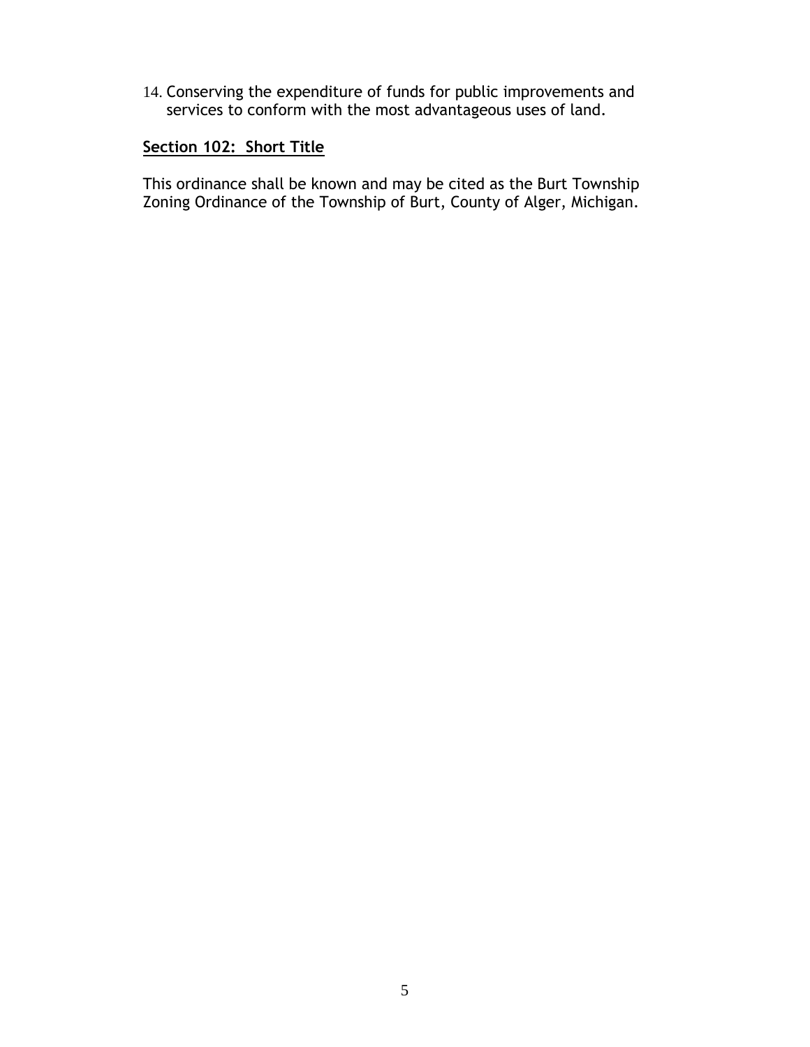14. Conserving the expenditure of funds for public improvements and services to conform with the most advantageous uses of land.

## **Section 102: Short Title**

This ordinance shall be known and may be cited as the Burt Township Zoning Ordinance of the Township of Burt, County of Alger, Michigan.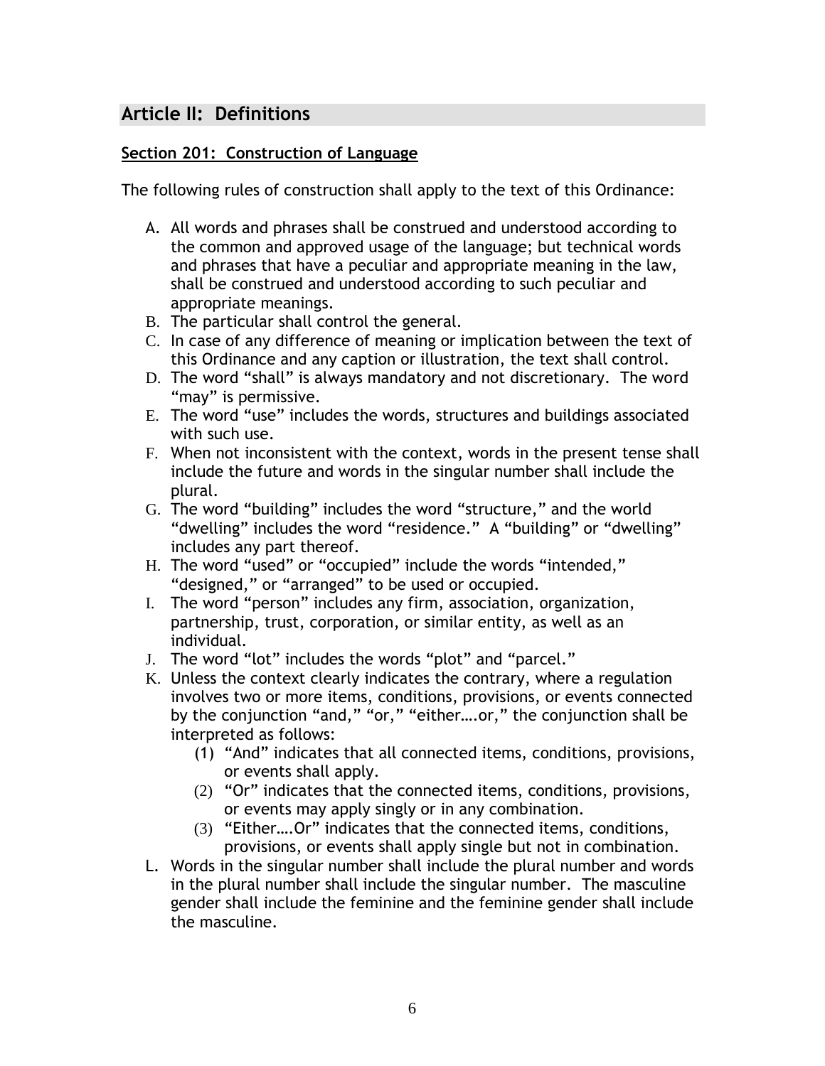## Article II: Definitions

### Section 201: Construction of Language

The following rules of construction shall apply to the text of this Ordinance:

A. All words and phrases shall be construed and understood according to the common and approved usage of the language; but technical words and phrases that have a peculiar and appropriate meaning in the law, shall be construed and understood according to such peculiar and appropriate meanings.
B. The particular shall control the general.
C. In case of any difference of meaning or implication between the text of this Ordinance and any caption or illustration, the text shall control.
D. The word "shall" is always mandatory and not discretionary. The word "may" is permissive.
E. The word "use" includes the words, structures and buildings associated with such use.
F. When not inconsistent with the context, words in the present tense shall include the future and words in the singular number shall include the plural.
G. The word "building" includes the word "structure," and the world "dwelling" includes the word "residence." A "building" or "dwelling" includes any part thereof.
H. The word "used" or "occupied" include the words "intended," "designed," or "arranged" to be used or occupied.
I. The word "person" includes any firm, association, organization, partnership, trust, corporation, or similar entity, as well as an individual.
J. The word "lot" includes the words "plot" and "parcel."
K. Unless the context clearly indicates the contrary, where a regulation involves two or more items, conditions, provisions, or events connected by the conjunction "and," "or," "either….or," the conjunction shall be interpreted as follows:
   (1) "And" indicates that all connected items, conditions, provisions, or events shall apply.
   (2) "Or" indicates that the connected items, conditions, provisions, or events may apply singly or in any combination.
   (3) "Either….Or" indicates that the connected items, conditions, provisions, or events shall apply single but not in combination.
L. Words in the singular number shall include the plural number and words in the plural number shall include the singular number. The masculine gender shall include the feminine and the feminine gender shall include the masculine.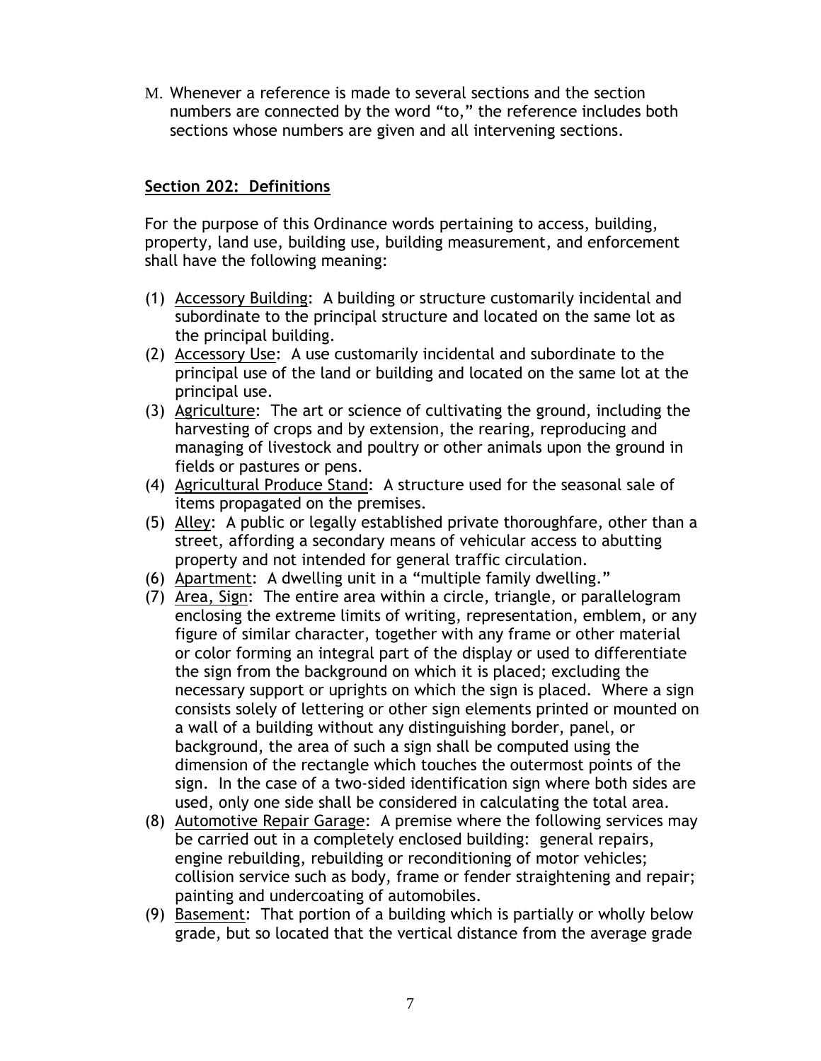M. Whenever a reference is made to several sections and the section numbers are connected by the word "to," the reference includes both sections whose numbers are given and all intervening sections.

## Section 202: Definitions

For the purpose of this Ordinance words pertaining to access, building, property, land use, building use, building measurement, and enforcement shall have the following meaning:

(1) Accessory Building: A building or structure customarily incidental and subordinate to the principal structure and located on the same lot as the principal building.

(2) Accessory Use: A use customarily incidental and subordinate to the principal use of the land or building and located on the same lot at the principal use.

(3) Agriculture: The art or science of cultivating the ground, including the harvesting of crops and by extension, the rearing, reproducing and managing of livestock and poultry or other animals upon the ground in fields or pastures or pens.

(4) Agricultural Produce Stand: A structure used for the seasonal sale of items propagated on the premises.

(5) Alley: A public or legally established private thoroughfare, other than a street, affording a secondary means of vehicular access to abutting property and not intended for general traffic circulation.

(6) Apartment: A dwelling unit in a "multiple family dwelling."

(7) Area, Sign: The entire area within a circle, triangle, or parallelogram enclosing the extreme limits of writing, representation, emblem, or any figure of similar character, together with any frame or other material or color forming an integral part of the display or used to differentiate the sign from the background on which it is placed; excluding the necessary support or uprights on which the sign is placed. Where a sign consists solely of lettering or other sign elements printed or mounted on a wall of a building without any distinguishing border, panel, or background, the area of such a sign shall be computed using the dimension of the rectangle which touches the outermost points of the sign. In the case of a two-sided identification sign where both sides are used, only one side shall be considered in calculating the total area.

(8) Automotive Repair Garage: A premise where the following services may be carried out in a completely enclosed building: general repairs, engine rebuilding, rebuilding or reconditioning of motor vehicles; collision service such as body, frame or fender straightening and repair; painting and undercoating of automobiles.

(9) Basement: That portion of a building which is partially or wholly below grade, but so located that the vertical distance from the average grade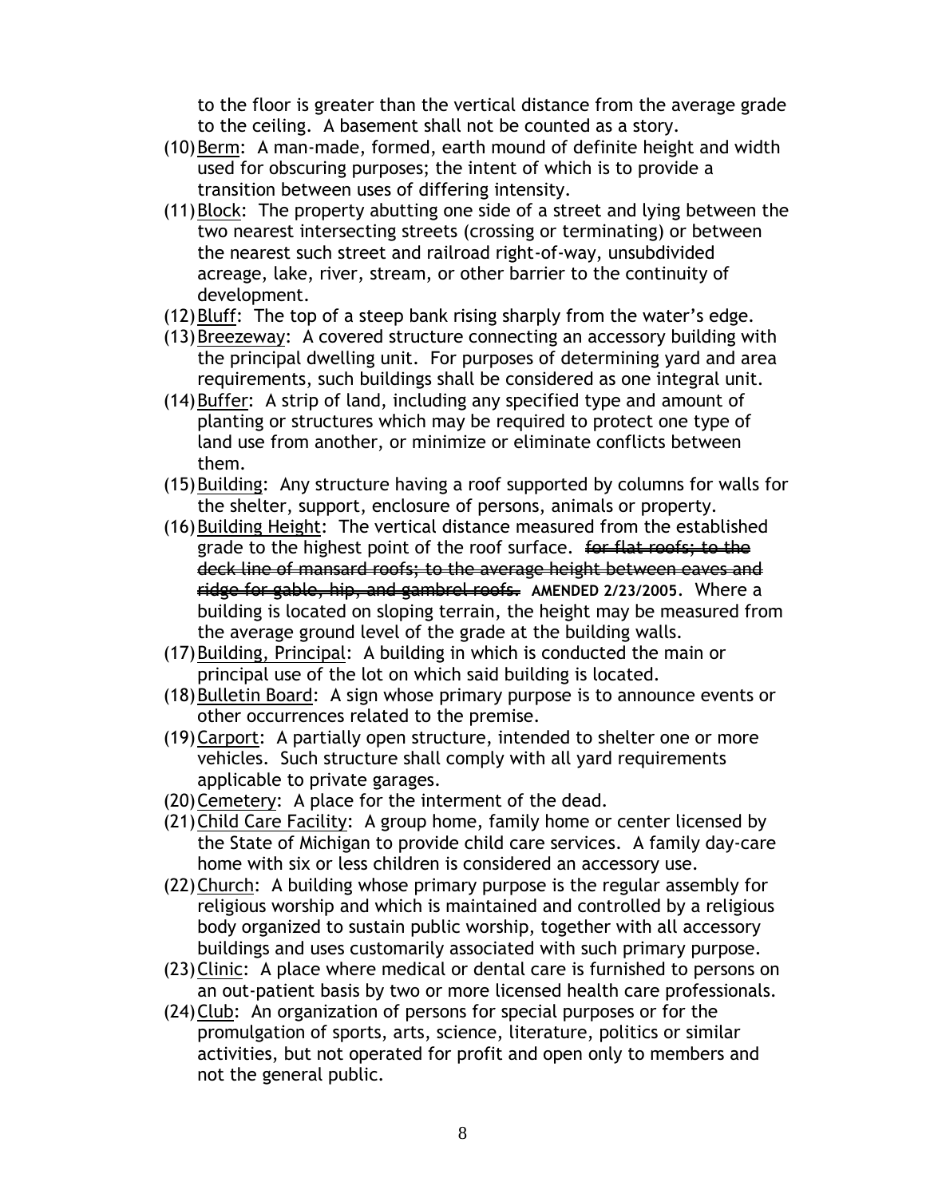to the floor is greater than the vertical distance from the average grade to the ceiling. A basement shall not be counted as a story.

(10) Berm: A man-made, formed, earth mound of definite height and width used for obscuring purposes; the intent of which is to provide a transition between uses of differing intensity.

(11) Block: The property abutting one side of a street and lying between the two nearest intersecting streets (crossing or terminating) or between the nearest such street and railroad right-of-way, unsubdivided acreage, lake, river, stream, or other barrier to the continuity of development.

(12) Bluff: The top of a steep bank rising sharply from the water's edge.

(13) Breezeway: A covered structure connecting an accessory building with the principal dwelling unit. For purposes of determining yard and area requirements, such buildings shall be considered as one integral unit.

(14) Buffer: A strip of land, including any specified type and amount of planting or structures which may be required to protect one type of land use from another, or minimize or eliminate conflicts between them.

(15) Building: Any structure having a roof supported by columns for walls for the shelter, support, enclosure of persons, animals or property.

(16) Building Height: The vertical distance measured from the established grade to the highest point of the roof surface. ~~for flat roofs; to the deck line of mansard roofs; to the average height between eaves and ridge for gable, hip, and gambrel roofs.~~ **AMENDED 2/23/2005.** Where a building is located on sloping terrain, the height may be measured from the average ground level of the grade at the building walls.

(17) Building, Principal: A building in which is conducted the main or principal use of the lot on which said building is located.

(18) Bulletin Board: A sign whose primary purpose is to announce events or other occurrences related to the premise.

(19) Carport: A partially open structure, intended to shelter one or more vehicles. Such structure shall comply with all yard requirements applicable to private garages.

(20) Cemetery: A place for the interment of the dead.

(21) Child Care Facility: A group home, family home or center licensed by the State of Michigan to provide child care services. A family day-care home with six or less children is considered an accessory use.

(22) Church: A building whose primary purpose is the regular assembly for religious worship and which is maintained and controlled by a religious body organized to sustain public worship, together with all accessory buildings and uses customarily associated with such primary purpose.

(23) Clinic: A place where medical or dental care is furnished to persons on an out-patient basis by two or more licensed health care professionals.

(24) Club: An organization of persons for special purposes or for the promulgation of sports, arts, science, literature, politics or similar activities, but not operated for profit and open only to members and not the general public.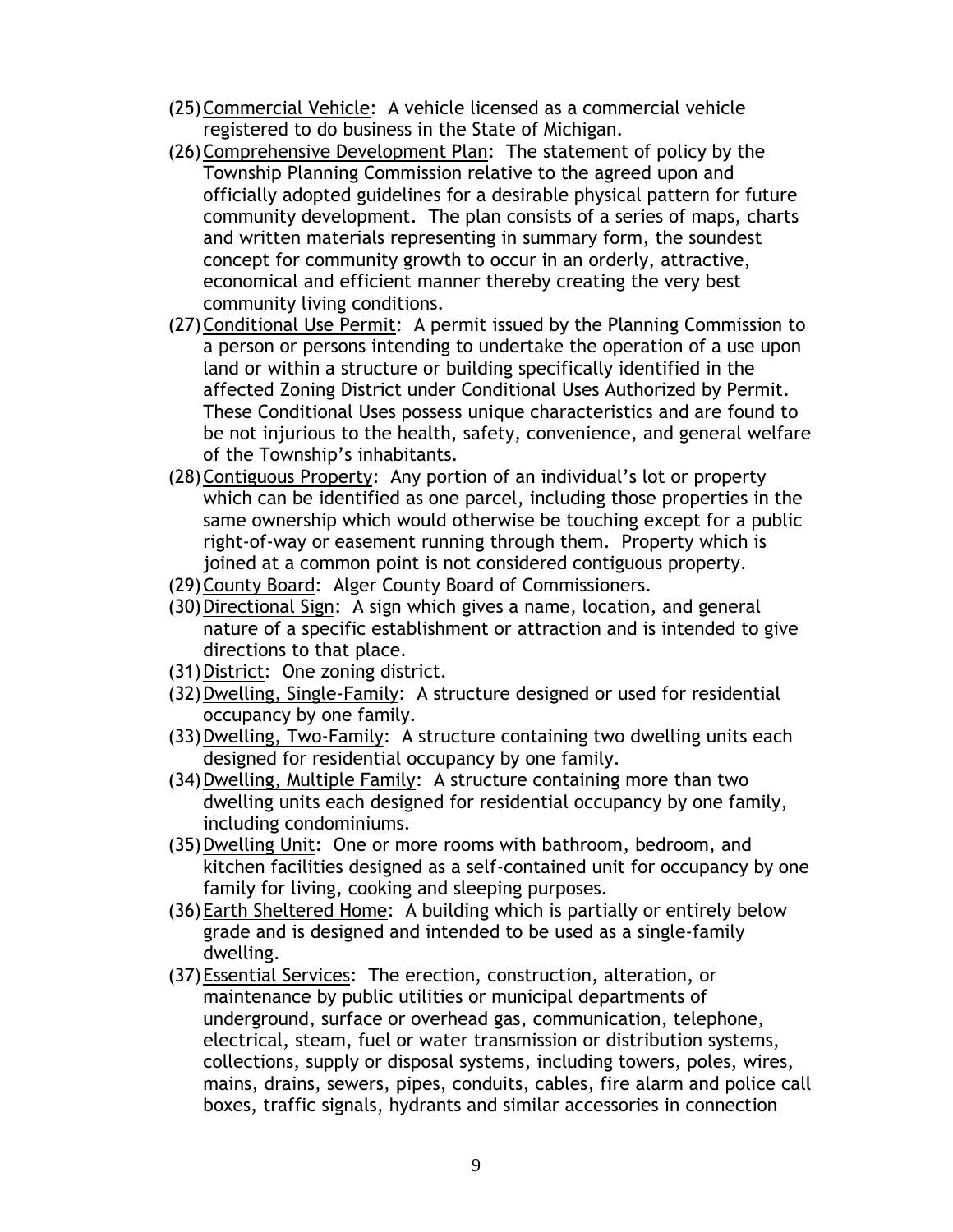(25) Commercial Vehicle: A vehicle licensed as a commercial vehicle registered to do business in the State of Michigan.

(26) Comprehensive Development Plan: The statement of policy by the Township Planning Commission relative to the agreed upon and officially adopted guidelines for a desirable physical pattern for future community development. The plan consists of a series of maps, charts and written materials representing in summary form, the soundest concept for community growth to occur in an orderly, attractive, economical and efficient manner thereby creating the very best community living conditions.

(27) Conditional Use Permit: A permit issued by the Planning Commission to a person or persons intending to undertake the operation of a use upon land or within a structure or building specifically identified in the affected Zoning District under Conditional Uses Authorized by Permit. These Conditional Uses possess unique characteristics and are found to be not injurious to the health, safety, convenience, and general welfare of the Township's inhabitants.

(28) Contiguous Property: Any portion of an individual's lot or property which can be identified as one parcel, including those properties in the same ownership which would otherwise be touching except for a public right-of-way or easement running through them. Property which is joined at a common point is not considered contiguous property.

(29) County Board: Alger County Board of Commissioners.

(30) Directional Sign: A sign which gives a name, location, and general nature of a specific establishment or attraction and is intended to give directions to that place.

(31) District: One zoning district.

(32) Dwelling, Single-Family: A structure designed or used for residential occupancy by one family.

(33) Dwelling, Two-Family: A structure containing two dwelling units each designed for residential occupancy by one family.

(34) Dwelling, Multiple Family: A structure containing more than two dwelling units each designed for residential occupancy by one family, including condominiums.

(35) Dwelling Unit: One or more rooms with bathroom, bedroom, and kitchen facilities designed as a self-contained unit for occupancy by one family for living, cooking and sleeping purposes.

(36) Earth Sheltered Home: A building which is partially or entirely below grade and is designed and intended to be used as a single-family dwelling.

(37) Essential Services: The erection, construction, alteration, or maintenance by public utilities or municipal departments of underground, surface or overhead gas, communication, telephone, electrical, steam, fuel or water transmission or distribution systems, collections, supply or disposal systems, including towers, poles, wires, mains, drains, sewers, pipes, conduits, cables, fire alarm and police call boxes, traffic signals, hydrants and similar accessories in connection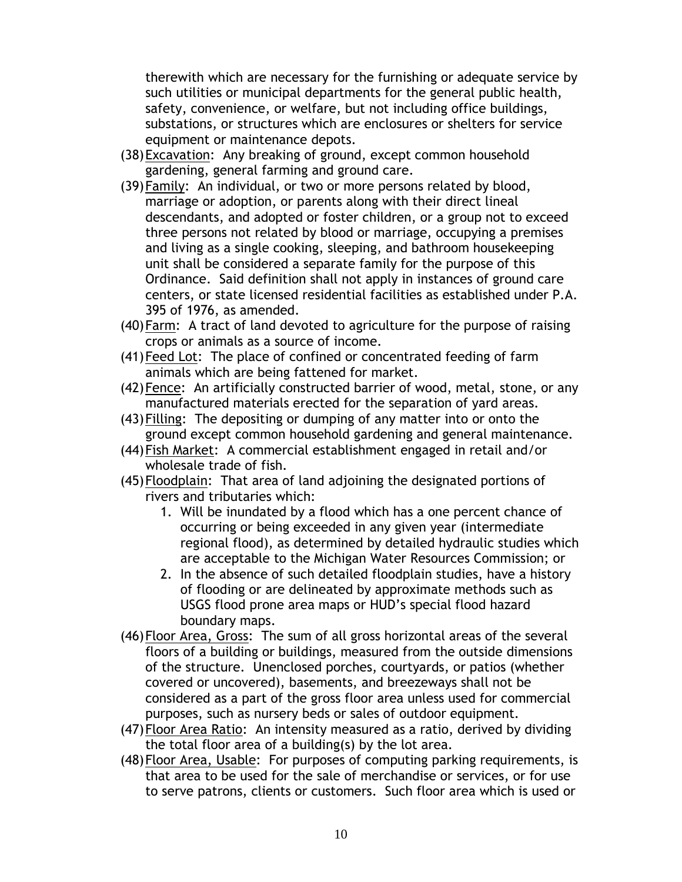therewith which are necessary for the furnishing or adequate service by such utilities or municipal departments for the general public health, safety, convenience, or welfare, but not including office buildings, substations, or structures which are enclosures or shelters for service equipment or maintenance depots.

(38) Excavation: Any breaking of ground, except common household gardening, general farming and ground care.

(39) Family: An individual, or two or more persons related by blood, marriage or adoption, or parents along with their direct lineal descendants, and adopted or foster children, or a group not to exceed three persons not related by blood or marriage, occupying a premises and living as a single cooking, sleeping, and bathroom housekeeping unit shall be considered a separate family for the purpose of this Ordinance. Said definition shall not apply in instances of ground care centers, or state licensed residential facilities as established under P.A. 395 of 1976, as amended.

(40) Farm: A tract of land devoted to agriculture for the purpose of raising crops or animals as a source of income.

(41) Feed Lot: The place of confined or concentrated feeding of farm animals which are being fattened for market.

(42) Fence: An artificially constructed barrier of wood, metal, stone, or any manufactured materials erected for the separation of yard areas.

(43) Filling: The depositing or dumping of any matter into or onto the ground except common household gardening and general maintenance.

(44) Fish Market: A commercial establishment engaged in retail and/or wholesale trade of fish.

(45) Floodplain: That area of land adjoining the designated portions of rivers and tributaries which:

1. Will be inundated by a flood which has a one percent chance of occurring or being exceeded in any given year (intermediate regional flood), as determined by detailed hydraulic studies which are acceptable to the Michigan Water Resources Commission; or
2. In the absence of such detailed floodplain studies, have a history of flooding or are delineated by approximate methods such as USGS flood prone area maps or HUD's special flood hazard boundary maps.

(46) Floor Area, Gross: The sum of all gross horizontal areas of the several floors of a building or buildings, measured from the outside dimensions of the structure. Unenclosed porches, courtyards, or patios (whether covered or uncovered), basements, and breezeways shall not be considered as a part of the gross floor area unless used for commercial purposes, such as nursery beds or sales of outdoor equipment.

(47) Floor Area Ratio: An intensity measured as a ratio, derived by dividing the total floor area of a building(s) by the lot area.

(48) Floor Area, Usable: For purposes of computing parking requirements, is that area to be used for the sale of merchandise or services, or for use to serve patrons, clients or customers. Such floor area which is used or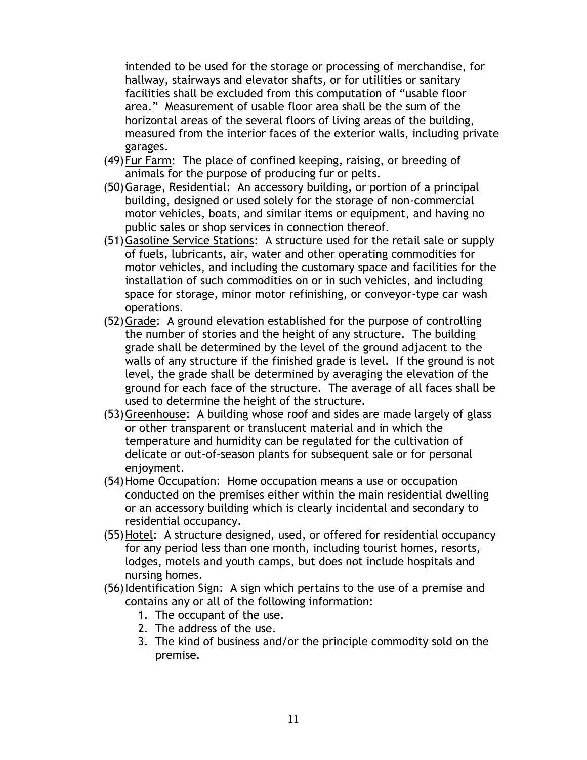intended to be used for the storage or processing of merchandise, for hallway, stairways and elevator shafts, or for utilities or sanitary facilities shall be excluded from this computation of "usable floor area." Measurement of usable floor area shall be the sum of the horizontal areas of the several floors of living areas of the building, measured from the interior faces of the exterior walls, including private garages.

(49) Fur Farm: The place of confined keeping, raising, or breeding of animals for the purpose of producing fur or pelts.

(50) Garage, Residential: An accessory building, or portion of a principal building, designed or used solely for the storage of non-commercial motor vehicles, boats, and similar items or equipment, and having no public sales or shop services in connection thereof.

(51) Gasoline Service Stations: A structure used for the retail sale or supply of fuels, lubricants, air, water and other operating commodities for motor vehicles, and including the customary space and facilities for the installation of such commodities on or in such vehicles, and including space for storage, minor motor refinishing, or conveyor-type car wash operations.

(52) Grade: A ground elevation established for the purpose of controlling the number of stories and the height of any structure. The building grade shall be determined by the level of the ground adjacent to the walls of any structure if the finished grade is level. If the ground is not level, the grade shall be determined by averaging the elevation of the ground for each face of the structure. The average of all faces shall be used to determine the height of the structure.

(53) Greenhouse: A building whose roof and sides are made largely of glass or other transparent or translucent material and in which the temperature and humidity can be regulated for the cultivation of delicate or out-of-season plants for subsequent sale or for personal enjoyment.

(54) Home Occupation: Home occupation means a use or occupation conducted on the premises either within the main residential dwelling or an accessory building which is clearly incidental and secondary to residential occupancy.

(55) Hotel: A structure designed, used, or offered for residential occupancy for any period less than one month, including tourist homes, resorts, lodges, motels and youth camps, but does not include hospitals and nursing homes.

(56) Identification Sign: A sign which pertains to the use of a premise and contains any or all of the following information:

1. The occupant of the use.
2. The address of the use.
3. The kind of business and/or the principle commodity sold on the premise.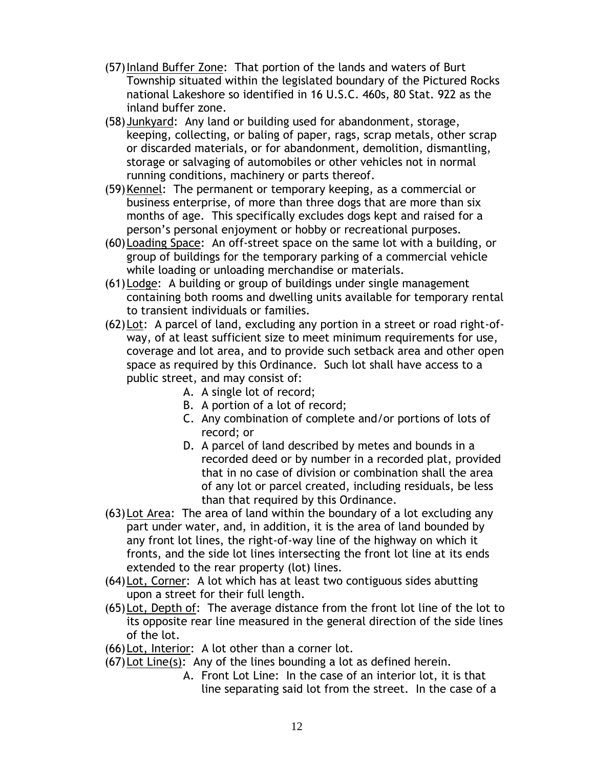(57) Inland Buffer Zone: That portion of the lands and waters of Burt Township situated within the legislated boundary of the Pictured Rocks national Lakeshore so identified in 16 U.S.C. 460s, 80 Stat. 922 as the inland buffer zone.

(58) Junkyard: Any land or building used for abandonment, storage, keeping, collecting, or baling of paper, rags, scrap metals, other scrap or discarded materials, or for abandonment, demolition, dismantling, storage or salvaging of automobiles or other vehicles not in normal running conditions, machinery or parts thereof.

(59) Kennel: The permanent or temporary keeping, as a commercial or business enterprise, of more than three dogs that are more than six months of age. This specifically excludes dogs kept and raised for a person's personal enjoyment or hobby or recreational purposes.

(60) Loading Space: An off-street space on the same lot with a building, or group of buildings for the temporary parking of a commercial vehicle while loading or unloading merchandise or materials.

(61) Lodge: A building or group of buildings under single management containing both rooms and dwelling units available for temporary rental to transient individuals or families.

(62) Lot: A parcel of land, excluding any portion in a street or road right-of-way, of at least sufficient size to meet minimum requirements for use, coverage and lot area, and to provide such setback area and other open space as required by this Ordinance. Such lot shall have access to a public street, and may consist of:

   A. A single lot of record;
   B. A portion of a lot of record;
   C. Any combination of complete and/or portions of lots of record; or
   D. A parcel of land described by metes and bounds in a recorded deed or by number in a recorded plat, provided that in no case of division or combination shall the area of any lot or parcel created, including residuals, be less than that required by this Ordinance.

(63) Lot Area: The area of land within the boundary of a lot excluding any part under water, and, in addition, it is the area of land bounded by any front lot lines, the right-of-way line of the highway on which it fronts, and the side lot lines intersecting the front lot line at its ends extended to the rear property (lot) lines.

(64) Lot, Corner: A lot which has at least two contiguous sides abutting upon a street for their full length.

(65) Lot, Depth of: The average distance from the front lot line of the lot to its opposite rear line measured in the general direction of the side lines of the lot.

(66) Lot, Interior: A lot other than a corner lot.

(67) Lot Line(s): Any of the lines bounding a lot as defined herein.

   A. Front Lot Line: In the case of an interior lot, it is that line separating said lot from the street. In the case of a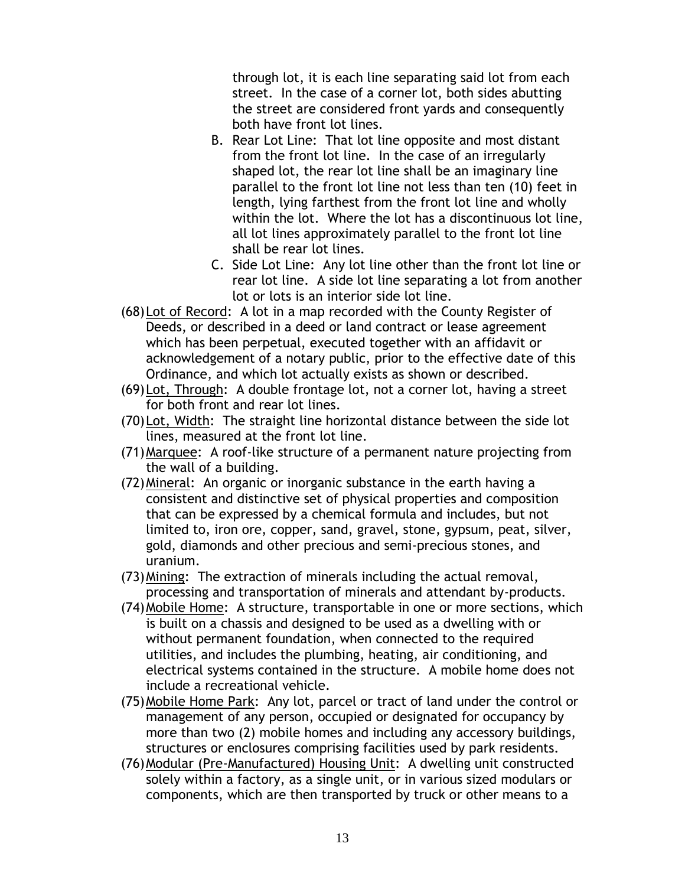through lot, it is each line separating said lot from each street. In the case of a corner lot, both sides abutting the street are considered front yards and consequently both have front lot lines.

B. Rear Lot Line: That lot line opposite and most distant from the front lot line. In the case of an irregularly shaped lot, the rear lot line shall be an imaginary line parallel to the front lot line not less than ten (10) feet in length, lying farthest from the front lot line and wholly within the lot. Where the lot has a discontinuous lot line, all lot lines approximately parallel to the front lot line shall be rear lot lines.

C. Side Lot Line: Any lot line other than the front lot line or rear lot line. A side lot line separating a lot from another lot or lots is an interior side lot line.

(68) Lot of Record: A lot in a map recorded with the County Register of Deeds, or described in a deed or land contract or lease agreement which has been perpetual, executed together with an affidavit or acknowledgement of a notary public, prior to the effective date of this Ordinance, and which lot actually exists as shown or described.

(69) Lot, Through: A double frontage lot, not a corner lot, having a street for both front and rear lot lines.

(70) Lot, Width: The straight line horizontal distance between the side lot lines, measured at the front lot line.

(71) Marquee: A roof-like structure of a permanent nature projecting from the wall of a building.

(72) Mineral: An organic or inorganic substance in the earth having a consistent and distinctive set of physical properties and composition that can be expressed by a chemical formula and includes, but not limited to, iron ore, copper, sand, gravel, stone, gypsum, peat, silver, gold, diamonds and other precious and semi-precious stones, and uranium.

(73) Mining: The extraction of minerals including the actual removal, processing and transportation of minerals and attendant by-products.

(74) Mobile Home: A structure, transportable in one or more sections, which is built on a chassis and designed to be used as a dwelling with or without permanent foundation, when connected to the required utilities, and includes the plumbing, heating, air conditioning, and electrical systems contained in the structure. A mobile home does not include a recreational vehicle.

(75) Mobile Home Park: Any lot, parcel or tract of land under the control or management of any person, occupied or designated for occupancy by more than two (2) mobile homes and including any accessory buildings, structures or enclosures comprising facilities used by park residents.

(76) Modular (Pre-Manufactured) Housing Unit: A dwelling unit constructed solely within a factory, as a single unit, or in various sized modulars or components, which are then transported by truck or other means to a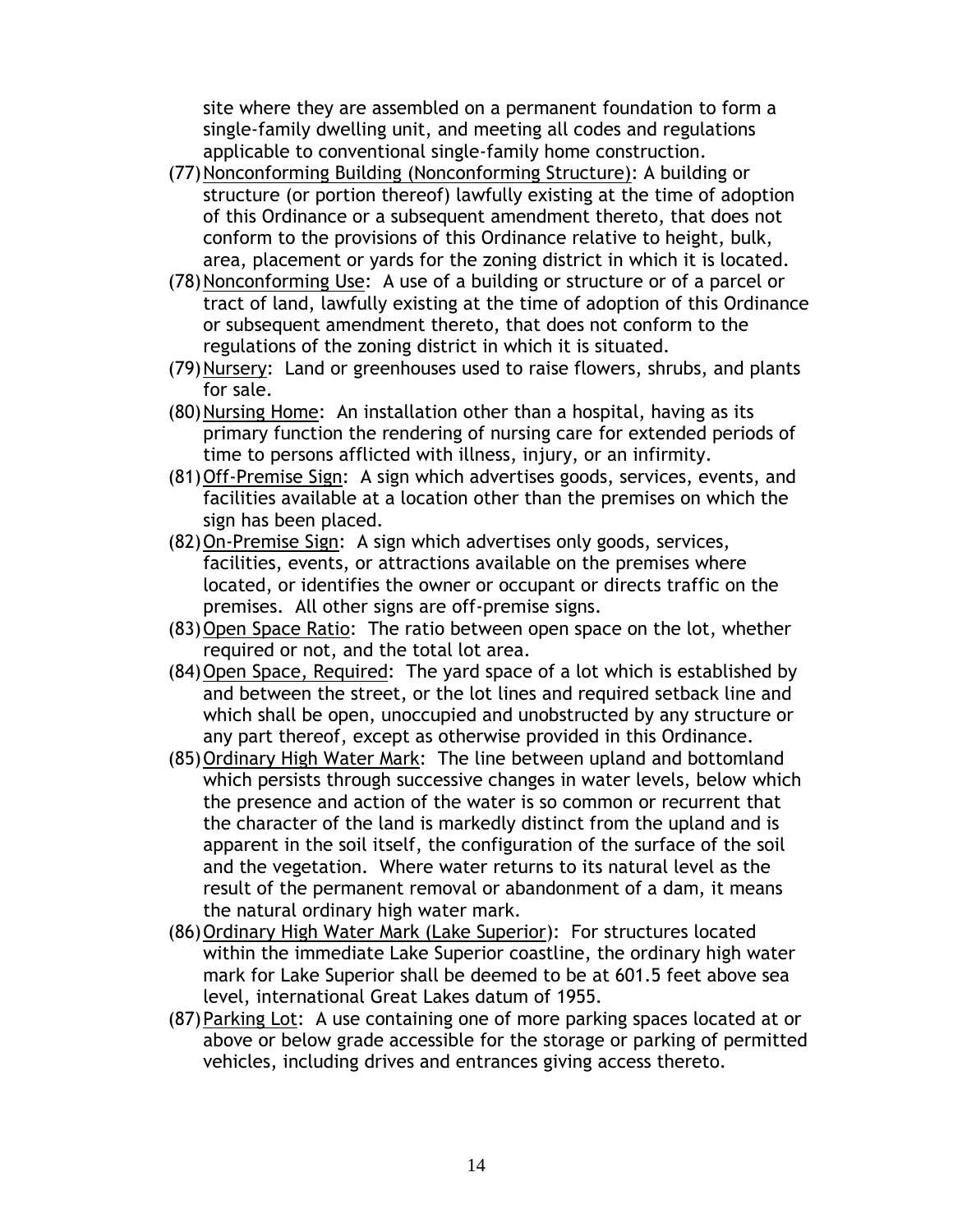site where they are assembled on a permanent foundation to form a single-family dwelling unit, and meeting all codes and regulations applicable to conventional single-family home construction.

(77) Nonconforming Building (Nonconforming Structure): A building or structure (or portion thereof) lawfully existing at the time of adoption of this Ordinance or a subsequent amendment thereto, that does not conform to the provisions of this Ordinance relative to height, bulk, area, placement or yards for the zoning district in which it is located.

(78) Nonconforming Use: A use of a building or structure or of a parcel or tract of land, lawfully existing at the time of adoption of this Ordinance or subsequent amendment thereto, that does not conform to the regulations of the zoning district in which it is situated.

(79) Nursery: Land or greenhouses used to raise flowers, shrubs, and plants for sale.

(80) Nursing Home: An installation other than a hospital, having as its primary function the rendering of nursing care for extended periods of time to persons afflicted with illness, injury, or an infirmity.

(81) Off-Premise Sign: A sign which advertises goods, services, events, and facilities available at a location other than the premises on which the sign has been placed.

(82) On-Premise Sign: A sign which advertises only goods, services, facilities, events, or attractions available on the premises where located, or identifies the owner or occupant or directs traffic on the premises. All other signs are off-premise signs.

(83) Open Space Ratio: The ratio between open space on the lot, whether required or not, and the total lot area.

(84) Open Space, Required: The yard space of a lot which is established by and between the street, or the lot lines and required setback line and which shall be open, unoccupied and unobstructed by any structure or any part thereof, except as otherwise provided in this Ordinance.

(85) Ordinary High Water Mark: The line between upland and bottomland which persists through successive changes in water levels, below which the presence and action of the water is so common or recurrent that the character of the land is markedly distinct from the upland and is apparent in the soil itself, the configuration of the surface of the soil and the vegetation. Where water returns to its natural level as the result of the permanent removal or abandonment of a dam, it means the natural ordinary high water mark.

(86) Ordinary High Water Mark (Lake Superior): For structures located within the immediate Lake Superior coastline, the ordinary high water mark for Lake Superior shall be deemed to be at 601.5 feet above sea level, international Great Lakes datum of 1955.

(87) Parking Lot: A use containing one of more parking spaces located at or above or below grade accessible for the storage or parking of permitted vehicles, including drives and entrances giving access thereto.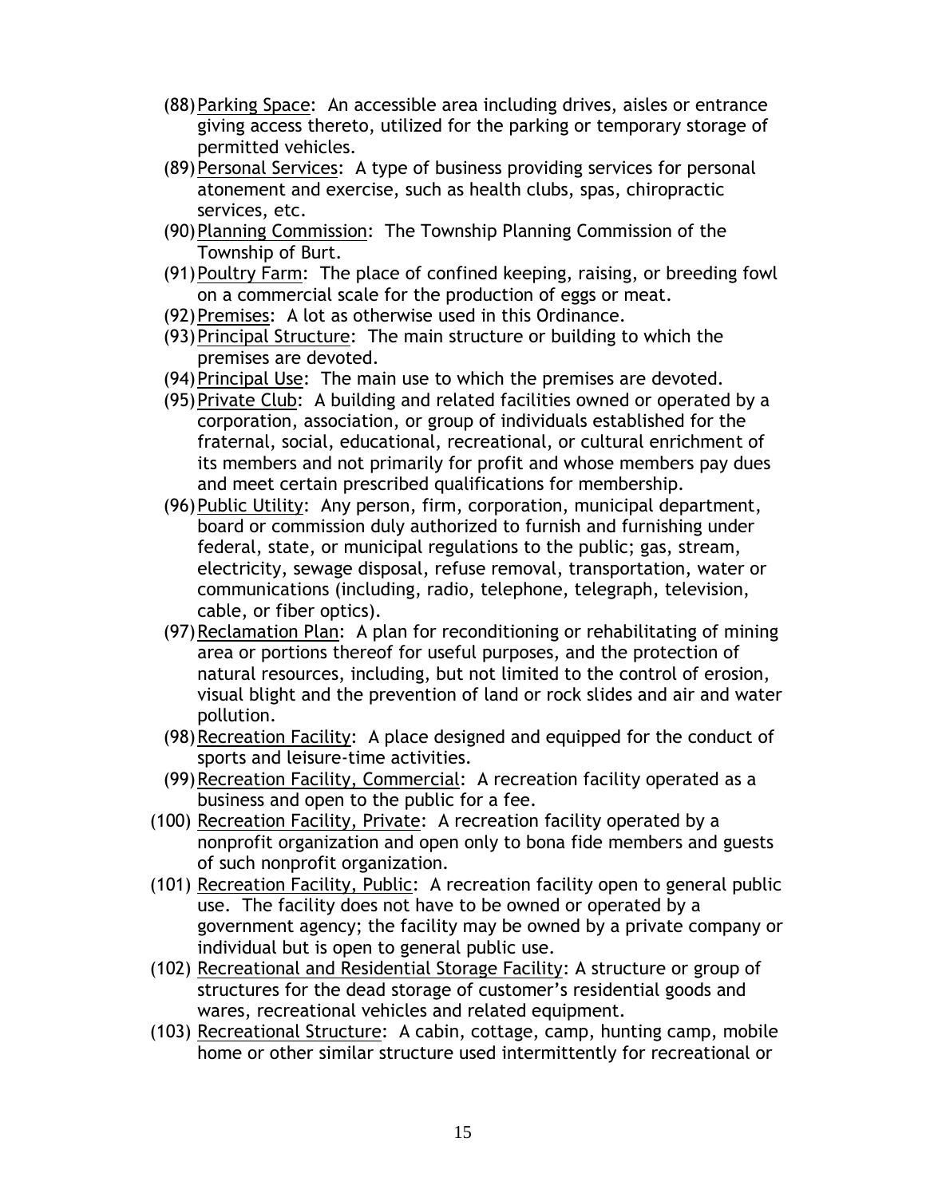(88) Parking Space: An accessible area including drives, aisles or entrance giving access thereto, utilized for the parking or temporary storage of permitted vehicles.

(89) Personal Services: A type of business providing services for personal atonement and exercise, such as health clubs, spas, chiropractic services, etc.

(90) Planning Commission: The Township Planning Commission of the Township of Burt.

(91) Poultry Farm: The place of confined keeping, raising, or breeding fowl on a commercial scale for the production of eggs or meat.

(92) Premises: A lot as otherwise used in this Ordinance.

(93) Principal Structure: The main structure or building to which the premises are devoted.

(94) Principal Use: The main use to which the premises are devoted.

(95) Private Club: A building and related facilities owned or operated by a corporation, association, or group of individuals established for the fraternal, social, educational, recreational, or cultural enrichment of its members and not primarily for profit and whose members pay dues and meet certain prescribed qualifications for membership.

(96) Public Utility: Any person, firm, corporation, municipal department, board or commission duly authorized to furnish and furnishing under federal, state, or municipal regulations to the public; gas, stream, electricity, sewage disposal, refuse removal, transportation, water or communications (including, radio, telephone, telegraph, television, cable, or fiber optics).

(97) Reclamation Plan: A plan for reconditioning or rehabilitating of mining area or portions thereof for useful purposes, and the protection of natural resources, including, but not limited to the control of erosion, visual blight and the prevention of land or rock slides and air and water pollution.

(98) Recreation Facility: A place designed and equipped for the conduct of sports and leisure-time activities.

(99) Recreation Facility, Commercial: A recreation facility operated as a business and open to the public for a fee.

(100) Recreation Facility, Private: A recreation facility operated by a nonprofit organization and open only to bona fide members and guests of such nonprofit organization.

(101) Recreation Facility, Public: A recreation facility open to general public use. The facility does not have to be owned or operated by a government agency; the facility may be owned by a private company or individual but is open to general public use.

(102) Recreational and Residential Storage Facility: A structure or group of structures for the dead storage of customer's residential goods and wares, recreational vehicles and related equipment.

(103) Recreational Structure: A cabin, cottage, camp, hunting camp, mobile home or other similar structure used intermittently for recreational or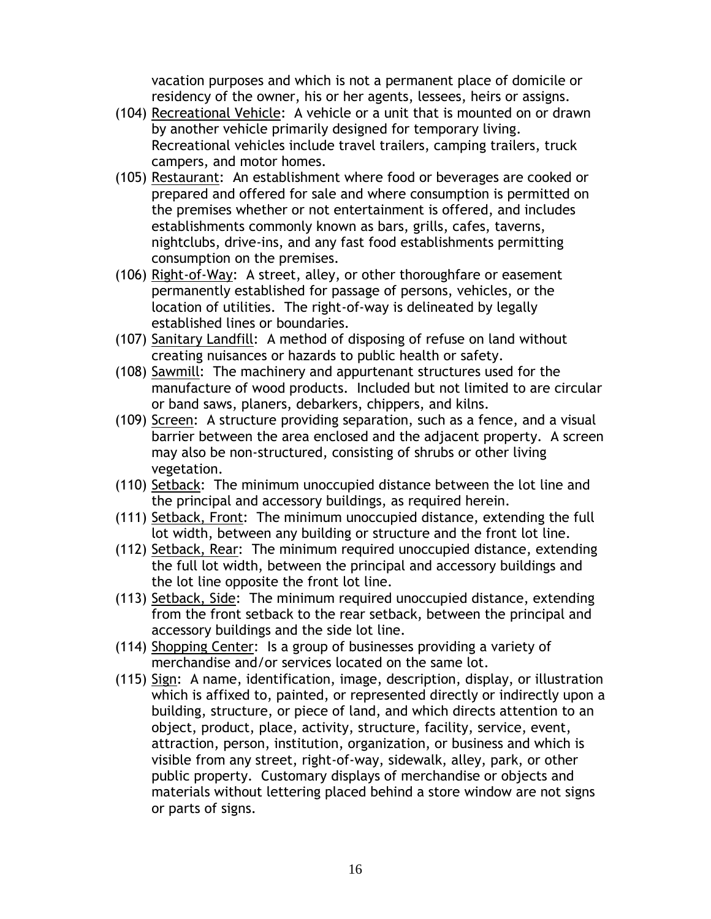vacation purposes and which is not a permanent place of domicile or residency of the owner, his or her agents, lessees, heirs or assigns.

(104) Recreational Vehicle: A vehicle or a unit that is mounted on or drawn by another vehicle primarily designed for temporary living. Recreational vehicles include travel trailers, camping trailers, truck campers, and motor homes.

(105) Restaurant: An establishment where food or beverages are cooked or prepared and offered for sale and where consumption is permitted on the premises whether or not entertainment is offered, and includes establishments commonly known as bars, grills, cafes, taverns, nightclubs, drive-ins, and any fast food establishments permitting consumption on the premises.

(106) Right-of-Way: A street, alley, or other thoroughfare or easement permanently established for passage of persons, vehicles, or the location of utilities. The right-of-way is delineated by legally established lines or boundaries.

(107) Sanitary Landfill: A method of disposing of refuse on land without creating nuisances or hazards to public health or safety.

(108) Sawmill: The machinery and appurtenant structures used for the manufacture of wood products. Included but not limited to are circular or band saws, planers, debarkers, chippers, and kilns.

(109) Screen: A structure providing separation, such as a fence, and a visual barrier between the area enclosed and the adjacent property. A screen may also be non-structured, consisting of shrubs or other living vegetation.

(110) Setback: The minimum unoccupied distance between the lot line and the principal and accessory buildings, as required herein.

(111) Setback, Front: The minimum unoccupied distance, extending the full lot width, between any building or structure and the front lot line.

(112) Setback, Rear: The minimum required unoccupied distance, extending the full lot width, between the principal and accessory buildings and the lot line opposite the front lot line.

(113) Setback, Side: The minimum required unoccupied distance, extending from the front setback to the rear setback, between the principal and accessory buildings and the side lot line.

(114) Shopping Center: Is a group of businesses providing a variety of merchandise and/or services located on the same lot.

(115) Sign: A name, identification, image, description, display, or illustration which is affixed to, painted, or represented directly or indirectly upon a building, structure, or piece of land, and which directs attention to an object, product, place, activity, structure, facility, service, event, attraction, person, institution, organization, or business and which is visible from any street, right-of-way, sidewalk, alley, park, or other public property. Customary displays of merchandise or objects and materials without lettering placed behind a store window are not signs or parts of signs.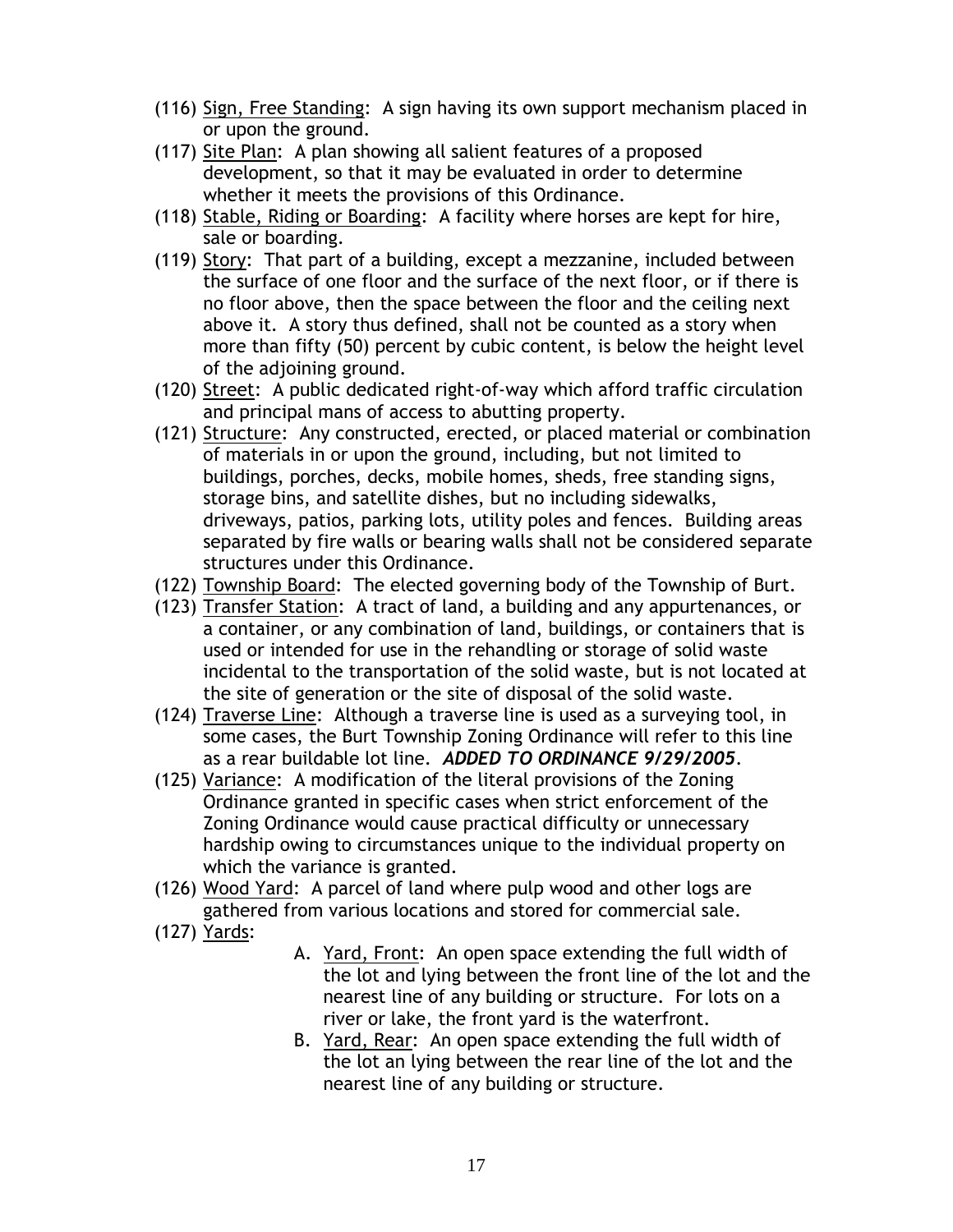(116) Sign, Free Standing: A sign having its own support mechanism placed in or upon the ground.

(117) Site Plan: A plan showing all salient features of a proposed development, so that it may be evaluated in order to determine whether it meets the provisions of this Ordinance.

(118) Stable, Riding or Boarding: A facility where horses are kept for hire, sale or boarding.

(119) Story: That part of a building, except a mezzanine, included between the surface of one floor and the surface of the next floor, or if there is no floor above, then the space between the floor and the ceiling next above it. A story thus defined, shall not be counted as a story when more than fifty (50) percent by cubic content, is below the height level of the adjoining ground.

(120) Street: A public dedicated right-of-way which afford traffic circulation and principal mans of access to abutting property.

(121) Structure: Any constructed, erected, or placed material or combination of materials in or upon the ground, including, but not limited to buildings, porches, decks, mobile homes, sheds, free standing signs, storage bins, and satellite dishes, but no including sidewalks, driveways, patios, parking lots, utility poles and fences. Building areas separated by fire walls or bearing walls shall not be considered separate structures under this Ordinance.

(122) Township Board: The elected governing body of the Township of Burt.

(123) Transfer Station: A tract of land, a building and any appurtenances, or a container, or any combination of land, buildings, or containers that is used or intended for use in the rehandling or storage of solid waste incidental to the transportation of the solid waste, but is not located at the site of generation or the site of disposal of the solid waste.

(124) Traverse Line: Although a traverse line is used as a surveying tool, in some cases, the Burt Township Zoning Ordinance will refer to this line as a rear buildable lot line. ***ADDED TO ORDINANCE 9/29/2005***.

(125) Variance: A modification of the literal provisions of the Zoning Ordinance granted in specific cases when strict enforcement of the Zoning Ordinance would cause practical difficulty or unnecessary hardship owing to circumstances unique to the individual property on which the variance is granted.

(126) Wood Yard: A parcel of land where pulp wood and other logs are gathered from various locations and stored for commercial sale.

(127) Yards:

A. Yard, Front: An open space extending the full width of the lot and lying between the front line of the lot and the nearest line of any building or structure. For lots on a river or lake, the front yard is the waterfront.

B. Yard, Rear: An open space extending the full width of the lot an lying between the rear line of the lot and the nearest line of any building or structure.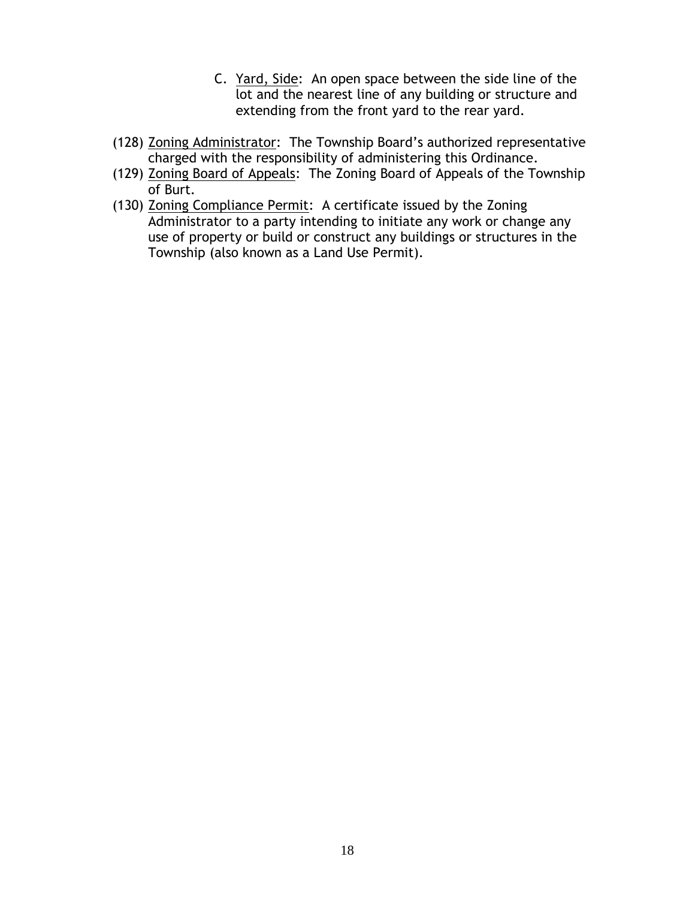C. Yard, Side: An open space between the side line of the lot and the nearest line of any building or structure and extending from the front yard to the rear yard.

(128) Zoning Administrator: The Township Board's authorized representative charged with the responsibility of administering this Ordinance.

(129) Zoning Board of Appeals: The Zoning Board of Appeals of the Township of Burt.

(130) Zoning Compliance Permit: A certificate issued by the Zoning Administrator to a party intending to initiate any work or change any use of property or build or construct any buildings or structures in the Township (also known as a Land Use Permit).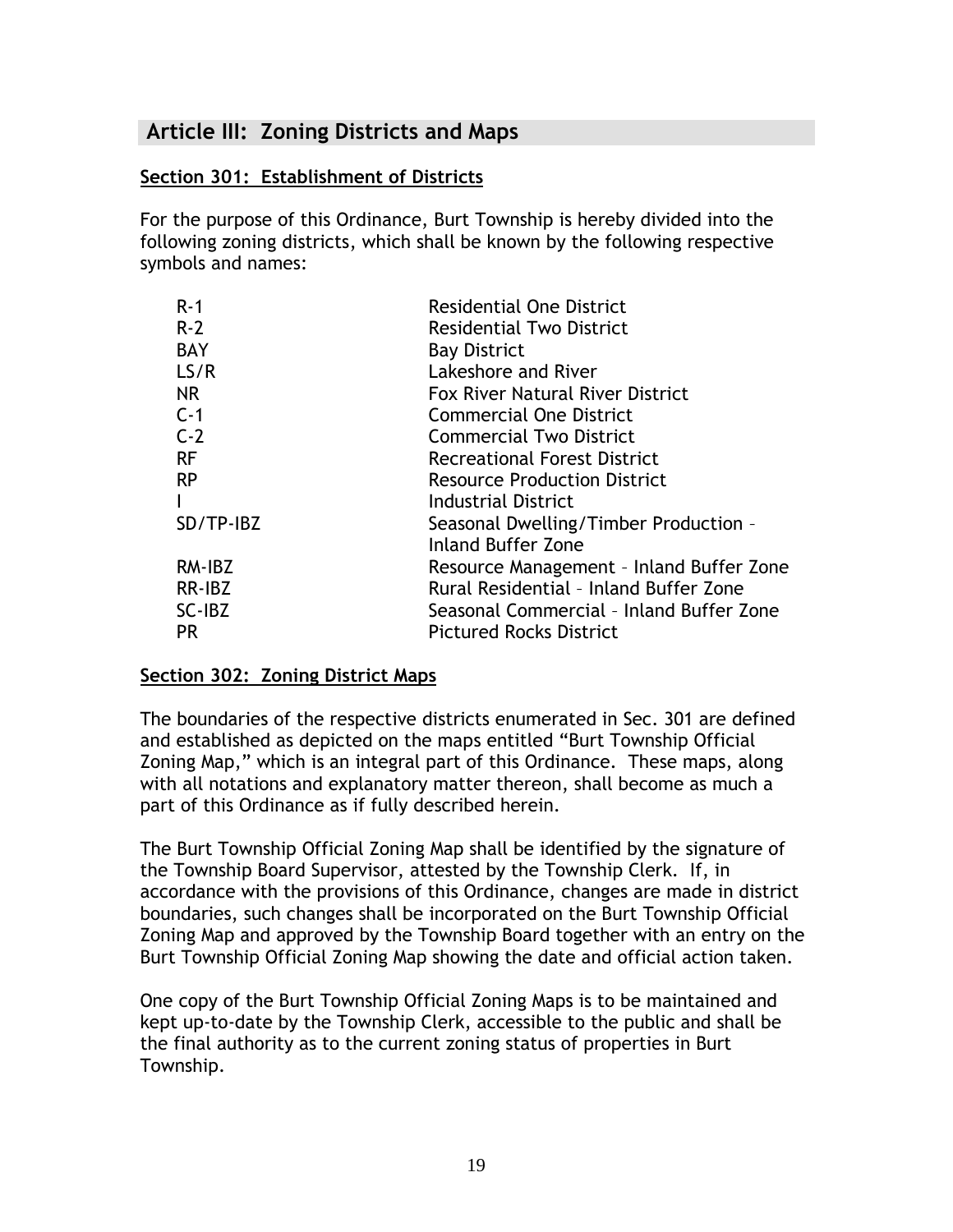## Article III: Zoning Districts and Maps

**Section 301: Establishment of Districts**

For the purpose of this Ordinance, Burt Township is hereby divided into the following zoning districts, which shall be known by the following respective symbols and names:

| | |
|---|---|
| R-1 | Residential One District |
| R-2 | Residential Two District |
| BAY | Bay District |
| LS/R | Lakeshore and River |
| NR | Fox River Natural River District |
| C-1 | Commercial One District |
| C-2 | Commercial Two District |
| RF | Recreational Forest District |
| RP | Resource Production District |
| I | Industrial District |
| SD/TP-IBZ | Seasonal Dwelling/Timber Production – Inland Buffer Zone |
| RM-IBZ | Resource Management – Inland Buffer Zone |
| RR-IBZ | Rural Residential – Inland Buffer Zone |
| SC-IBZ | Seasonal Commercial – Inland Buffer Zone |
| PR | Pictured Rocks District |

**Section 302: Zoning District Maps**

The boundaries of the respective districts enumerated in Sec. 301 are defined and established as depicted on the maps entitled "Burt Township Official Zoning Map," which is an integral part of this Ordinance. These maps, along with all notations and explanatory matter thereon, shall become as much a part of this Ordinance as if fully described herein.

The Burt Township Official Zoning Map shall be identified by the signature of the Township Board Supervisor, attested by the Township Clerk. If, in accordance with the provisions of this Ordinance, changes are made in district boundaries, such changes shall be incorporated on the Burt Township Official Zoning Map and approved by the Township Board together with an entry on the Burt Township Official Zoning Map showing the date and official action taken.

One copy of the Burt Township Official Zoning Maps is to be maintained and kept up-to-date by the Township Clerk, accessible to the public and shall be the final authority as to the current zoning status of properties in Burt Township.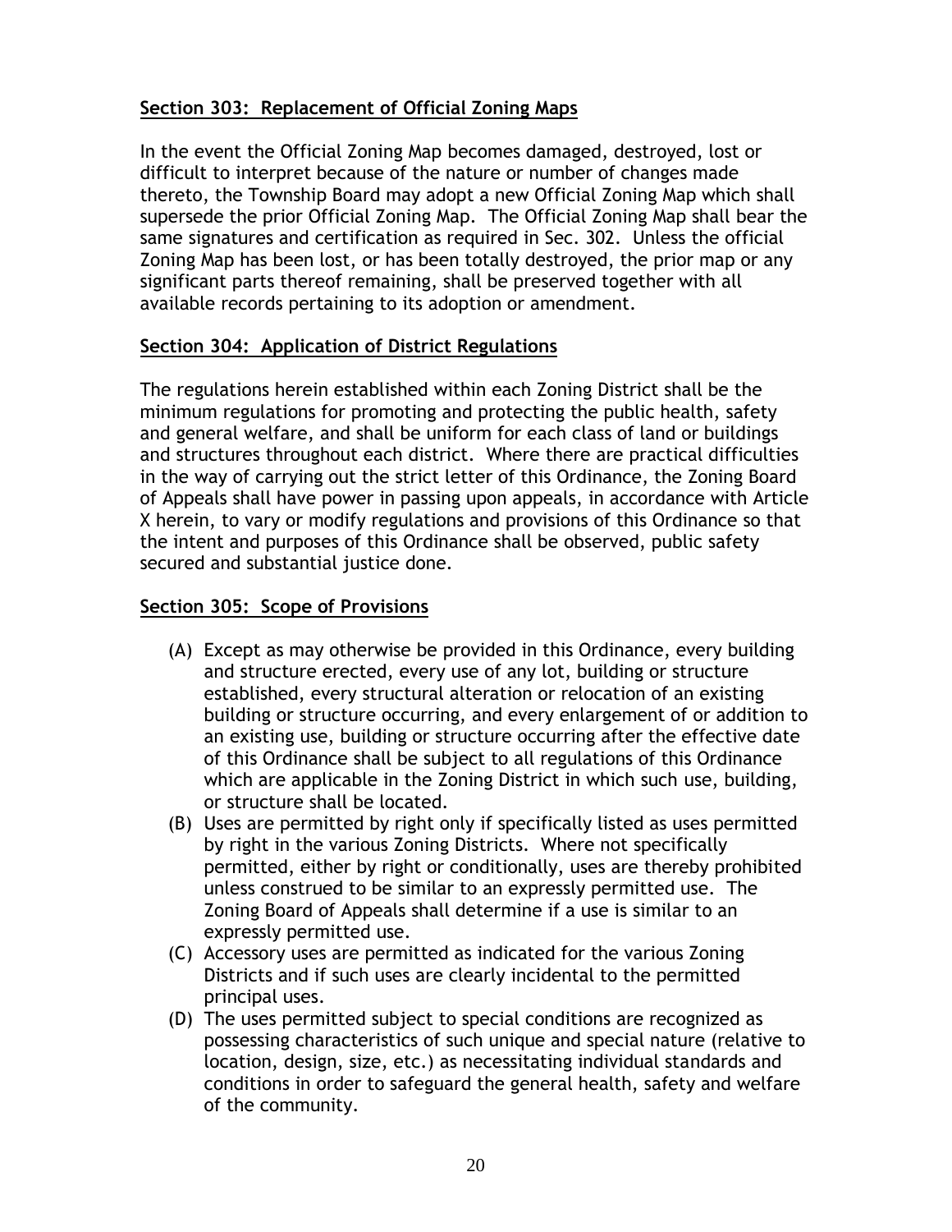## Section 303: Replacement of Official Zoning Maps

In the event the Official Zoning Map becomes damaged, destroyed, lost or difficult to interpret because of the nature or number of changes made thereto, the Township Board may adopt a new Official Zoning Map which shall supersede the prior Official Zoning Map. The Official Zoning Map shall bear the same signatures and certification as required in Sec. 302. Unless the official Zoning Map has been lost, or has been totally destroyed, the prior map or any significant parts thereof remaining, shall be preserved together with all available records pertaining to its adoption or amendment.

## Section 304: Application of District Regulations

The regulations herein established within each Zoning District shall be the minimum regulations for promoting and protecting the public health, safety and general welfare, and shall be uniform for each class of land or buildings and structures throughout each district. Where there are practical difficulties in the way of carrying out the strict letter of this Ordinance, the Zoning Board of Appeals shall have power in passing upon appeals, in accordance with Article X herein, to vary or modify regulations and provisions of this Ordinance so that the intent and purposes of this Ordinance shall be observed, public safety secured and substantial justice done.

## Section 305: Scope of Provisions

(A) Except as may otherwise be provided in this Ordinance, every building and structure erected, every use of any lot, building or structure established, every structural alteration or relocation of an existing building or structure occurring, and every enlargement of or addition to an existing use, building or structure occurring after the effective date of this Ordinance shall be subject to all regulations of this Ordinance which are applicable in the Zoning District in which such use, building, or structure shall be located.

(B) Uses are permitted by right only if specifically listed as uses permitted by right in the various Zoning Districts. Where not specifically permitted, either by right or conditionally, uses are thereby prohibited unless construed to be similar to an expressly permitted use. The Zoning Board of Appeals shall determine if a use is similar to an expressly permitted use.

(C) Accessory uses are permitted as indicated for the various Zoning Districts and if such uses are clearly incidental to the permitted principal uses.

(D) The uses permitted subject to special conditions are recognized as possessing characteristics of such unique and special nature (relative to location, design, size, etc.) as necessitating individual standards and conditions in order to safeguard the general health, safety and welfare of the community.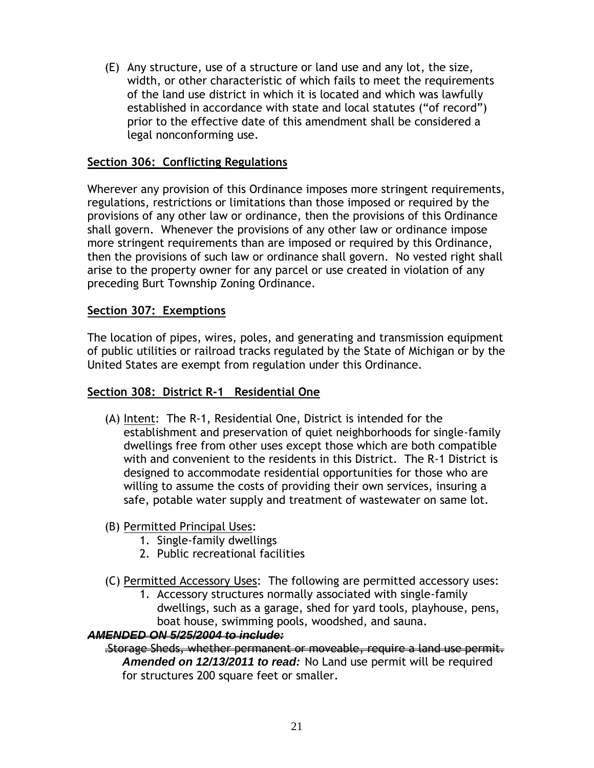(E) Any structure, use of a structure or land use and any lot, the size, width, or other characteristic of which fails to meet the requirements of the land use district in which it is located and which was lawfully established in accordance with state and local statutes ("of record") prior to the effective date of this amendment shall be considered a legal nonconforming use.

## Section 306: Conflicting Regulations

Wherever any provision of this Ordinance imposes more stringent requirements, regulations, restrictions or limitations than those imposed or required by the provisions of any other law or ordinance, then the provisions of this Ordinance shall govern. Whenever the provisions of any other law or ordinance impose more stringent requirements than are imposed or required by this Ordinance, then the provisions of such law or ordinance shall govern. No vested right shall arise to the property owner for any parcel or use created in violation of any preceding Burt Township Zoning Ordinance.

## Section 307: Exemptions

The location of pipes, wires, poles, and generating and transmission equipment of public utilities or railroad tracks regulated by the State of Michigan or by the United States are exempt from regulation under this Ordinance.

## Section 308: District R-1 Residential One

(A) Intent: The R-1, Residential One, District is intended for the establishment and preservation of quiet neighborhoods for single-family dwellings free from other uses except those which are both compatible with and convenient to the residents in this District. The R-1 District is designed to accommodate residential opportunities for those who are willing to assume the costs of providing their own services, insuring a safe, potable water supply and treatment of wastewater on same lot.

(B) Permitted Principal Uses:
1. Single-family dwellings
2. Public recreational facilities

(C) Permitted Accessory Uses: The following are permitted accessory uses:
1. Accessory structures normally associated with single-family dwellings, such as a garage, shed for yard tools, playhouse, pens, boat house, swimming pools, woodshed, and sauna.

~~***AMENDED ON 5/25/2004 to include:***~~

~~.Storage Sheds, whether permanent or moveable, require a land use permit.~~ ***Amended on 12/13/2011 to read:*** No Land use permit will be required for structures 200 square feet or smaller.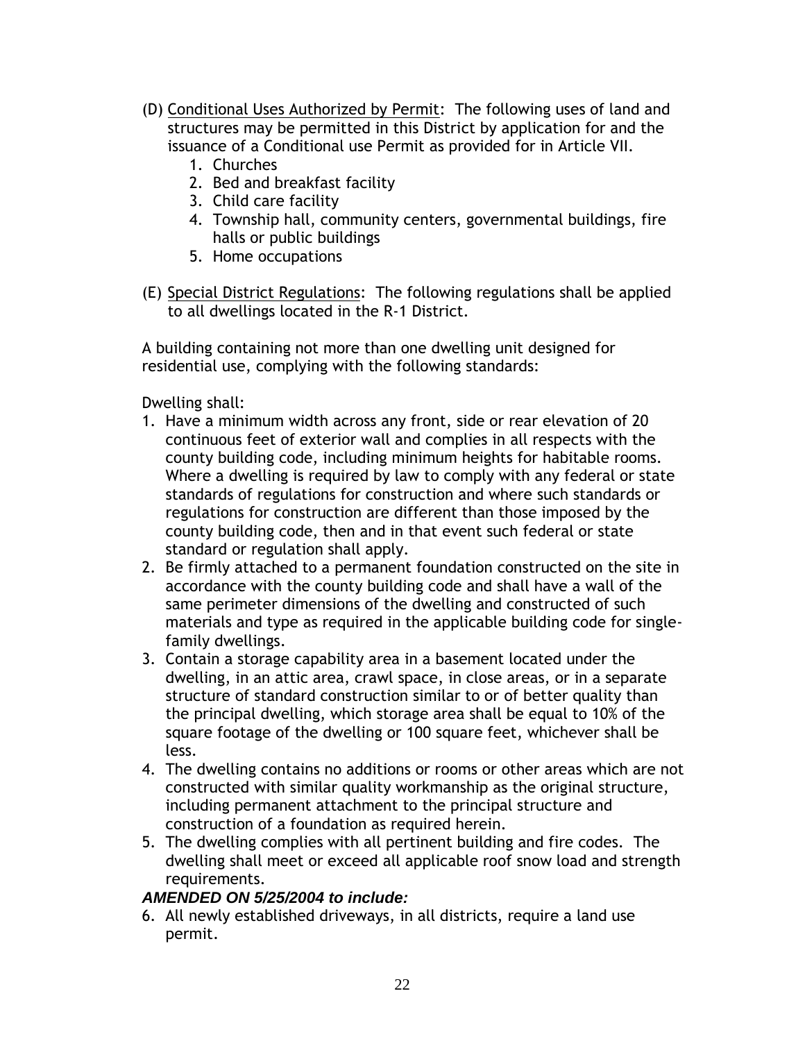(D) Conditional Uses Authorized by Permit: The following uses of land and structures may be permitted in this District by application for and the issuance of a Conditional use Permit as provided for in Article VII.

1. Churches
2. Bed and breakfast facility
3. Child care facility
4. Township hall, community centers, governmental buildings, fire halls or public buildings
5. Home occupations

(E) Special District Regulations: The following regulations shall be applied to all dwellings located in the R-1 District.

A building containing not more than one dwelling unit designed for residential use, complying with the following standards:

Dwelling shall:

1. Have a minimum width across any front, side or rear elevation of 20 continuous feet of exterior wall and complies in all respects with the county building code, including minimum heights for habitable rooms. Where a dwelling is required by law to comply with any federal or state standards of regulations for construction and where such standards or regulations for construction are different than those imposed by the county building code, then and in that event such federal or state standard or regulation shall apply.
2. Be firmly attached to a permanent foundation constructed on the site in accordance with the county building code and shall have a wall of the same perimeter dimensions of the dwelling and constructed of such materials and type as required in the applicable building code for single-family dwellings.
3. Contain a storage capability area in a basement located under the dwelling, in an attic area, crawl space, in close areas, or in a separate structure of standard construction similar to or of better quality than the principal dwelling, which storage area shall be equal to 10% of the square footage of the dwelling or 100 square feet, whichever shall be less.
4. The dwelling contains no additions or rooms or other areas which are not constructed with similar quality workmanship as the original structure, including permanent attachment to the principal structure and construction of a foundation as required herein.
5. The dwelling complies with all pertinent building and fire codes. The dwelling shall meet or exceed all applicable roof snow load and strength requirements.

***AMENDED ON 5/25/2004 to include:***

6. All newly established driveways, in all districts, require a land use permit.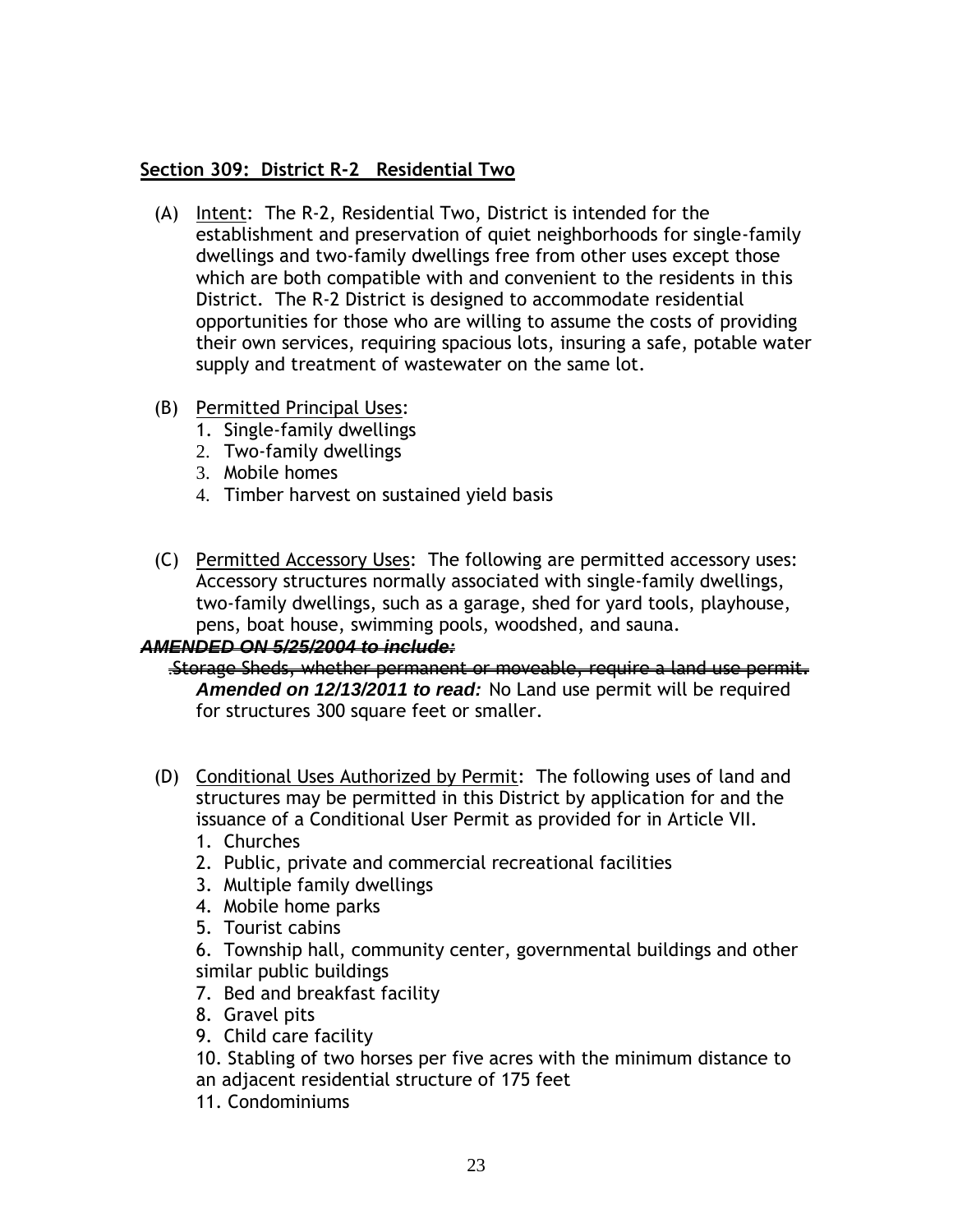## Section 309: District R-2   Residential Two

(A) Intent: The R-2, Residential Two, District is intended for the establishment and preservation of quiet neighborhoods for single-family dwellings and two-family dwellings free from other uses except those which are both compatible with and convenient to the residents in this District. The R-2 District is designed to accommodate residential opportunities for those who are willing to assume the costs of providing their own services, requiring spacious lots, insuring a safe, potable water supply and treatment of wastewater on the same lot.

(B) Permitted Principal Uses:
1. Single-family dwellings
2. Two-family dwellings
3. Mobile homes
4. Timber harvest on sustained yield basis

(C) Permitted Accessory Uses: The following are permitted accessory uses: Accessory structures normally associated with single-family dwellings, two-family dwellings, such as a garage, shed for yard tools, playhouse, pens, boat house, swimming pools, woodshed, and sauna.

~~***AMENDED ON 5/25/2004 to include:***~~
~~.Storage Sheds, whether permanent or moveable, require a land use permit.~~
***Amended on 12/13/2011 to read:*** No Land use permit will be required for structures 300 square feet or smaller.

(D) Conditional Uses Authorized by Permit: The following uses of land and structures may be permitted in this District by application for and the issuance of a Conditional User Permit as provided for in Article VII.
1. Churches
2. Public, private and commercial recreational facilities
3. Multiple family dwellings
4. Mobile home parks
5. Tourist cabins
6. Township hall, community center, governmental buildings and other similar public buildings
7. Bed and breakfast facility
8. Gravel pits
9. Child care facility
10. Stabling of two horses per five acres with the minimum distance to an adjacent residential structure of 175 feet
11. Condominiums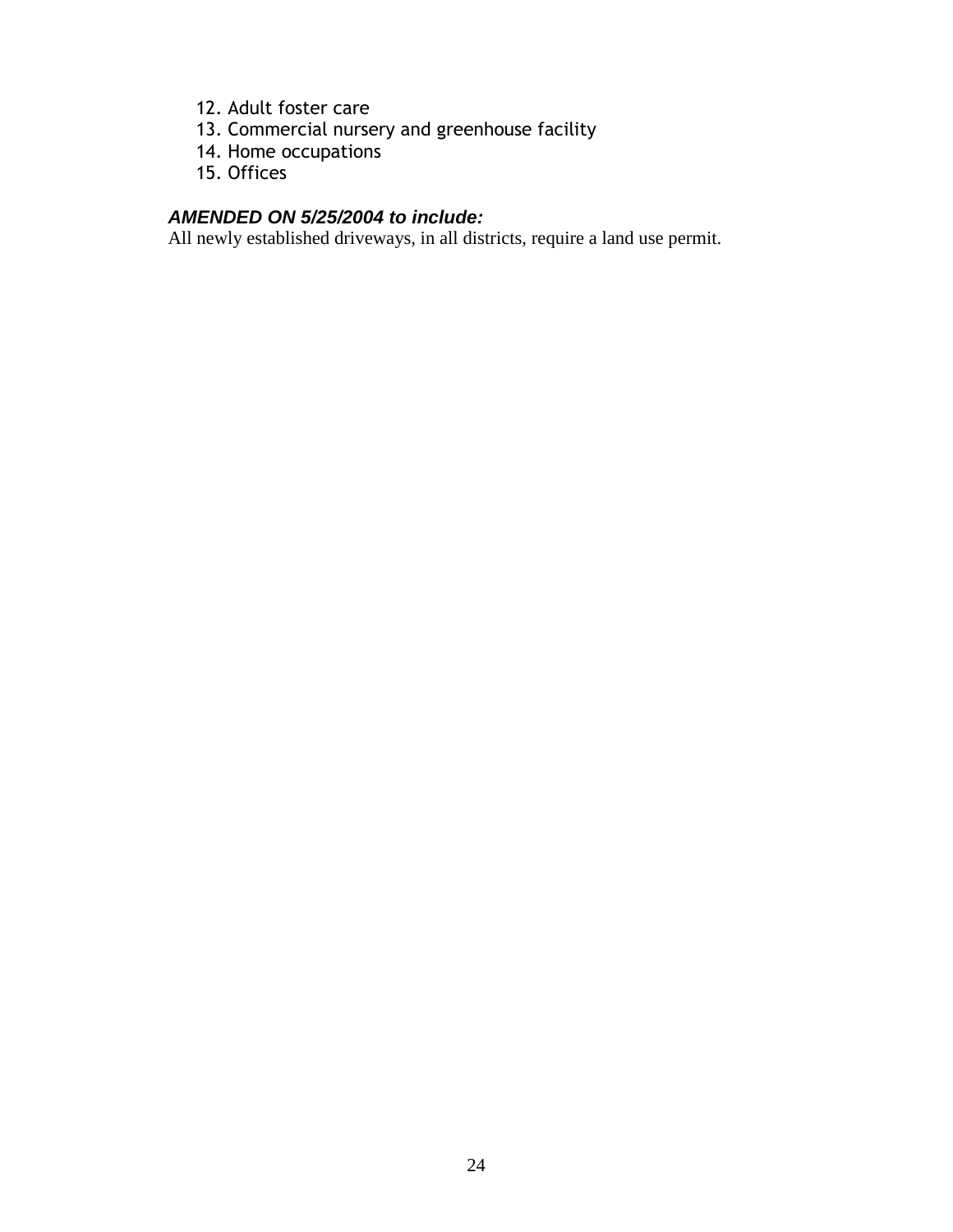12. Adult foster care
13. Commercial nursery and greenhouse facility
14. Home occupations
15. Offices

***AMENDED ON 5/25/2004 to include:***

All newly established driveways, in all districts, require a land use permit.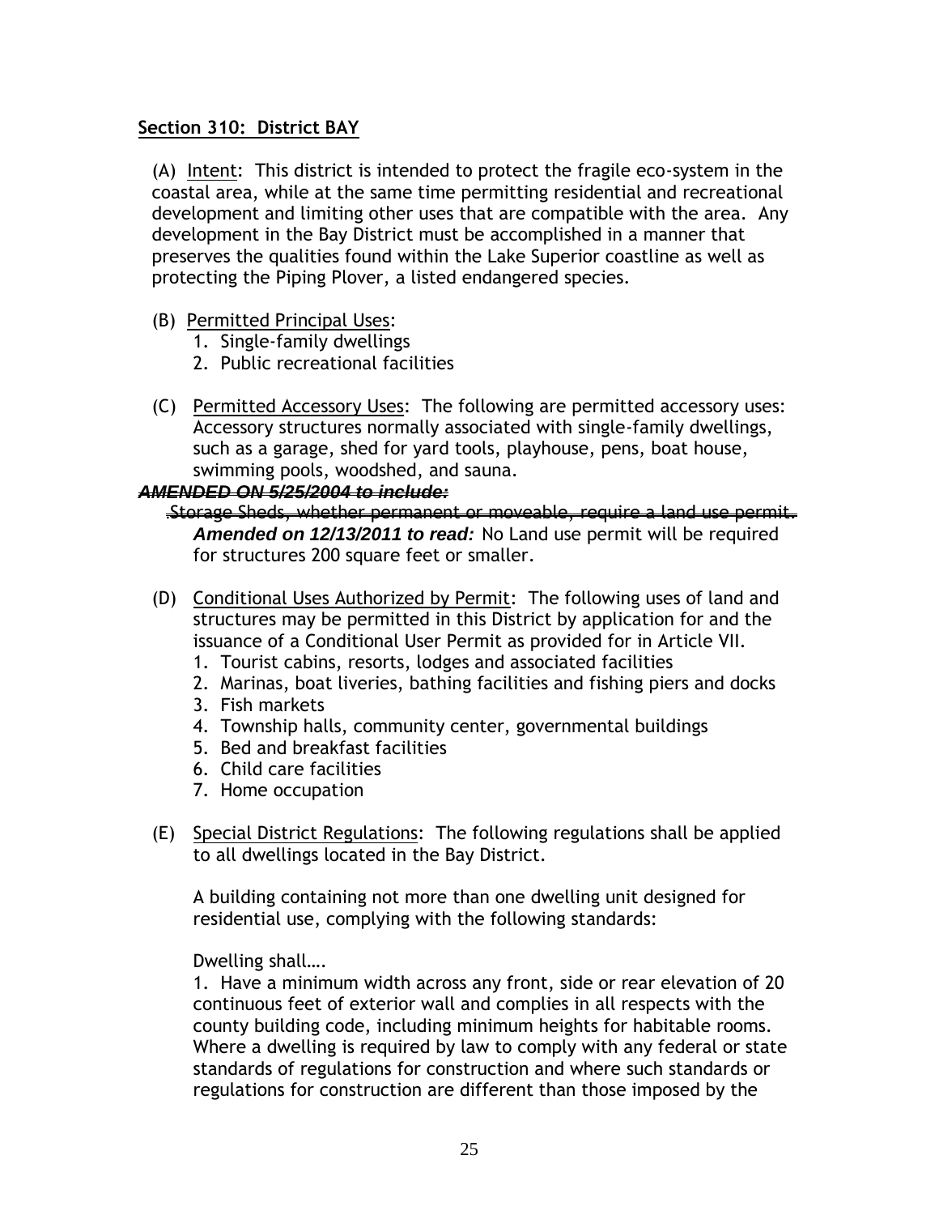## Section 310: District BAY

(A) Intent: This district is intended to protect the fragile eco-system in the coastal area, while at the same time permitting residential and recreational development and limiting other uses that are compatible with the area. Any development in the Bay District must be accomplished in a manner that preserves the qualities found within the Lake Superior coastline as well as protecting the Piping Plover, a listed endangered species.

(B) Permitted Principal Uses:
1. Single-family dwellings
2. Public recreational facilities

(C) Permitted Accessory Uses: The following are permitted accessory uses: Accessory structures normally associated with single-family dwellings, such as a garage, shed for yard tools, playhouse, pens, boat house, swimming pools, woodshed, and sauna.

***~~AMENDED ON 5/25/2004 to include:~~***

~~.Storage Sheds, whether permanent or moveable, require a land use permit.~~

***Amended on 12/13/2011 to read:*** No Land use permit will be required for structures 200 square feet or smaller.

(D) Conditional Uses Authorized by Permit: The following uses of land and structures may be permitted in this District by application for and the issuance of a Conditional User Permit as provided for in Article VII.
1. Tourist cabins, resorts, lodges and associated facilities
2. Marinas, boat liveries, bathing facilities and fishing piers and docks
3. Fish markets
4. Township halls, community center, governmental buildings
5. Bed and breakfast facilities
6. Child care facilities
7. Home occupation

(E) Special District Regulations: The following regulations shall be applied to all dwellings located in the Bay District.

A building containing not more than one dwelling unit designed for residential use, complying with the following standards:

Dwelling shall….

1. Have a minimum width across any front, side or rear elevation of 20 continuous feet of exterior wall and complies in all respects with the county building code, including minimum heights for habitable rooms. Where a dwelling is required by law to comply with any federal or state standards of regulations for construction and where such standards or regulations for construction are different than those imposed by the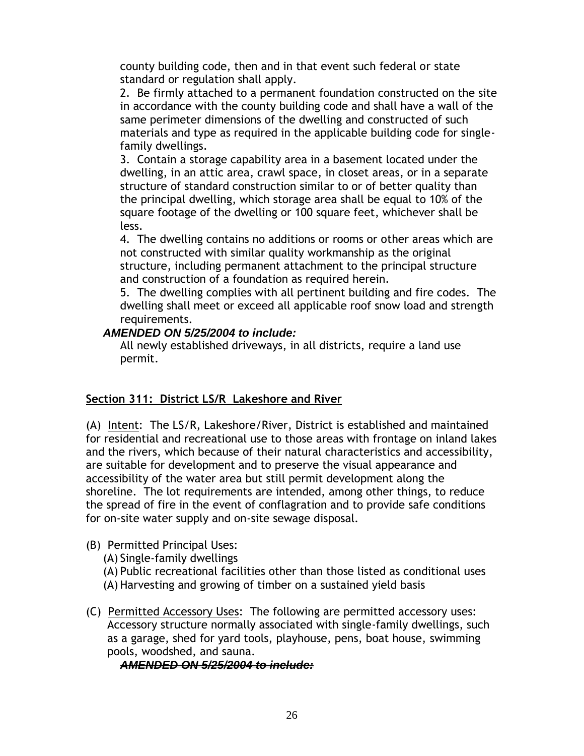county building code, then and in that event such federal or state standard or regulation shall apply.

2. Be firmly attached to a permanent foundation constructed on the site in accordance with the county building code and shall have a wall of the same perimeter dimensions of the dwelling and constructed of such materials and type as required in the applicable building code for single-family dwellings.

3. Contain a storage capability area in a basement located under the dwelling, in an attic area, crawl space, in closet areas, or in a separate structure of standard construction similar to or of better quality than the principal dwelling, which storage area shall be equal to 10% of the square footage of the dwelling or 100 square feet, whichever shall be less.

4. The dwelling contains no additions or rooms or other areas which are not constructed with similar quality workmanship as the original structure, including permanent attachment to the principal structure and construction of a foundation as required herein.

5. The dwelling complies with all pertinent building and fire codes. The dwelling shall meet or exceed all applicable roof snow load and strength requirements.

***AMENDED ON 5/25/2004 to include:***

All newly established driveways, in all districts, require a land use permit.

## Section 311: District LS/R Lakeshore and River

(A) Intent: The LS/R, Lakeshore/River, District is established and maintained for residential and recreational use to those areas with frontage on inland lakes and the rivers, which because of their natural characteristics and accessibility, are suitable for development and to preserve the visual appearance and accessibility of the water area but still permit development along the shoreline. The lot requirements are intended, among other things, to reduce the spread of fire in the event of conflagration and to provide safe conditions for on-site water supply and on-site sewage disposal.

(B) Permitted Principal Uses:

(A) Single-family dwellings
(A) Public recreational facilities other than those listed as conditional uses
(A) Harvesting and growing of timber on a sustained yield basis

(C) Permitted Accessory Uses: The following are permitted accessory uses: Accessory structure normally associated with single-family dwellings, such as a garage, shed for yard tools, playhouse, pens, boat house, swimming pools, woodshed, and sauna.

~~***AMENDED ON 5/25/2004 to include:***~~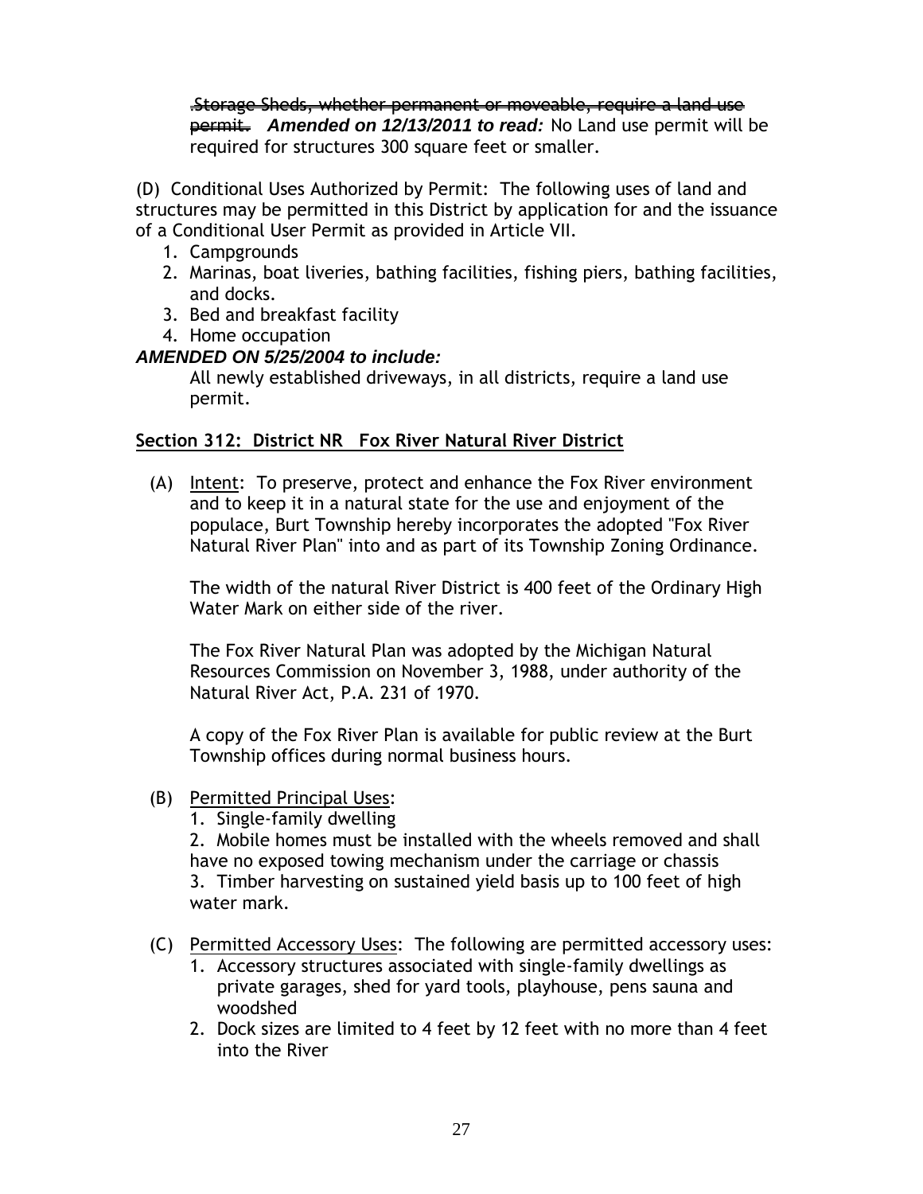~~.Storage Sheds, whether permanent or moveable, require a land use permit.~~ ***Amended on 12/13/2011 to read:*** No Land use permit will be required for structures 300 square feet or smaller.

(D) Conditional Uses Authorized by Permit: The following uses of land and structures may be permitted in this District by application for and the issuance of a Conditional User Permit as provided in Article VII.

1. Campgrounds
2. Marinas, boat liveries, bathing facilities, fishing piers, bathing facilities, and docks.
3. Bed and breakfast facility
4. Home occupation

***AMENDED ON 5/25/2004 to include:***

All newly established driveways, in all districts, require a land use permit.

**<u>Section 312: District NR Fox River Natural River District</u>**

(A) <u>Intent</u>: To preserve, protect and enhance the Fox River environment and to keep it in a natural state for the use and enjoyment of the populace, Burt Township hereby incorporates the adopted "Fox River Natural River Plan" into and as part of its Township Zoning Ordinance.

The width of the natural River District is 400 feet of the Ordinary High Water Mark on either side of the river.

The Fox River Natural Plan was adopted by the Michigan Natural Resources Commission on November 3, 1988, under authority of the Natural River Act, P.A. 231 of 1970.

A copy of the Fox River Plan is available for public review at the Burt Township offices during normal business hours.

(B) <u>Permitted Principal Uses</u>:

1. Single-family dwelling
2. Mobile homes must be installed with the wheels removed and shall have no exposed towing mechanism under the carriage or chassis
3. Timber harvesting on sustained yield basis up to 100 feet of high water mark.

(C) <u>Permitted Accessory Uses</u>: The following are permitted accessory uses:

1. Accessory structures associated with single-family dwellings as private garages, shed for yard tools, playhouse, pens sauna and woodshed
2. Dock sizes are limited to 4 feet by 12 feet with no more than 4 feet into the River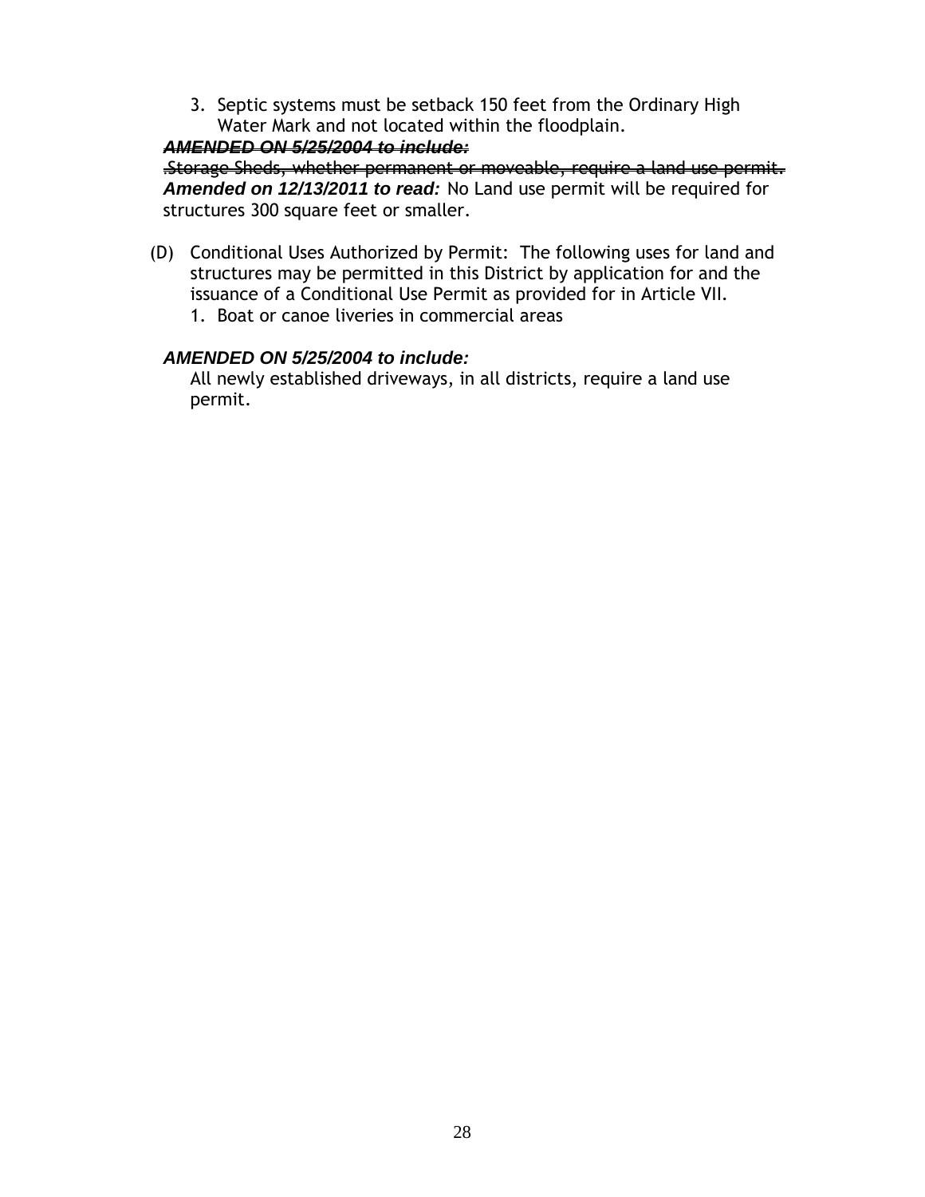3. Septic systems must be setback 150 feet from the Ordinary High Water Mark and not located within the floodplain.

~~***AMENDED ON 5/25/2004 to include:***~~

~~.Storage Sheds, whether permanent or moveable, require a land use permit.~~

***Amended on 12/13/2011 to read:*** No Land use permit will be required for structures 300 square feet or smaller.

(D) Conditional Uses Authorized by Permit: The following uses for land and structures may be permitted in this District by application for and the issuance of a Conditional Use Permit as provided for in Article VII.

1. Boat or canoe liveries in commercial areas

***AMENDED ON 5/25/2004 to include:***

All newly established driveways, in all districts, require a land use permit.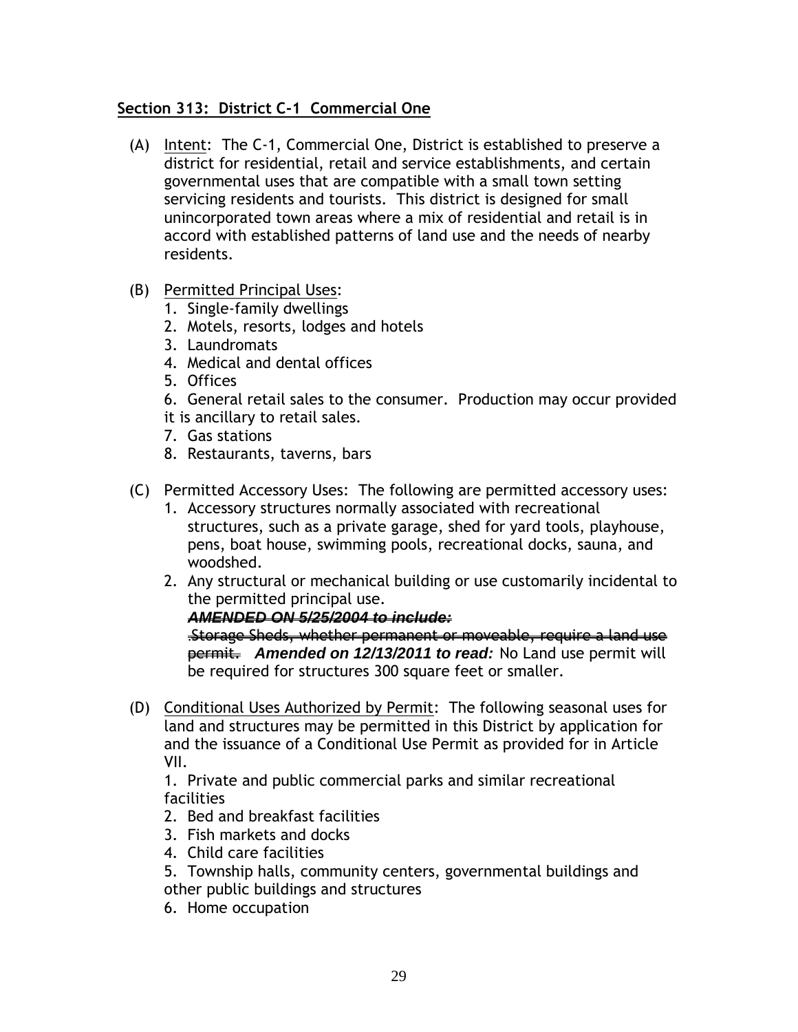## Section 313: District C-1 Commercial One

(A) Intent: The C-1, Commercial One, District is established to preserve a district for residential, retail and service establishments, and certain governmental uses that are compatible with a small town setting servicing residents and tourists. This district is designed for small unincorporated town areas where a mix of residential and retail is in accord with established patterns of land use and the needs of nearby residents.

(B) Permitted Principal Uses:

1. Single-family dwellings
2. Motels, resorts, lodges and hotels
3. Laundromats
4. Medical and dental offices
5. Offices
6. General retail sales to the consumer. Production may occur provided it is ancillary to retail sales.
7. Gas stations
8. Restaurants, taverns, bars

(C) Permitted Accessory Uses: The following are permitted accessory uses:

1. Accessory structures normally associated with recreational structures, such as a private garage, shed for yard tools, playhouse, pens, boat house, swimming pools, recreational docks, sauna, and woodshed.
2. Any structural or mechanical building or use customarily incidental to the permitted principal use.
   ~~***AMENDED ON 5/25/2004 to include:***~~
   ~~.Storage Sheds, whether permanent or moveable, require a land use permit.~~ ***Amended on 12/13/2011 to read:*** No Land use permit will be required for structures 300 square feet or smaller.

(D) Conditional Uses Authorized by Permit: The following seasonal uses for land and structures may be permitted in this District by application for and the issuance of a Conditional Use Permit as provided for in Article VII.

1. Private and public commercial parks and similar recreational facilities
2. Bed and breakfast facilities
3. Fish markets and docks
4. Child care facilities
5. Township halls, community centers, governmental buildings and other public buildings and structures
6. Home occupation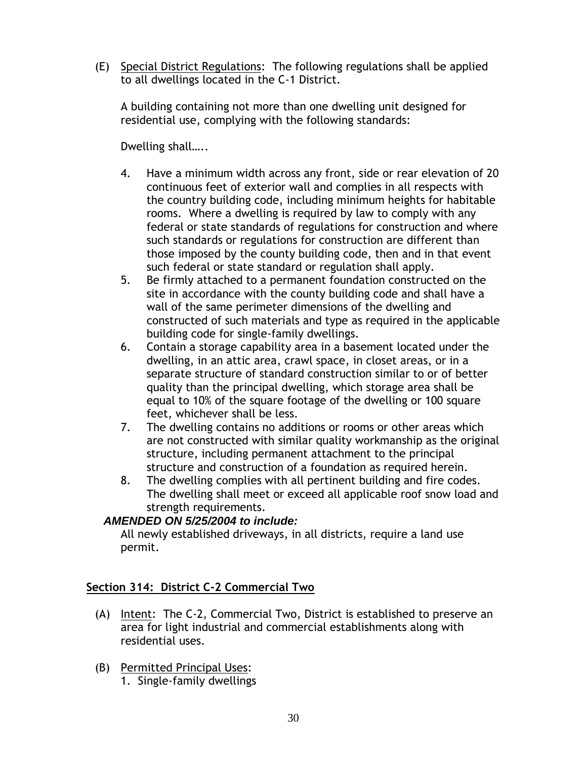(E) Special District Regulations: The following regulations shall be applied to all dwellings located in the C-1 District.

A building containing not more than one dwelling unit designed for residential use, complying with the following standards:

Dwelling shall…..

4. Have a minimum width across any front, side or rear elevation of 20 continuous feet of exterior wall and complies in all respects with the country building code, including minimum heights for habitable rooms. Where a dwelling is required by law to comply with any federal or state standards of regulations for construction and where such standards or regulations for construction are different than those imposed by the county building code, then and in that event such federal or state standard or regulation shall apply.
5. Be firmly attached to a permanent foundation constructed on the site in accordance with the county building code and shall have a wall of the same perimeter dimensions of the dwelling and constructed of such materials and type as required in the applicable building code for single-family dwellings.
6. Contain a storage capability area in a basement located under the dwelling, in an attic area, crawl space, in closet areas, or in a separate structure of standard construction similar to or of better quality than the principal dwelling, which storage area shall be equal to 10% of the square footage of the dwelling or 100 square feet, whichever shall be less.
7. The dwelling contains no additions or rooms or other areas which are not constructed with similar quality workmanship as the original structure, including permanent attachment to the principal structure and construction of a foundation as required herein.
8. The dwelling complies with all pertinent building and fire codes. The dwelling shall meet or exceed all applicable roof snow load and strength requirements.

***AMENDED ON 5/25/2004 to include:***

All newly established driveways, in all districts, require a land use permit.

## Section 314: District C-2 Commercial Two

(A) Intent: The C-2, Commercial Two, District is established to preserve an area for light industrial and commercial establishments along with residential uses.

(B) Permitted Principal Uses:
1. Single-family dwellings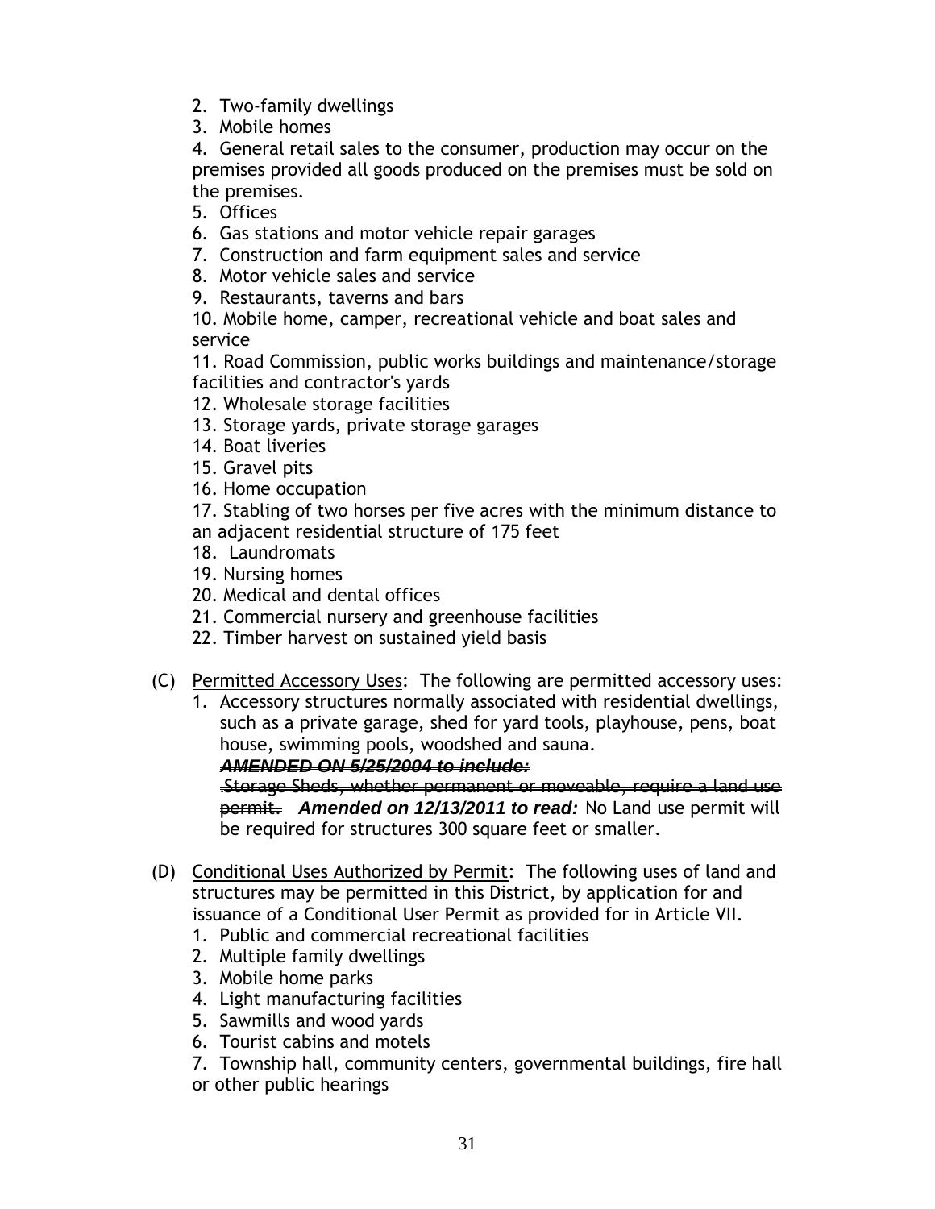2. Two-family dwellings
3. Mobile homes
4. General retail sales to the consumer, production may occur on the premises provided all goods produced on the premises must be sold on the premises.
5. Offices
6. Gas stations and motor vehicle repair garages
7. Construction and farm equipment sales and service
8. Motor vehicle sales and service
9. Restaurants, taverns and bars
10. Mobile home, camper, recreational vehicle and boat sales and service
11. Road Commission, public works buildings and maintenance/storage facilities and contractor's yards
12. Wholesale storage facilities
13. Storage yards, private storage garages
14. Boat liveries
15. Gravel pits
16. Home occupation
17. Stabling of two horses per five acres with the minimum distance to an adjacent residential structure of 175 feet
18. Laundromats
19. Nursing homes
20. Medical and dental offices
21. Commercial nursery and greenhouse facilities
22. Timber harvest on sustained yield basis

(C) Permitted Accessory Uses: The following are permitted accessory uses:
1. Accessory structures normally associated with residential dwellings, such as a private garage, shed for yard tools, playhouse, pens, boat house, swimming pools, woodshed and sauna.
~~***AMENDED ON 5/25/2004 to include:***~~
~~.Storage Sheds, whether permanent or moveable, require a land use permit.~~ ***Amended on 12/13/2011 to read:*** No Land use permit will be required for structures 300 square feet or smaller.

(D) Conditional Uses Authorized by Permit: The following uses of land and structures may be permitted in this District, by application for and issuance of a Conditional User Permit as provided for in Article VII.
1. Public and commercial recreational facilities
2. Multiple family dwellings
3. Mobile home parks
4. Light manufacturing facilities
5. Sawmills and wood yards
6. Tourist cabins and motels
7. Township hall, community centers, governmental buildings, fire hall or other public hearings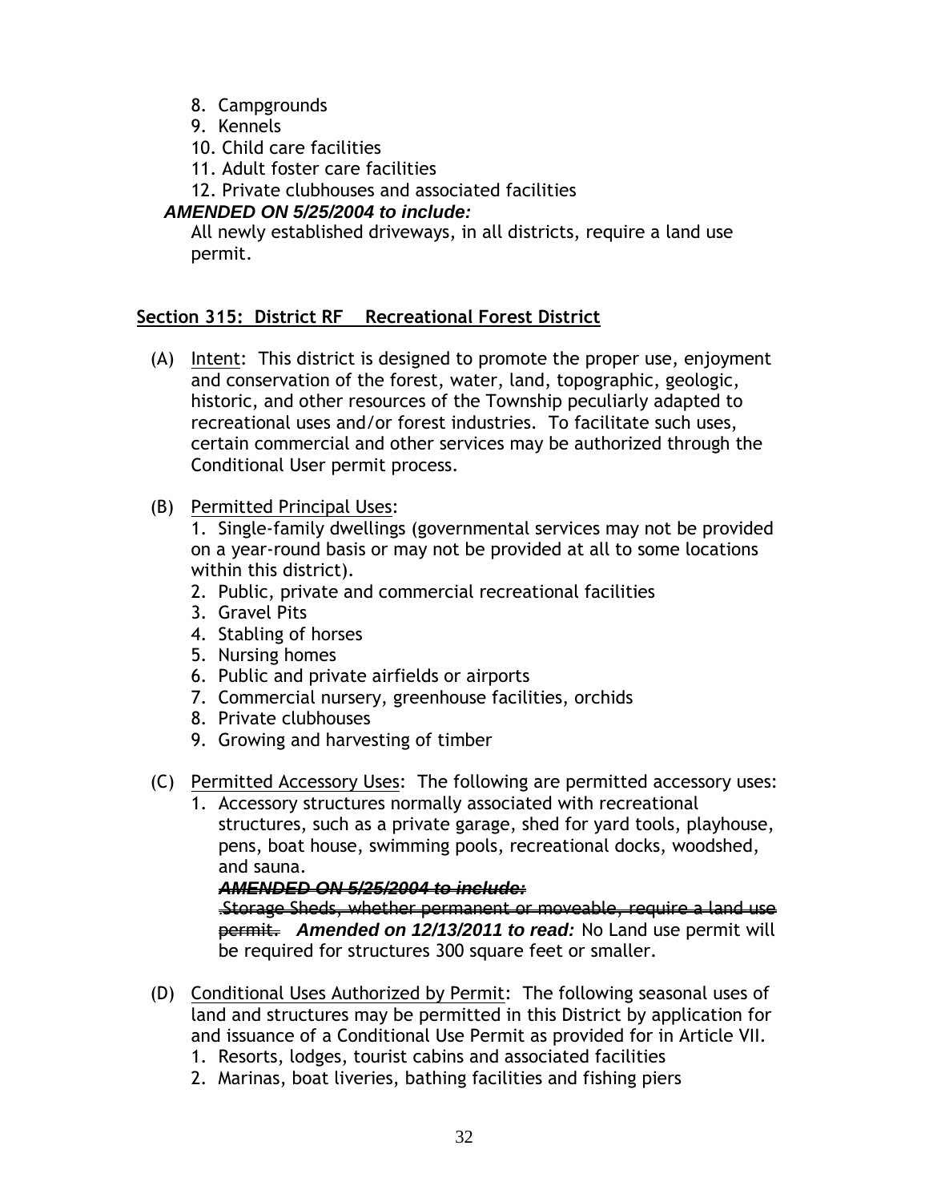8. Campgrounds
9. Kennels
10. Child care facilities
11. Adult foster care facilities
12. Private clubhouses and associated facilities

***AMENDED ON 5/25/2004 to include:***
All newly established driveways, in all districts, require a land use permit.

## Section 315: District RF Recreational Forest District

(A) Intent: This district is designed to promote the proper use, enjoyment and conservation of the forest, water, land, topographic, geologic, historic, and other resources of the Township peculiarly adapted to recreational uses and/or forest industries. To facilitate such uses, certain commercial and other services may be authorized through the Conditional User permit process.

(B) Permitted Principal Uses:
1. Single-family dwellings (governmental services may not be provided on a year-round basis or may not be provided at all to some locations within this district).
2. Public, private and commercial recreational facilities
3. Gravel Pits
4. Stabling of horses
5. Nursing homes
6. Public and private airfields or airports
7. Commercial nursery, greenhouse facilities, orchids
8. Private clubhouses
9. Growing and harvesting of timber

(C) Permitted Accessory Uses: The following are permitted accessory uses:
1. Accessory structures normally associated with recreational structures, such as a private garage, shed for yard tools, playhouse, pens, boat house, swimming pools, recreational docks, woodshed, and sauna.
~~***AMENDED ON 5/25/2004 to include:***~~
~~.Storage Sheds, whether permanent or moveable, require a land use permit.~~ ***Amended on 12/13/2011 to read:*** No Land use permit will be required for structures 300 square feet or smaller.

(D) Conditional Uses Authorized by Permit: The following seasonal uses of land and structures may be permitted in this District by application for and issuance of a Conditional Use Permit as provided for in Article VII.
1. Resorts, lodges, tourist cabins and associated facilities
2. Marinas, boat liveries, bathing facilities and fishing piers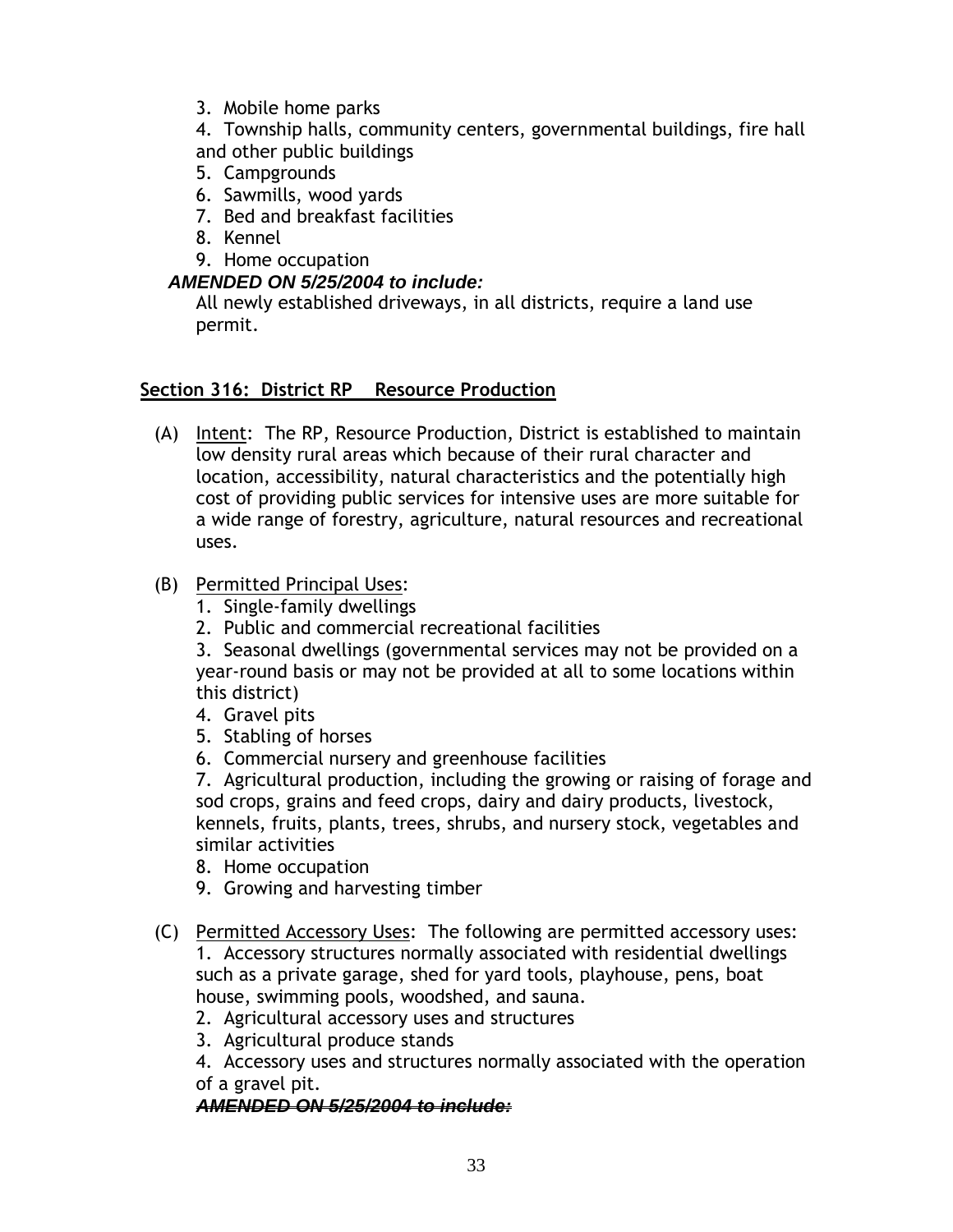3. Mobile home parks
4. Township halls, community centers, governmental buildings, fire hall and other public buildings
5. Campgrounds
6. Sawmills, wood yards
7. Bed and breakfast facilities
8. Kennel
9. Home occupation

***AMENDED ON 5/25/2004 to include:***

All newly established driveways, in all districts, require a land use permit.

## Section 316: District RP    Resource Production

(A) Intent: The RP, Resource Production, District is established to maintain low density rural areas which because of their rural character and location, accessibility, natural characteristics and the potentially high cost of providing public services for intensive uses are more suitable for a wide range of forestry, agriculture, natural resources and recreational uses.

(B) Permitted Principal Uses:

1. Single-family dwellings
2. Public and commercial recreational facilities
3. Seasonal dwellings (governmental services may not be provided on a year-round basis or may not be provided at all to some locations within this district)
4. Gravel pits
5. Stabling of horses
6. Commercial nursery and greenhouse facilities
7. Agricultural production, including the growing or raising of forage and sod crops, grains and feed crops, dairy and dairy products, livestock, kennels, fruits, plants, trees, shrubs, and nursery stock, vegetables and similar activities
8. Home occupation
9. Growing and harvesting timber

(C) Permitted Accessory Uses: The following are permitted accessory uses:

1. Accessory structures normally associated with residential dwellings such as a private garage, shed for yard tools, playhouse, pens, boat house, swimming pools, woodshed, and sauna.
2. Agricultural accessory uses and structures
3. Agricultural produce stands
4. Accessory uses and structures normally associated with the operation of a gravel pit.

***AMENDED ON 5/25/2004 to include:***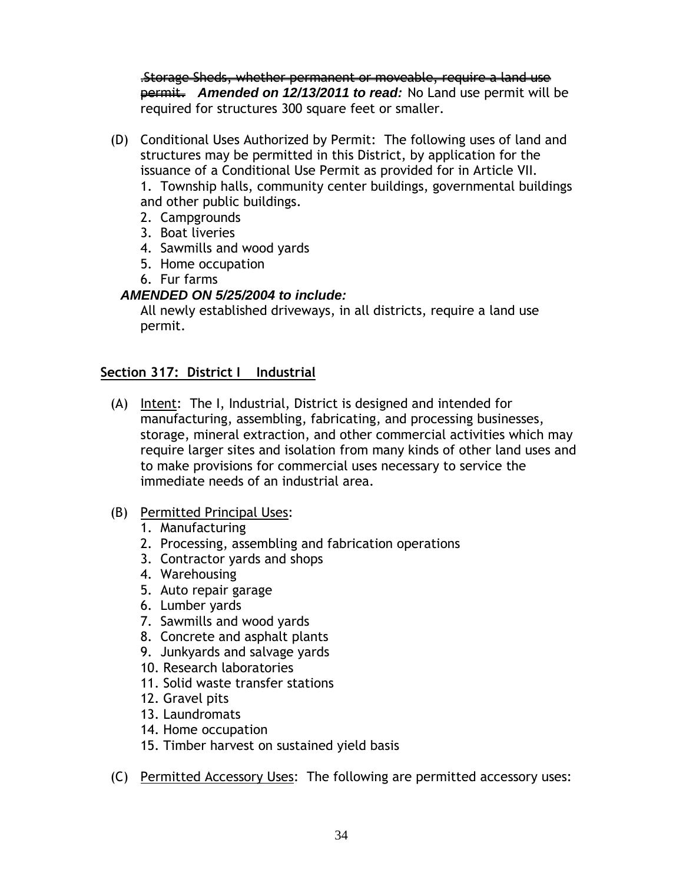~~.Storage Sheds, whether permanent or moveable, require a land use permit.~~ ***Amended on 12/13/2011 to read:*** No Land use permit will be required for structures 300 square feet or smaller.

(D) Conditional Uses Authorized by Permit: The following uses of land and structures may be permitted in this District, by application for the issuance of a Conditional Use Permit as provided for in Article VII.
1. Township halls, community center buildings, governmental buildings and other public buildings.
2. Campgrounds
3. Boat liveries
4. Sawmills and wood yards
5. Home occupation
6. Fur farms

***AMENDED ON 5/25/2004 to include:***
All newly established driveways, in all districts, require a land use permit.

## Section 317: District I Industrial

(A) Intent: The I, Industrial, District is designed and intended for manufacturing, assembling, fabricating, and processing businesses, storage, mineral extraction, and other commercial activities which may require larger sites and isolation from many kinds of other land uses and to make provisions for commercial uses necessary to service the immediate needs of an industrial area.

(B) Permitted Principal Uses:
1. Manufacturing
2. Processing, assembling and fabrication operations
3. Contractor yards and shops
4. Warehousing
5. Auto repair garage
6. Lumber yards
7. Sawmills and wood yards
8. Concrete and asphalt plants
9. Junkyards and salvage yards
10. Research laboratories
11. Solid waste transfer stations
12. Gravel pits
13. Laundromats
14. Home occupation
15. Timber harvest on sustained yield basis

(C) Permitted Accessory Uses: The following are permitted accessory uses: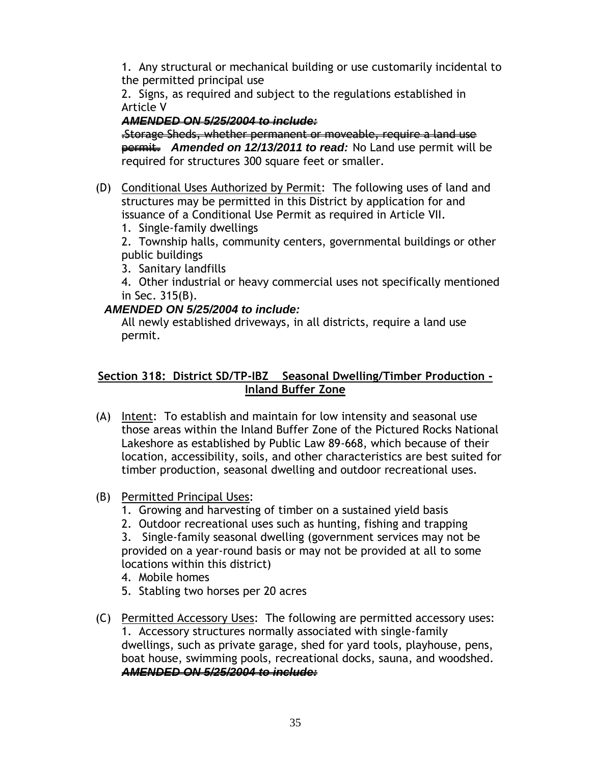1. Any structural or mechanical building or use customarily incidental to the permitted principal use

2. Signs, as required and subject to the regulations established in Article V

~~***AMENDED ON 5/25/2004 to include:***~~

~~.Storage Sheds, whether permanent or moveable, require a land use permit.~~ ***Amended on 12/13/2011 to read:*** No Land use permit will be required for structures 300 square feet or smaller.

(D) Conditional Uses Authorized by Permit: The following uses of land and structures may be permitted in this District by application for and issuance of a Conditional Use Permit as required in Article VII.

1. Single-family dwellings
2. Township halls, community centers, governmental buildings or other public buildings
3. Sanitary landfills
4. Other industrial or heavy commercial uses not specifically mentioned in Sec. 315(B).

***AMENDED ON 5/25/2004 to include:***

All newly established driveways, in all districts, require a land use permit.

## Section 318: District SD/TP-IBZ Seasonal Dwelling/Timber Production - Inland Buffer Zone

(A) Intent: To establish and maintain for low intensity and seasonal use those areas within the Inland Buffer Zone of the Pictured Rocks National Lakeshore as established by Public Law 89-668, which because of their location, accessibility, soils, and other characteristics are best suited for timber production, seasonal dwelling and outdoor recreational uses.

(B) Permitted Principal Uses:

1. Growing and harvesting of timber on a sustained yield basis
2. Outdoor recreational uses such as hunting, fishing and trapping
3. Single-family seasonal dwelling (government services may not be provided on a year-round basis or may not be provided at all to some locations within this district)
4. Mobile homes
5. Stabling two horses per 20 acres

(C) Permitted Accessory Uses: The following are permitted accessory uses:

1. Accessory structures normally associated with single-family dwellings, such as private garage, shed for yard tools, playhouse, pens, boat house, swimming pools, recreational docks, sauna, and woodshed.

~~***AMENDED ON 5/25/2004 to include:***~~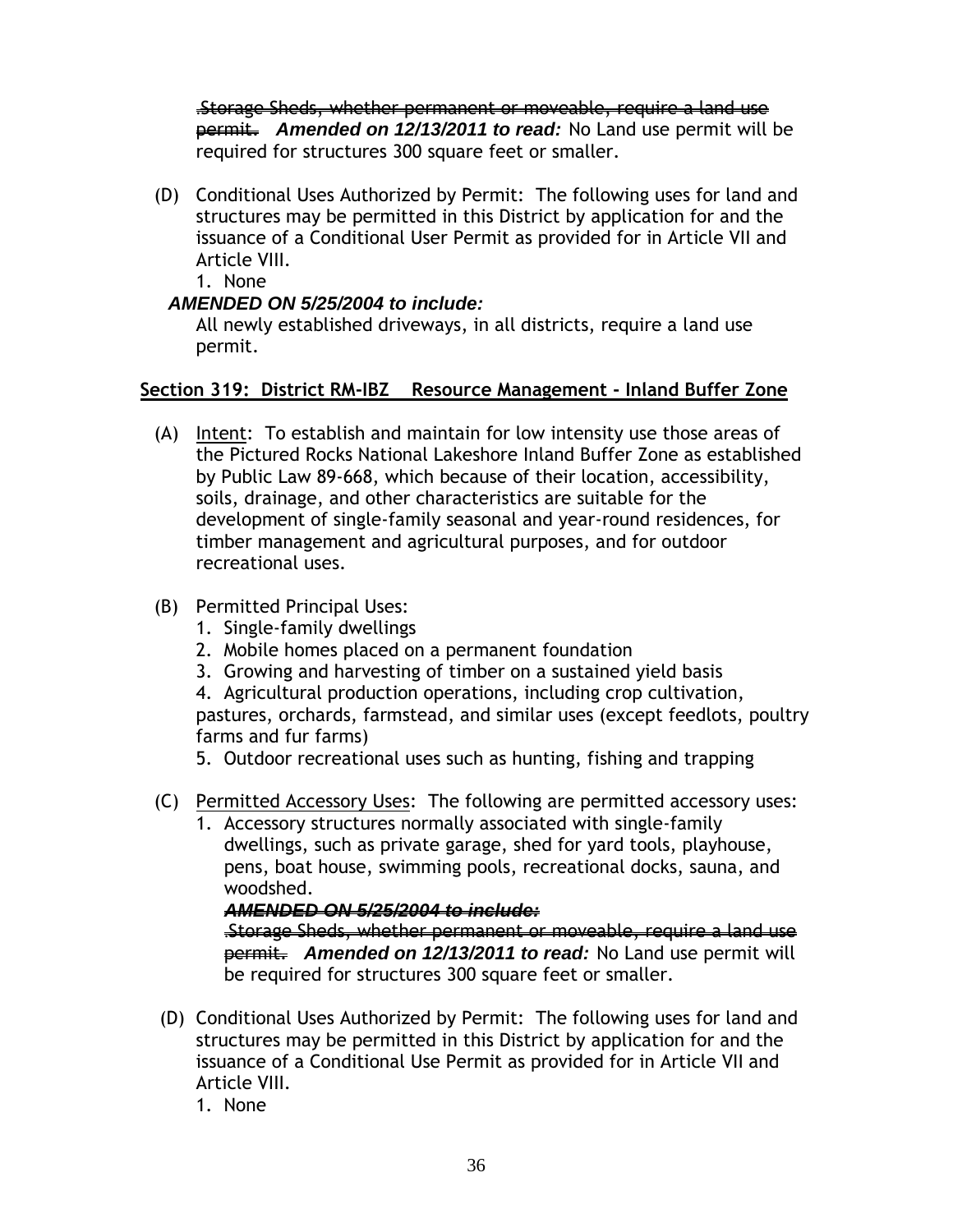~~.Storage Sheds, whether permanent or moveable, require a land use permit.~~ ***Amended on 12/13/2011 to read:*** No Land use permit will be required for structures 300 square feet or smaller.

(D) Conditional Uses Authorized by Permit: The following uses for land and structures may be permitted in this District by application for and the issuance of a Conditional User Permit as provided for in Article VII and Article VIII.
   1. None

***AMENDED ON 5/25/2004 to include:***
All newly established driveways, in all districts, require a land use permit.

## Section 319: District RM-IBZ Resource Management - Inland Buffer Zone

(A) Intent: To establish and maintain for low intensity use those areas of the Pictured Rocks National Lakeshore Inland Buffer Zone as established by Public Law 89-668, which because of their location, accessibility, soils, drainage, and other characteristics are suitable for the development of single-family seasonal and year-round residences, for timber management and agricultural purposes, and for outdoor recreational uses.

(B) Permitted Principal Uses:
   1. Single-family dwellings
   2. Mobile homes placed on a permanent foundation
   3. Growing and harvesting of timber on a sustained yield basis
   4. Agricultural production operations, including crop cultivation, pastures, orchards, farmstead, and similar uses (except feedlots, poultry farms and fur farms)
   5. Outdoor recreational uses such as hunting, fishing and trapping

(C) Permitted Accessory Uses: The following are permitted accessory uses:
   1. Accessory structures normally associated with single-family dwellings, such as private garage, shed for yard tools, playhouse, pens, boat house, swimming pools, recreational docks, sauna, and woodshed.

      ~~***AMENDED ON 5/25/2004 to include:***~~
      ~~.Storage Sheds, whether permanent or moveable, require a land use permit.~~ ***Amended on 12/13/2011 to read:*** No Land use permit will be required for structures 300 square feet or smaller.

(D) Conditional Uses Authorized by Permit: The following uses for land and structures may be permitted in this District by application for and the issuance of a Conditional Use Permit as provided for in Article VII and Article VIII.
   1. None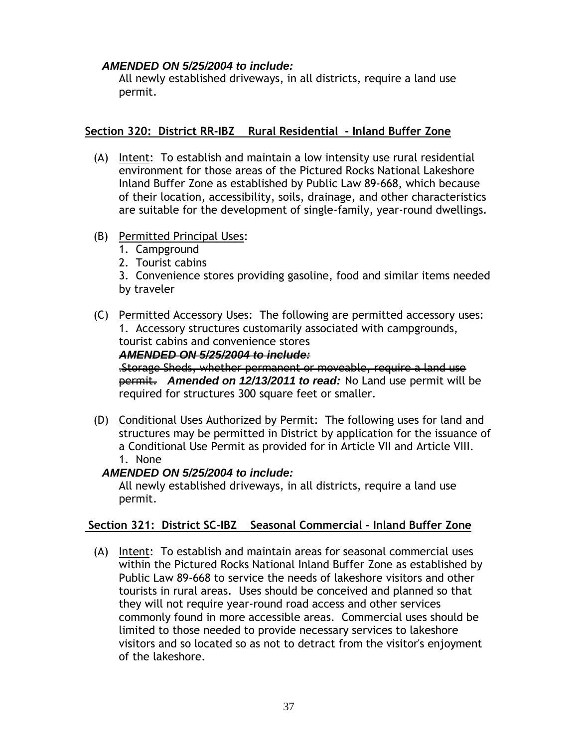***AMENDED ON 5/25/2004 to include:***
All newly established driveways, in all districts, require a land use permit.

## Section 320: District RR-IBZ Rural Residential - Inland Buffer Zone

(A) Intent: To establish and maintain a low intensity use rural residential environment for those areas of the Pictured Rocks National Lakeshore Inland Buffer Zone as established by Public Law 89-668, which because of their location, accessibility, soils, drainage, and other characteristics are suitable for the development of single-family, year-round dwellings.

(B) Permitted Principal Uses:
1. Campground
2. Tourist cabins
3. Convenience stores providing gasoline, food and similar items needed by traveler

(C) Permitted Accessory Uses: The following are permitted accessory uses:
1. Accessory structures customarily associated with campgrounds, tourist cabins and convenience stores

~~***AMENDED ON 5/25/2004 to include:***~~
~~.Storage Sheds, whether permanent or moveable, require a land use permit.~~ ***Amended on 12/13/2011 to read:*** No Land use permit will be required for structures 300 square feet or smaller.

(D) Conditional Uses Authorized by Permit: The following uses for land and structures may be permitted in District by application for the issuance of a Conditional Use Permit as provided for in Article VII and Article VIII.
1. None

***AMENDED ON 5/25/2004 to include:***
All newly established driveways, in all districts, require a land use permit.

## Section 321: District SC-IBZ Seasonal Commercial - Inland Buffer Zone

(A) Intent: To establish and maintain areas for seasonal commercial uses within the Pictured Rocks National Inland Buffer Zone as established by Public Law 89-668 to service the needs of lakeshore visitors and other tourists in rural areas. Uses should be conceived and planned so that they will not require year-round road access and other services commonly found in more accessible areas. Commercial uses should be limited to those needed to provide necessary services to lakeshore visitors and so located so as not to detract from the visitor's enjoyment of the lakeshore.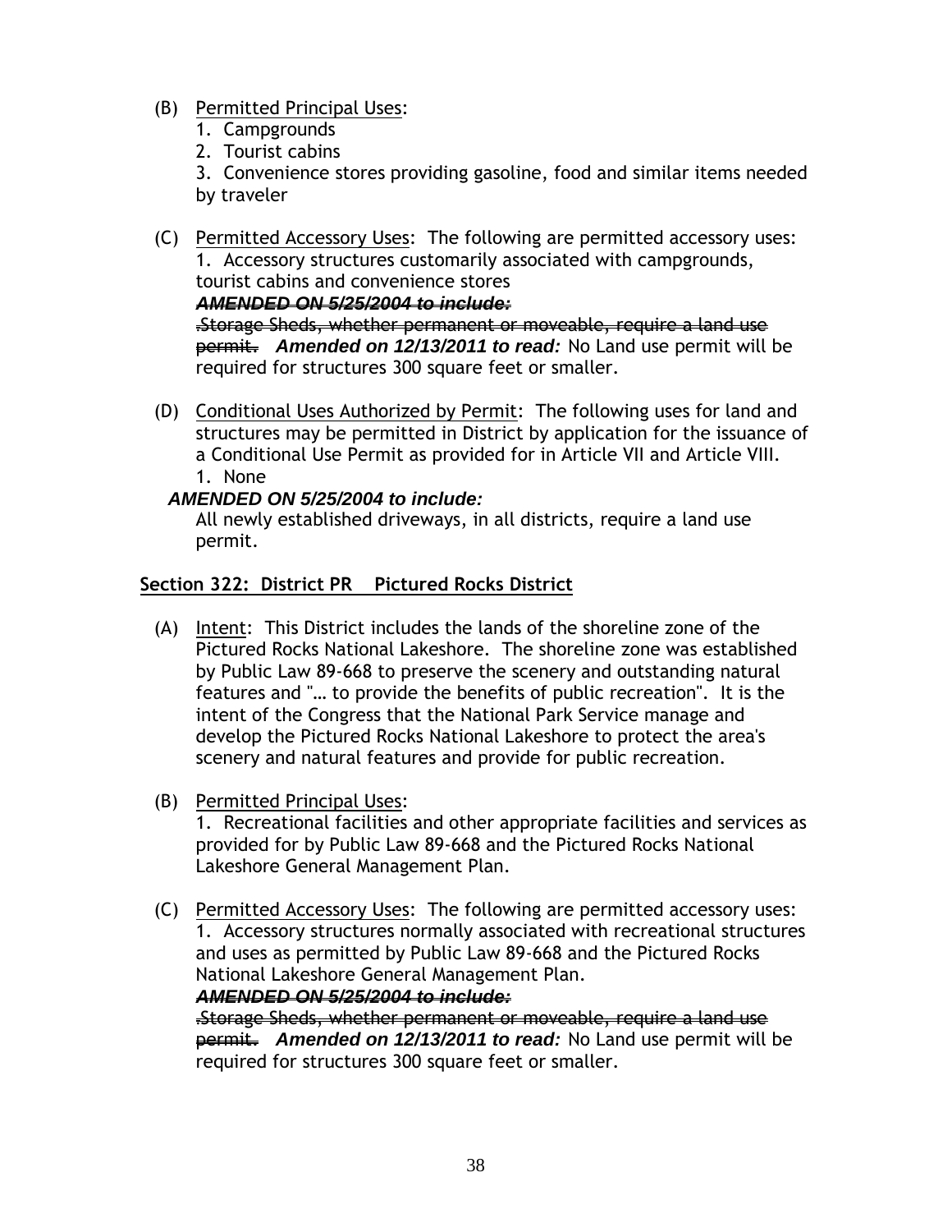(B) Permitted Principal Uses:
   1. Campgrounds
   2. Tourist cabins
   3. Convenience stores providing gasoline, food and similar items needed by traveler

(C) Permitted Accessory Uses: The following are permitted accessory uses:
   1. Accessory structures customarily associated with campgrounds, tourist cabins and convenience stores

   ~~***AMENDED ON 5/25/2004 to include:***~~
   ~~.Storage Sheds, whether permanent or moveable, require a land use permit.~~ ***Amended on 12/13/2011 to read:*** No Land use permit will be required for structures 300 square feet or smaller.

(D) Conditional Uses Authorized by Permit: The following uses for land and structures may be permitted in District by application for the issuance of a Conditional Use Permit as provided for in Article VII and Article VIII.
   1. None

***AMENDED ON 5/25/2004 to include:***
All newly established driveways, in all districts, require a land use permit.

## Section 322: District PR Pictured Rocks District

(A) Intent: This District includes the lands of the shoreline zone of the Pictured Rocks National Lakeshore. The shoreline zone was established by Public Law 89-668 to preserve the scenery and outstanding natural features and "… to provide the benefits of public recreation". It is the intent of the Congress that the National Park Service manage and develop the Pictured Rocks National Lakeshore to protect the area's scenery and natural features and provide for public recreation.

(B) Permitted Principal Uses:
   1. Recreational facilities and other appropriate facilities and services as provided for by Public Law 89-668 and the Pictured Rocks National Lakeshore General Management Plan.

(C) Permitted Accessory Uses: The following are permitted accessory uses:
   1. Accessory structures normally associated with recreational structures and uses as permitted by Public Law 89-668 and the Pictured Rocks National Lakeshore General Management Plan.

   ~~***AMENDED ON 5/25/2004 to include:***~~
   ~~.Storage Sheds, whether permanent or moveable, require a land use permit.~~ ***Amended on 12/13/2011 to read:*** No Land use permit will be required for structures 300 square feet or smaller.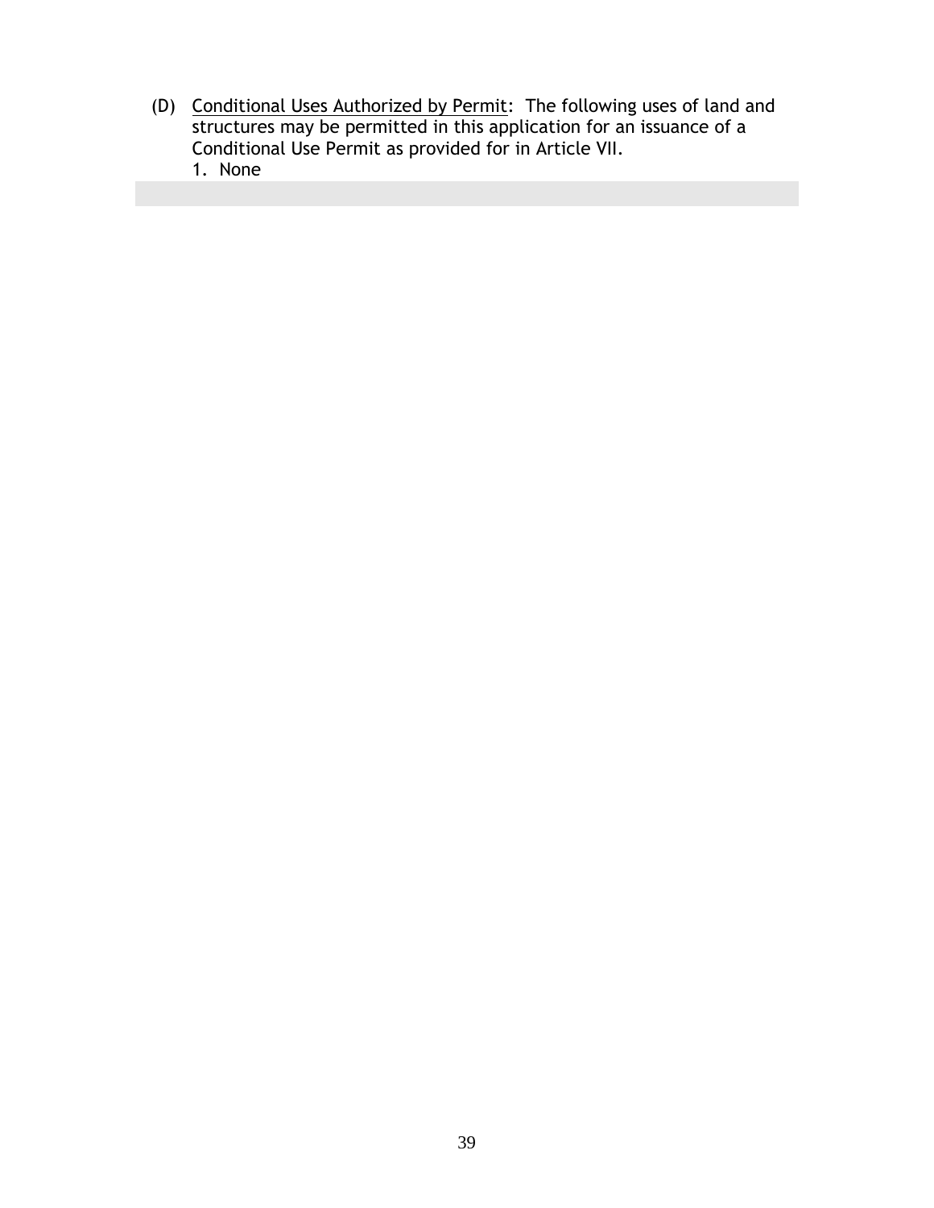(D) Conditional Uses Authorized by Permit: The following uses of land and structures may be permitted in this application for an issuance of a Conditional Use Permit as provided for in Article VII.

1. None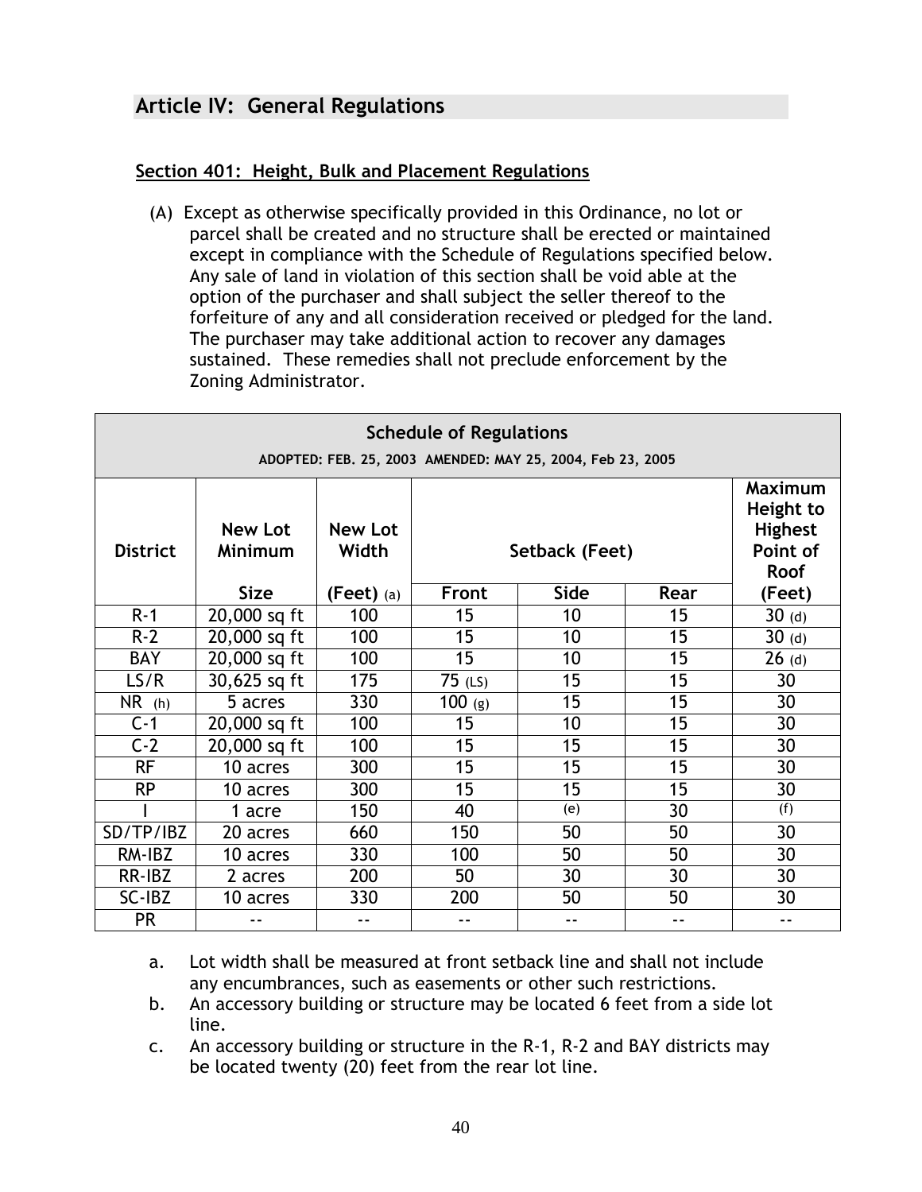## Article IV: General Regulations

### Section 401: Height, Bulk and Placement Regulations

(A) Except as otherwise specifically provided in this Ordinance, no lot or parcel shall be created and no structure shall be erected or maintained except in compliance with the Schedule of Regulations specified below. Any sale of land in violation of this section shall be void able at the option of the purchaser and shall subject the seller thereof to the forfeiture of any and all consideration received or pledged for the land. The purchaser may take additional action to recover any damages sustained. These remedies shall not preclude enforcement by the Zoning Administrator.

**Schedule of Regulations**

ADOPTED: FEB. 25, 2003 AMENDED: MAY 25, 2004, Feb 23, 2005

| District | New Lot Minimum | New Lot Width | Setback (Feet) | | | Maximum Height to Highest Point of Roof |
|---|---|---|---|---|---|---|
| | Size | (Feet) (a) | Front | Side | Rear | (Feet) |
| R-1 | 20,000 sq ft | 100 | 15 | 10 | 15 | 30 (d) |
| R-2 | 20,000 sq ft | 100 | 15 | 10 | 15 | 30 (d) |
| BAY | 20,000 sq ft | 100 | 15 | 10 | 15 | 26 (d) |
| LS/R | 30,625 sq ft | 175 | 75 (LS) | 15 | 15 | 30 |
| NR (h) | 5 acres | 330 | 100 (g) | 15 | 15 | 30 |
| C-1 | 20,000 sq ft | 100 | 15 | 10 | 15 | 30 |
| C-2 | 20,000 sq ft | 100 | 15 | 15 | 15 | 30 |
| RF | 10 acres | 300 | 15 | 15 | 15 | 30 |
| RP | 10 acres | 300 | 15 | 15 | 15 | 30 |
| I | 1 acre | 150 | 40 | (e) | 30 | (f) |
| SD/TP/IBZ | 20 acres | 660 | 150 | 50 | 50 | 30 |
| RM-IBZ | 10 acres | 330 | 100 | 50 | 50 | 30 |
| RR-IBZ | 2 acres | 200 | 50 | 30 | 30 | 30 |
| SC-IBZ | 10 acres | 330 | 200 | 50 | 50 | 30 |
| PR | -- | -- | -- | -- | -- | -- |

a. Lot width shall be measured at front setback line and shall not include any encumbrances, such as easements or other such restrictions.

b. An accessory building or structure may be located 6 feet from a side lot line.

c. An accessory building or structure in the R-1, R-2 and BAY districts may be located twenty (20) feet from the rear lot line.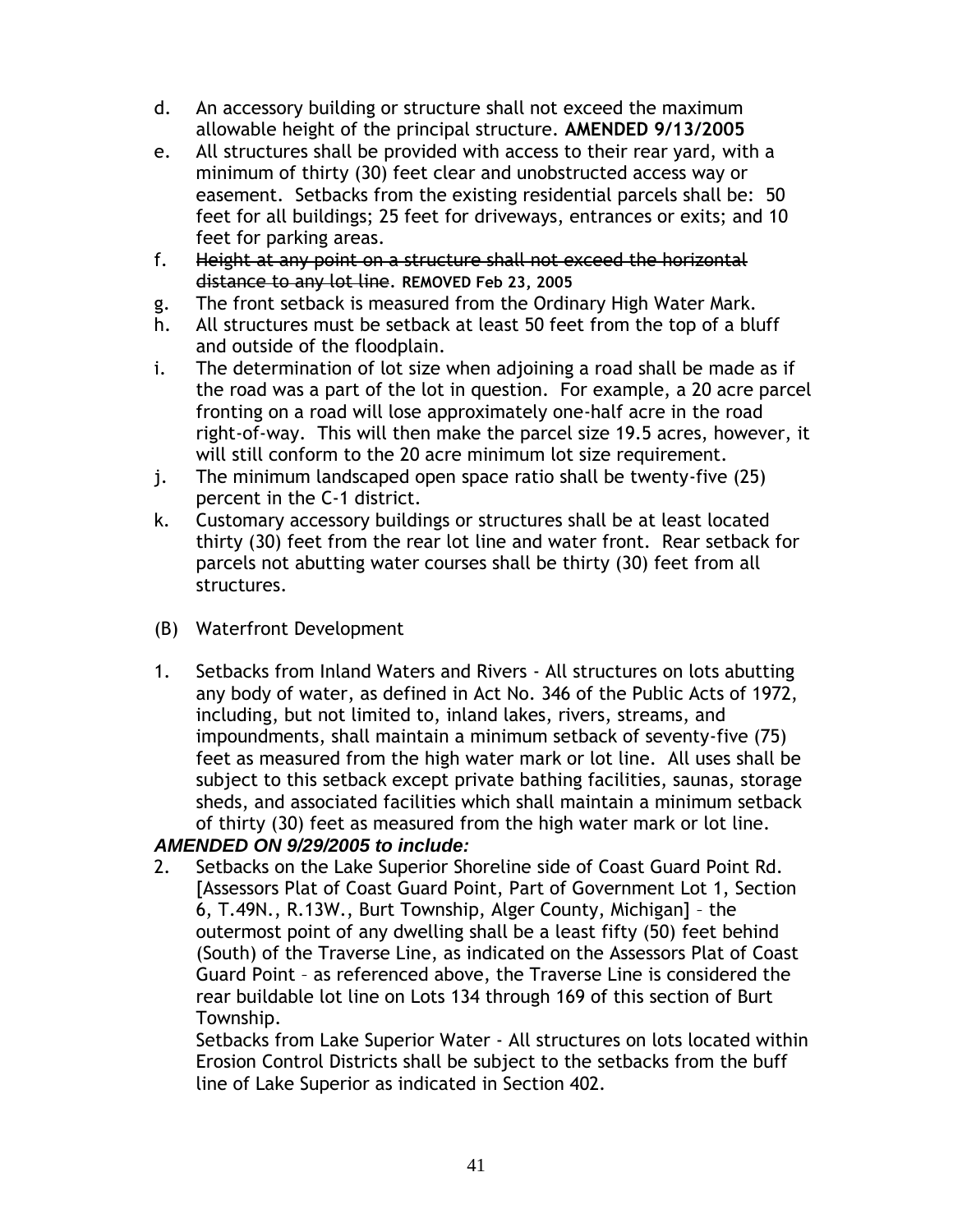d. An accessory building or structure shall not exceed the maximum allowable height of the principal structure. **AMENDED 9/13/2005**

e. All structures shall be provided with access to their rear yard, with a minimum of thirty (30) feet clear and unobstructed access way or easement. Setbacks from the existing residential parcels shall be: 50 feet for all buildings; 25 feet for driveways, entrances or exits; and 10 feet for parking areas.

f. ~~Height at any point on a structure shall not exceed the horizontal distance to any lot line~~. **REMOVED Feb 23, 2005**

g. The front setback is measured from the Ordinary High Water Mark.

h. All structures must be setback at least 50 feet from the top of a bluff and outside of the floodplain.

i. The determination of lot size when adjoining a road shall be made as if the road was a part of the lot in question. For example, a 20 acre parcel fronting on a road will lose approximately one-half acre in the road right-of-way. This will then make the parcel size 19.5 acres, however, it will still conform to the 20 acre minimum lot size requirement.

j. The minimum landscaped open space ratio shall be twenty-five (25) percent in the C-1 district.

k. Customary accessory buildings or structures shall be at least located thirty (30) feet from the rear lot line and water front. Rear setback for parcels not abutting water courses shall be thirty (30) feet from all structures.

(B) Waterfront Development

1. Setbacks from Inland Waters and Rivers - All structures on lots abutting any body of water, as defined in Act No. 346 of the Public Acts of 1972, including, but not limited to, inland lakes, rivers, streams, and impoundments, shall maintain a minimum setback of seventy-five (75) feet as measured from the high water mark or lot line. All uses shall be subject to this setback except private bathing facilities, saunas, storage sheds, and associated facilities which shall maintain a minimum setback of thirty (30) feet as measured from the high water mark or lot line.

***AMENDED ON 9/29/2005 to include:***

2. Setbacks on the Lake Superior Shoreline side of Coast Guard Point Rd. [Assessors Plat of Coast Guard Point, Part of Government Lot 1, Section 6, T.49N., R.13W., Burt Township, Alger County, Michigan] – the outermost point of any dwelling shall be a least fifty (50) feet behind (South) of the Traverse Line, as indicated on the Assessors Plat of Coast Guard Point – as referenced above, the Traverse Line is considered the rear buildable lot line on Lots 134 through 169 of this section of Burt Township.

   Setbacks from Lake Superior Water - All structures on lots located within Erosion Control Districts shall be subject to the setbacks from the buff line of Lake Superior as indicated in Section 402.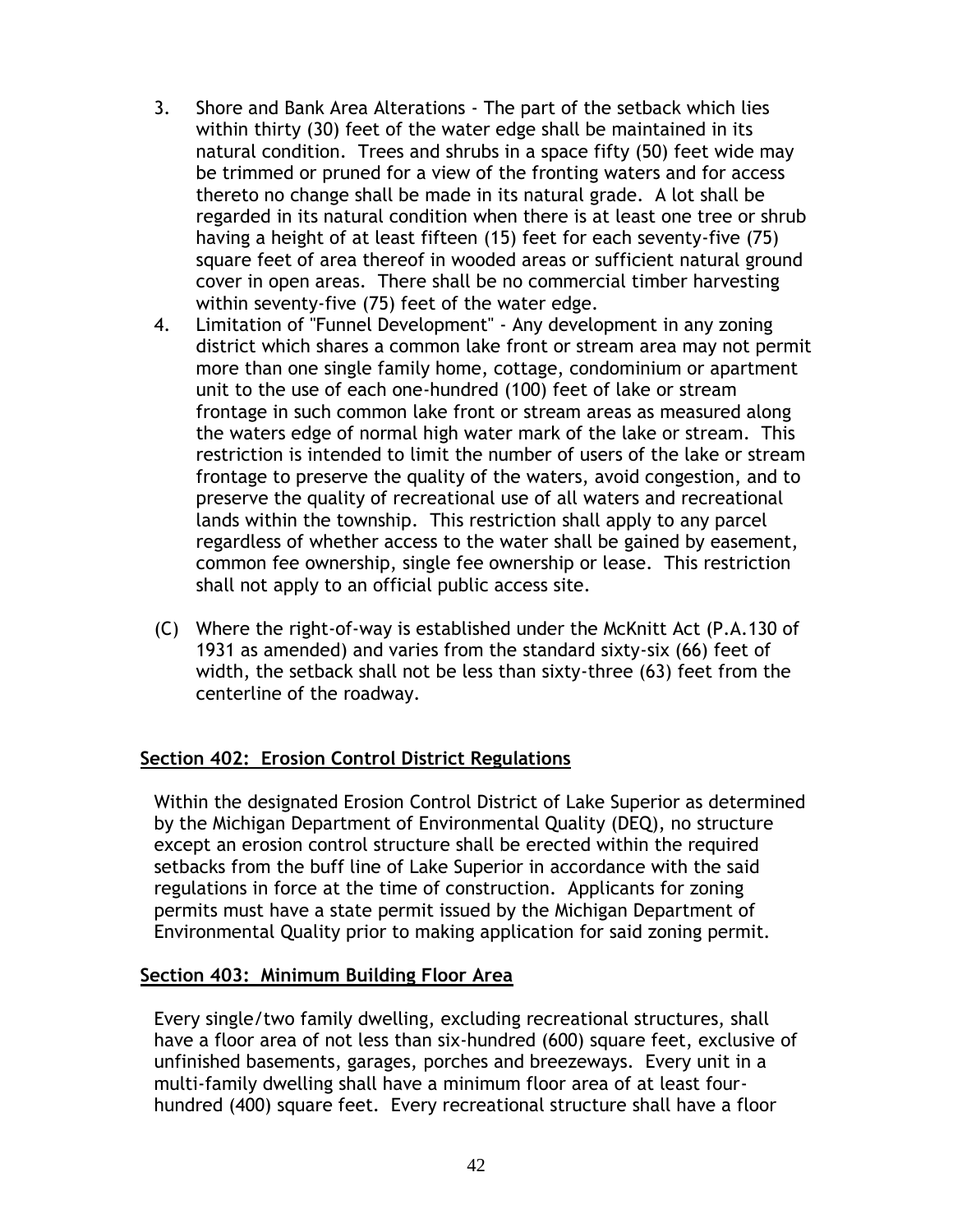3. Shore and Bank Area Alterations - The part of the setback which lies within thirty (30) feet of the water edge shall be maintained in its natural condition. Trees and shrubs in a space fifty (50) feet wide may be trimmed or pruned for a view of the fronting waters and for access thereto no change shall be made in its natural grade. A lot shall be regarded in its natural condition when there is at least one tree or shrub having a height of at least fifteen (15) feet for each seventy-five (75) square feet of area thereof in wooded areas or sufficient natural ground cover in open areas. There shall be no commercial timber harvesting within seventy-five (75) feet of the water edge.
4. Limitation of "Funnel Development" - Any development in any zoning district which shares a common lake front or stream area may not permit more than one single family home, cottage, condominium or apartment unit to the use of each one-hundred (100) feet of lake or stream frontage in such common lake front or stream areas as measured along the waters edge of normal high water mark of the lake or stream. This restriction is intended to limit the number of users of the lake or stream frontage to preserve the quality of the waters, avoid congestion, and to preserve the quality of recreational use of all waters and recreational lands within the township. This restriction shall apply to any parcel regardless of whether access to the water shall be gained by easement, common fee ownership, single fee ownership or lease. This restriction shall not apply to an official public access site.

(C) Where the right-of-way is established under the McKnitt Act (P.A.130 of 1931 as amended) and varies from the standard sixty-six (66) feet of width, the setback shall not be less than sixty-three (63) feet from the centerline of the roadway.

## Section 402: Erosion Control District Regulations

Within the designated Erosion Control District of Lake Superior as determined by the Michigan Department of Environmental Quality (DEQ), no structure except an erosion control structure shall be erected within the required setbacks from the buff line of Lake Superior in accordance with the said regulations in force at the time of construction. Applicants for zoning permits must have a state permit issued by the Michigan Department of Environmental Quality prior to making application for said zoning permit.

## Section 403: Minimum Building Floor Area

Every single/two family dwelling, excluding recreational structures, shall have a floor area of not less than six-hundred (600) square feet, exclusive of unfinished basements, garages, porches and breezeways. Every unit in a multi-family dwelling shall have a minimum floor area of at least four-hundred (400) square feet. Every recreational structure shall have a floor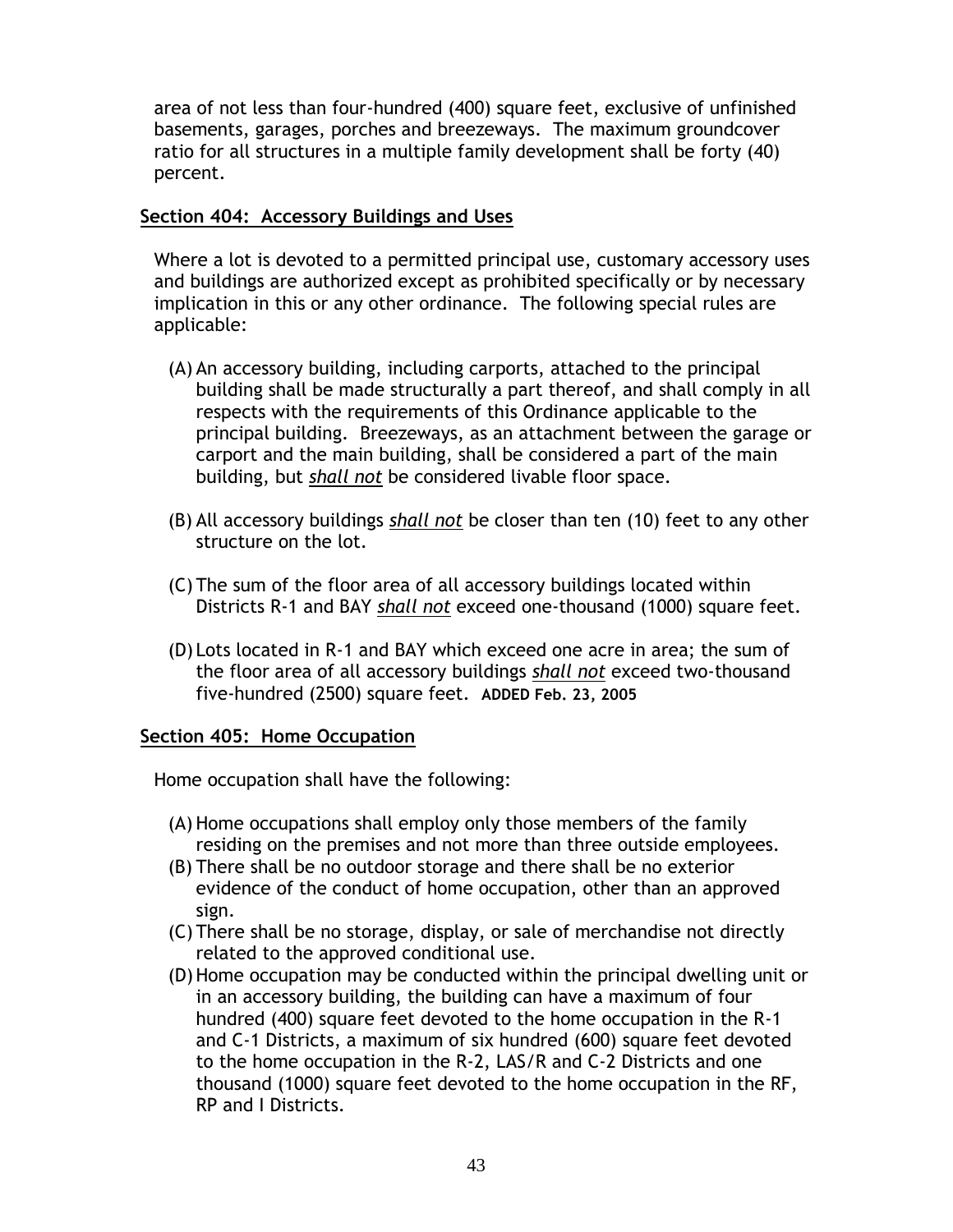area of not less than four-hundred (400) square feet, exclusive of unfinished basements, garages, porches and breezeways. The maximum groundcover ratio for all structures in a multiple family development shall be forty (40) percent.

**Section 404: Accessory Buildings and Uses**

Where a lot is devoted to a permitted principal use, customary accessory uses and buildings are authorized except as prohibited specifically or by necessary implication in this or any other ordinance. The following special rules are applicable:

(A) An accessory building, including carports, attached to the principal building shall be made structurally a part thereof, and shall comply in all respects with the requirements of this Ordinance applicable to the principal building. Breezeways, as an attachment between the garage or carport and the main building, shall be considered a part of the main building, but ***shall not*** be considered livable floor space.

(B) All accessory buildings ***shall not*** be closer than ten (10) feet to any other structure on the lot.

(C) The sum of the floor area of all accessory buildings located within Districts R-1 and BAY ***shall not*** exceed one-thousand (1000) square feet.

(D) Lots located in R-1 and BAY which exceed one acre in area; the sum of the floor area of all accessory buildings ***shall not*** exceed two-thousand five-hundred (2500) square feet. **ADDED Feb. 23, 2005**

**Section 405: Home Occupation**

Home occupation shall have the following:

(A) Home occupations shall employ only those members of the family residing on the premises and not more than three outside employees.
(B) There shall be no outdoor storage and there shall be no exterior evidence of the conduct of home occupation, other than an approved sign.
(C) There shall be no storage, display, or sale of merchandise not directly related to the approved conditional use.
(D) Home occupation may be conducted within the principal dwelling unit or in an accessory building, the building can have a maximum of four hundred (400) square feet devoted to the home occupation in the R-1 and C-1 Districts, a maximum of six hundred (600) square feet devoted to the home occupation in the R-2, LAS/R and C-2 Districts and one thousand (1000) square feet devoted to the home occupation in the RF, RP and I Districts.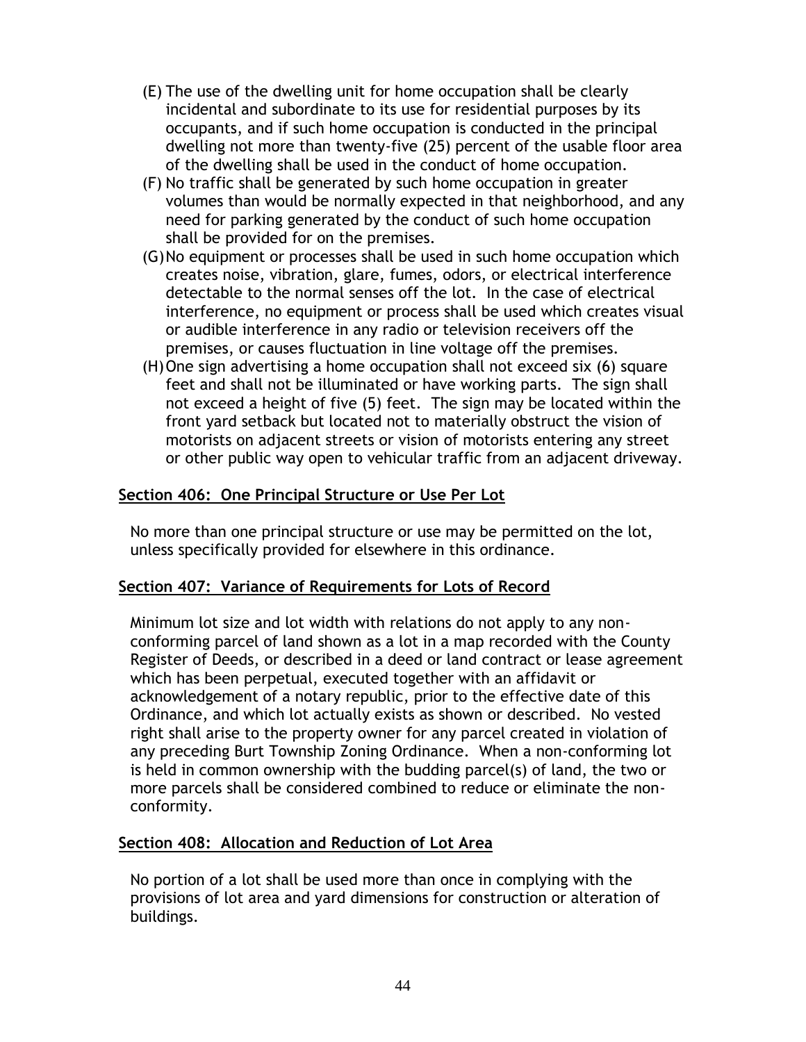(E) The use of the dwelling unit for home occupation shall be clearly incidental and subordinate to its use for residential purposes by its occupants, and if such home occupation is conducted in the principal dwelling not more than twenty-five (25) percent of the usable floor area of the dwelling shall be used in the conduct of home occupation.

(F) No traffic shall be generated by such home occupation in greater volumes than would be normally expected in that neighborhood, and any need for parking generated by the conduct of such home occupation shall be provided for on the premises.

(G) No equipment or processes shall be used in such home occupation which creates noise, vibration, glare, fumes, odors, or electrical interference detectable to the normal senses off the lot. In the case of electrical interference, no equipment or process shall be used which creates visual or audible interference in any radio or television receivers off the premises, or causes fluctuation in line voltage off the premises.

(H) One sign advertising a home occupation shall not exceed six (6) square feet and shall not be illuminated or have working parts. The sign shall not exceed a height of five (5) feet. The sign may be located within the front yard setback but located not to materially obstruct the vision of motorists on adjacent streets or vision of motorists entering any street or other public way open to vehicular traffic from an adjacent driveway.

## Section 406: One Principal Structure or Use Per Lot

No more than one principal structure or use may be permitted on the lot, unless specifically provided for elsewhere in this ordinance.

## Section 407: Variance of Requirements for Lots of Record

Minimum lot size and lot width with relations do not apply to any non-conforming parcel of land shown as a lot in a map recorded with the County Register of Deeds, or described in a deed or land contract or lease agreement which has been perpetual, executed together with an affidavit or acknowledgement of a notary republic, prior to the effective date of this Ordinance, and which lot actually exists as shown or described. No vested right shall arise to the property owner for any parcel created in violation of any preceding Burt Township Zoning Ordinance. When a non-conforming lot is held in common ownership with the budding parcel(s) of land, the two or more parcels shall be considered combined to reduce or eliminate the non-conformity.

## Section 408: Allocation and Reduction of Lot Area

No portion of a lot shall be used more than once in complying with the provisions of lot area and yard dimensions for construction or alteration of buildings.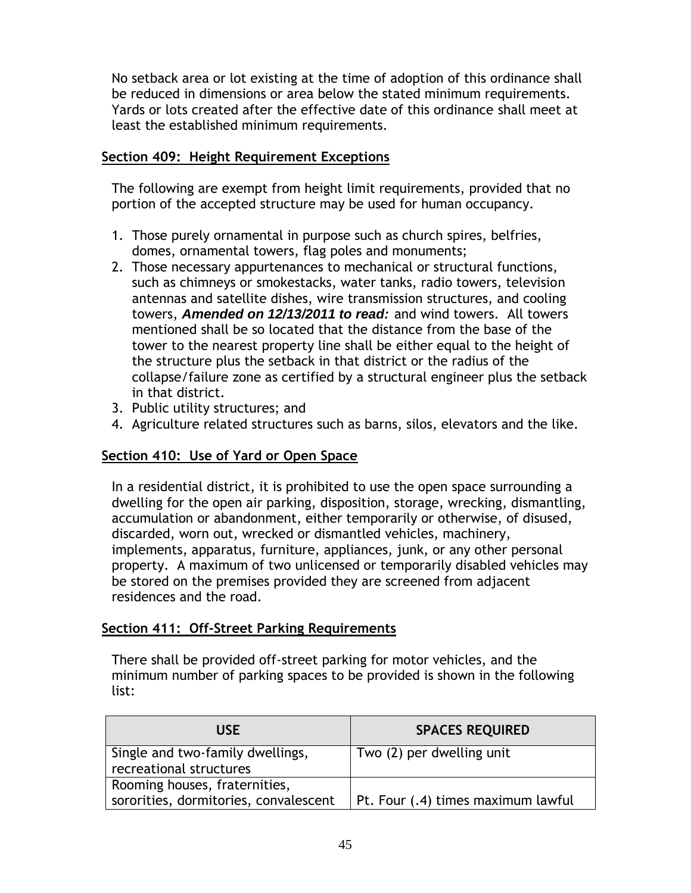No setback area or lot existing at the time of adoption of this ordinance shall be reduced in dimensions or area below the stated minimum requirements. Yards or lots created after the effective date of this ordinance shall meet at least the established minimum requirements.

## Section 409: Height Requirement Exceptions

The following are exempt from height limit requirements, provided that no portion of the accepted structure may be used for human occupancy.

1. Those purely ornamental in purpose such as church spires, belfries, domes, ornamental towers, flag poles and monuments;
2. Those necessary appurtenances to mechanical or structural functions, such as chimneys or smokestacks, water tanks, radio towers, television antennas and satellite dishes, wire transmission structures, and cooling towers, ***Amended on 12/13/2011 to read:*** and wind towers. All towers mentioned shall be so located that the distance from the base of the tower to the nearest property line shall be either equal to the height of the structure plus the setback in that district or the radius of the collapse/failure zone as certified by a structural engineer plus the setback in that district.
3. Public utility structures; and
4. Agriculture related structures such as barns, silos, elevators and the like.

## Section 410: Use of Yard or Open Space

In a residential district, it is prohibited to use the open space surrounding a dwelling for the open air parking, disposition, storage, wrecking, dismantling, accumulation or abandonment, either temporarily or otherwise, of disused, discarded, worn out, wrecked or dismantled vehicles, machinery, implements, apparatus, furniture, appliances, junk, or any other personal property. A maximum of two unlicensed or temporarily disabled vehicles may be stored on the premises provided they are screened from adjacent residences and the road.

## Section 411: Off-Street Parking Requirements

There shall be provided off-street parking for motor vehicles, and the minimum number of parking spaces to be provided is shown in the following list:

| USE | SPACES REQUIRED |
|---|---|
| Single and two-family dwellings, recreational structures | Two (2) per dwelling unit |
| Rooming houses, fraternities, sororities, dormitories, convalescent | Pt. Four (.4) times maximum lawful |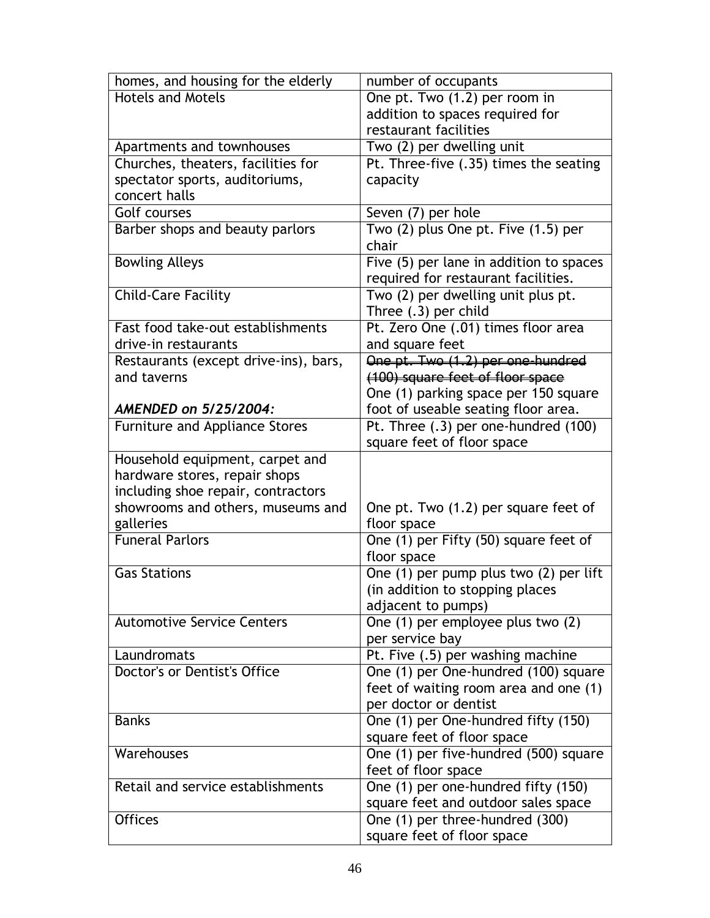| | |
|---|---|
| homes, and housing for the elderly | number of occupants |
| Hotels and Motels | One pt. Two (1.2) per room in addition to spaces required for restaurant facilities |
| Apartments and townhouses | Two (2) per dwelling unit |
| Churches, theaters, facilities for spectator sports, auditoriums, concert halls | Pt. Three-five (.35) times the seating capacity |
| Golf courses | Seven (7) per hole |
| Barber shops and beauty parlors | Two (2) plus One pt. Five (1.5) per chair |
| Bowling Alleys | Five (5) per lane in addition to spaces required for restaurant facilities. |
| Child-Care Facility | Two (2) per dwelling unit plus pt. Three (.3) per child |
| Fast food take-out establishments drive-in restaurants | Pt. Zero One (.01) times floor area and square feet |
| Restaurants (except drive-ins), bars, and taverns<br><br>***AMENDED on 5/25/2004:*** | ~~One pt. Two (1.2) per one-hundred (100) square feet of floor space~~<br>One (1) parking space per 150 square foot of useable seating floor area. |
| Furniture and Appliance Stores | Pt. Three (.3) per one-hundred (100) square feet of floor space |
| Household equipment, carpet and hardware stores, repair shops including shoe repair, contractors showrooms and others, museums and galleries | One pt. Two (1.2) per square feet of floor space |
| Funeral Parlors | One (1) per Fifty (50) square feet of floor space |
| Gas Stations | One (1) per pump plus two (2) per lift (in addition to stopping places adjacent to pumps) |
| Automotive Service Centers | One (1) per employee plus two (2) per service bay |
| Laundromats | Pt. Five (.5) per washing machine |
| Doctor's or Dentist's Office | One (1) per One-hundred (100) square feet of waiting room area and one (1) per doctor or dentist |
| Banks | One (1) per One-hundred fifty (150) square feet of floor space |
| Warehouses | One (1) per five-hundred (500) square feet of floor space |
| Retail and service establishments | One (1) per one-hundred fifty (150) square feet and outdoor sales space |
| Offices | One (1) per three-hundred (300) square feet of floor space |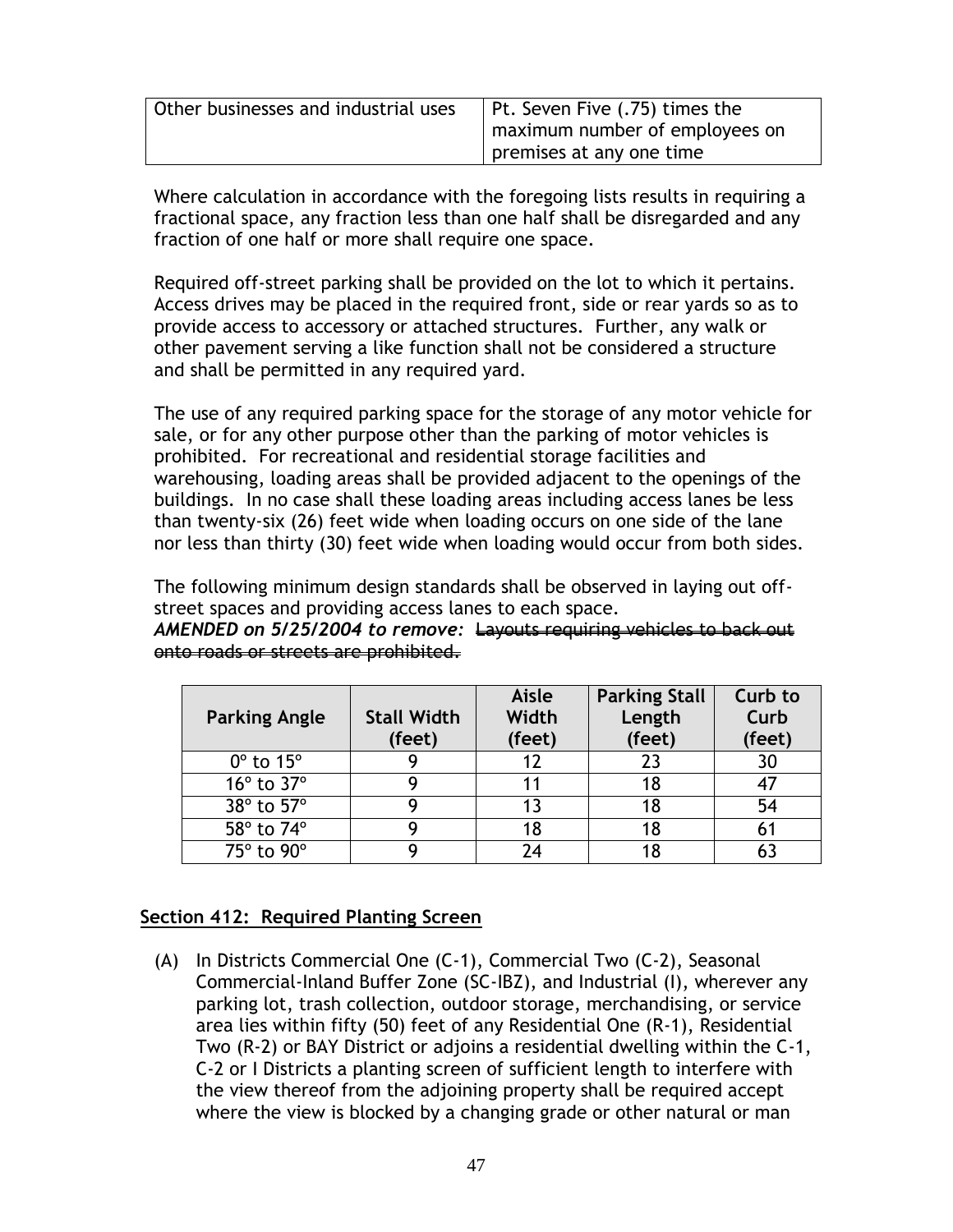| Other businesses and industrial uses | Pt. Seven Five (.75) times the maximum number of employees on premises at any one time |
|---|---|

Where calculation in accordance with the foregoing lists results in requiring a fractional space, any fraction less than one half shall be disregarded and any fraction of one half or more shall require one space.

Required off-street parking shall be provided on the lot to which it pertains. Access drives may be placed in the required front, side or rear yards so as to provide access to accessory or attached structures. Further, any walk or other pavement serving a like function shall not be considered a structure and shall be permitted in any required yard.

The use of any required parking space for the storage of any motor vehicle for sale, or for any other purpose other than the parking of motor vehicles is prohibited. For recreational and residential storage facilities and warehousing, loading areas shall be provided adjacent to the openings of the buildings. In no case shall these loading areas including access lanes be less than twenty-six (26) feet wide when loading occurs on one side of the lane nor less than thirty (30) feet wide when loading would occur from both sides.

The following minimum design standards shall be observed in laying out off-street spaces and providing access lanes to each space.
***AMENDED on 5/25/2004 to remove:*** ~~Layouts requiring vehicles to back out onto roads or streets are prohibited.~~

| Parking Angle | Stall Width (feet) | Aisle Width (feet) | Parking Stall Length (feet) | Curb to Curb (feet) |
|---|---|---|---|---|
| 0° to 15° | 9 | 12 | 23 | 30 |
| 16° to 37° | 9 | 11 | 18 | 47 |
| 38° to 57° | 9 | 13 | 18 | 54 |
| 58° to 74° | 9 | 18 | 18 | 61 |
| 75° to 90° | 9 | 24 | 18 | 63 |

## Section 412: Required Planting Screen

(A) In Districts Commercial One (C-1), Commercial Two (C-2), Seasonal Commercial-Inland Buffer Zone (SC-IBZ), and Industrial (I), wherever any parking lot, trash collection, outdoor storage, merchandising, or service area lies within fifty (50) feet of any Residential One (R-1), Residential Two (R-2) or BAY District or adjoins a residential dwelling within the C-1, C-2 or I Districts a planting screen of sufficient length to interfere with the view thereof from the adjoining property shall be required accept where the view is blocked by a changing grade or other natural or man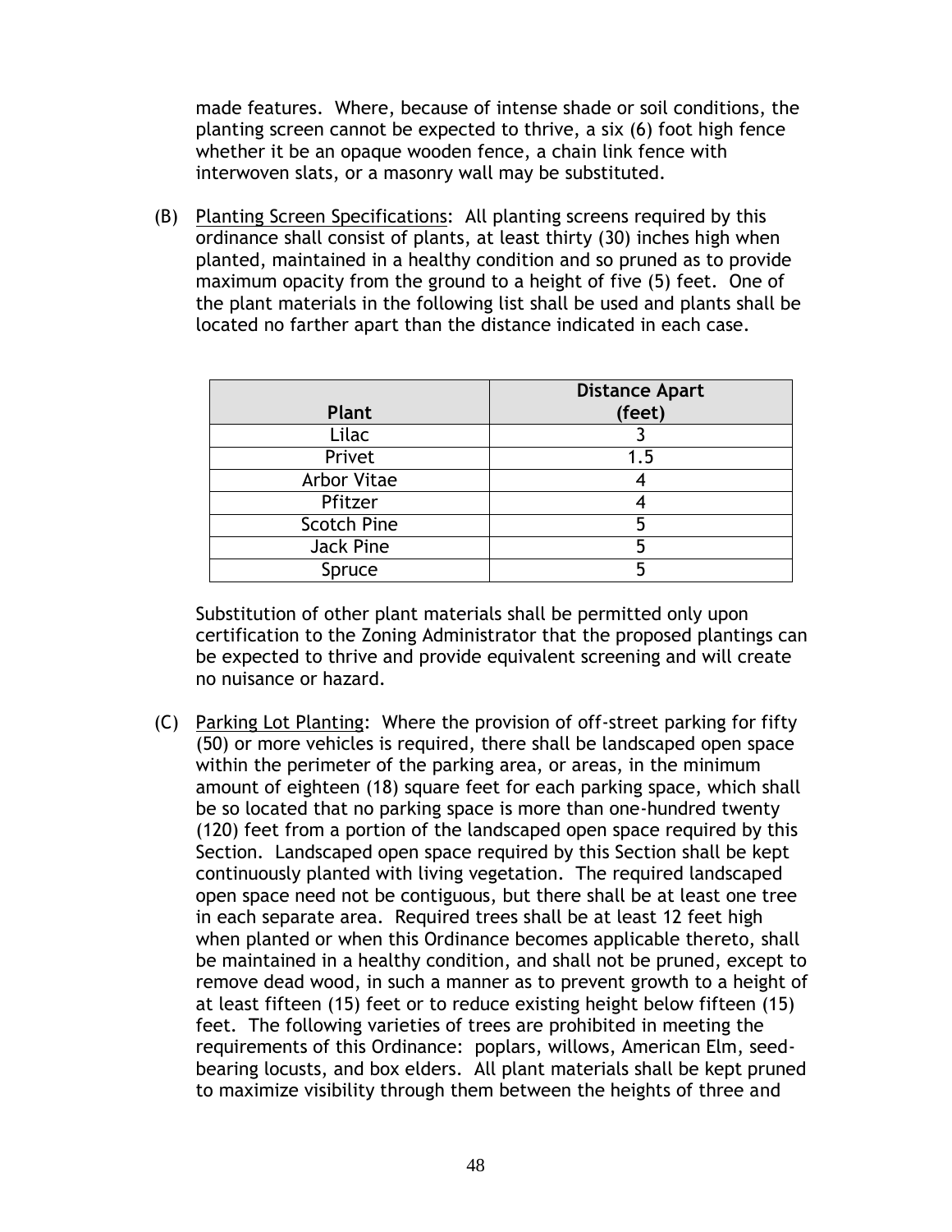made features. Where, because of intense shade or soil conditions, the planting screen cannot be expected to thrive, a six (6) foot high fence whether it be an opaque wooden fence, a chain link fence with interwoven slats, or a masonry wall may be substituted.

(B) Planting Screen Specifications: All planting screens required by this ordinance shall consist of plants, at least thirty (30) inches high when planted, maintained in a healthy condition and so pruned as to provide maximum opacity from the ground to a height of five (5) feet. One of the plant materials in the following list shall be used and plants shall be located no farther apart than the distance indicated in each case.

| Plant | Distance Apart (feet) |
|---|---|
| Lilac | 3 |
| Privet | 1.5 |
| Arbor Vitae | 4 |
| Pfitzer | 4 |
| Scotch Pine | 5 |
| Jack Pine | 5 |
| Spruce | 5 |

Substitution of other plant materials shall be permitted only upon certification to the Zoning Administrator that the proposed plantings can be expected to thrive and provide equivalent screening and will create no nuisance or hazard.

(C) Parking Lot Planting: Where the provision of off-street parking for fifty (50) or more vehicles is required, there shall be landscaped open space within the perimeter of the parking area, or areas, in the minimum amount of eighteen (18) square feet for each parking space, which shall be so located that no parking space is more than one-hundred twenty (120) feet from a portion of the landscaped open space required by this Section. Landscaped open space required by this Section shall be kept continuously planted with living vegetation. The required landscaped open space need not be contiguous, but there shall be at least one tree in each separate area. Required trees shall be at least 12 feet high when planted or when this Ordinance becomes applicable thereto, shall be maintained in a healthy condition, and shall not be pruned, except to remove dead wood, in such a manner as to prevent growth to a height of at least fifteen (15) feet or to reduce existing height below fifteen (15) feet. The following varieties of trees are prohibited in meeting the requirements of this Ordinance: poplars, willows, American Elm, seed-bearing locusts, and box elders. All plant materials shall be kept pruned to maximize visibility through them between the heights of three and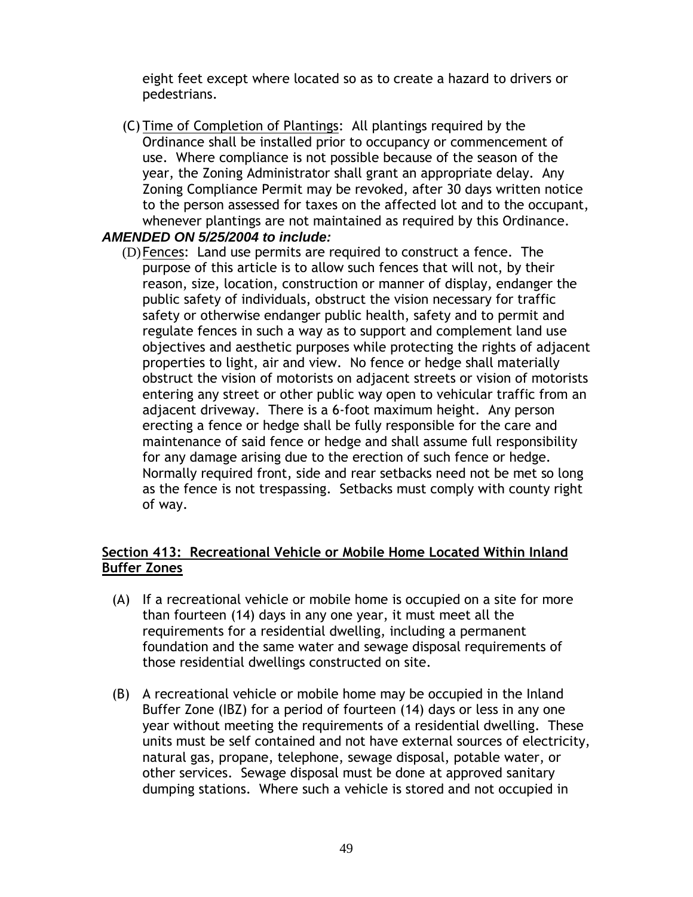eight feet except where located so as to create a hazard to drivers or pedestrians.

(C) Time of Completion of Plantings: All plantings required by the Ordinance shall be installed prior to occupancy or commencement of use. Where compliance is not possible because of the season of the year, the Zoning Administrator shall grant an appropriate delay. Any Zoning Compliance Permit may be revoked, after 30 days written notice to the person assessed for taxes on the affected lot and to the occupant, whenever plantings are not maintained as required by this Ordinance.

***AMENDED ON 5/25/2004 to include:***

(D) Fences: Land use permits are required to construct a fence. The purpose of this article is to allow such fences that will not, by their reason, size, location, construction or manner of display, endanger the public safety of individuals, obstruct the vision necessary for traffic safety or otherwise endanger public health, safety and to permit and regulate fences in such a way as to support and complement land use objectives and aesthetic purposes while protecting the rights of adjacent properties to light, air and view. No fence or hedge shall materially obstruct the vision of motorists on adjacent streets or vision of motorists entering any street or other public way open to vehicular traffic from an adjacent driveway. There is a 6-foot maximum height. Any person erecting a fence or hedge shall be fully responsible for the care and maintenance of said fence or hedge and shall assume full responsibility for any damage arising due to the erection of such fence or hedge. Normally required front, side and rear setbacks need not be met so long as the fence is not trespassing. Setbacks must comply with county right of way.

## Section 413: Recreational Vehicle or Mobile Home Located Within Inland Buffer Zones

(A) If a recreational vehicle or mobile home is occupied on a site for more than fourteen (14) days in any one year, it must meet all the requirements for a residential dwelling, including a permanent foundation and the same water and sewage disposal requirements of those residential dwellings constructed on site.

(B) A recreational vehicle or mobile home may be occupied in the Inland Buffer Zone (IBZ) for a period of fourteen (14) days or less in any one year without meeting the requirements of a residential dwelling. These units must be self contained and not have external sources of electricity, natural gas, propane, telephone, sewage disposal, potable water, or other services. Sewage disposal must be done at approved sanitary dumping stations. Where such a vehicle is stored and not occupied in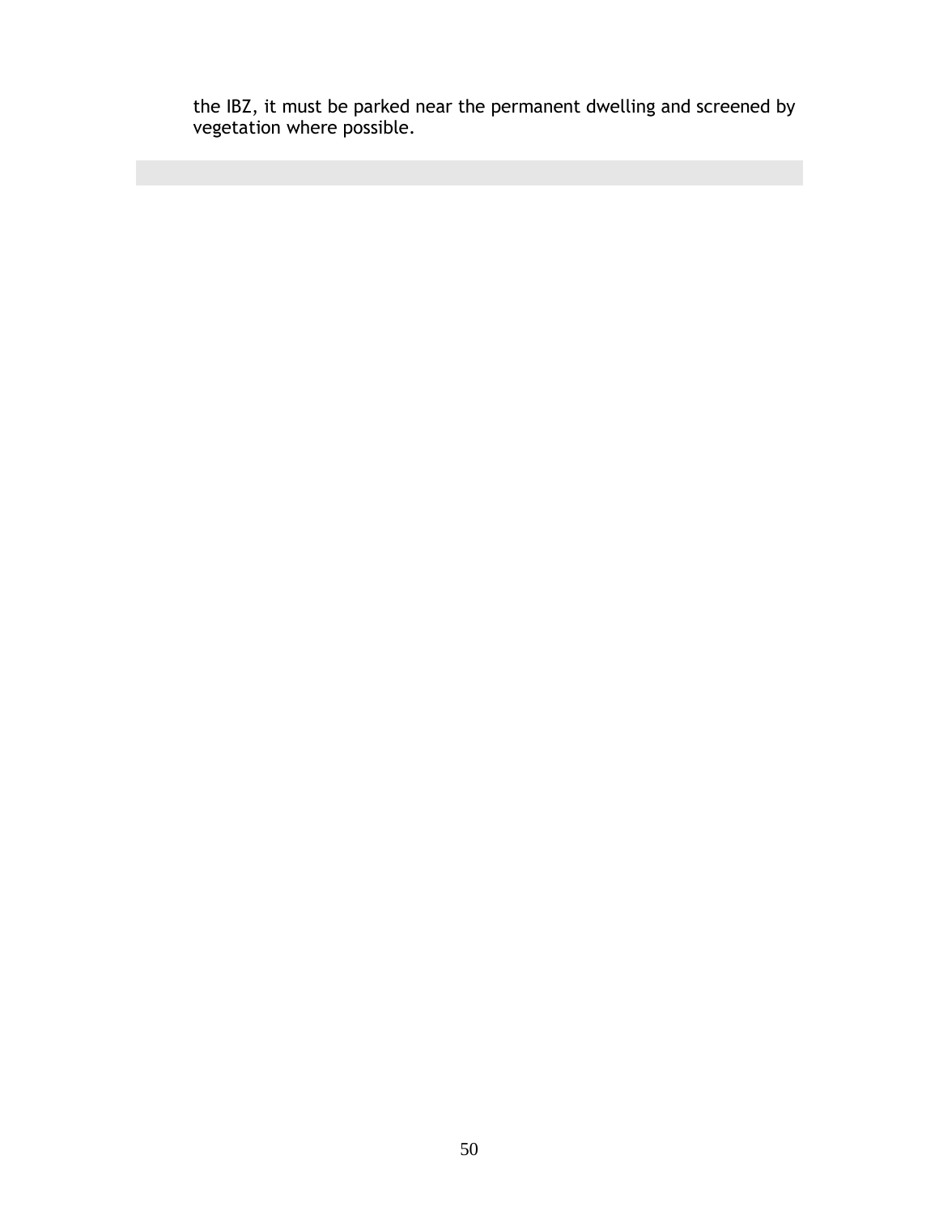the IBZ, it must be parked near the permanent dwelling and screened by vegetation where possible.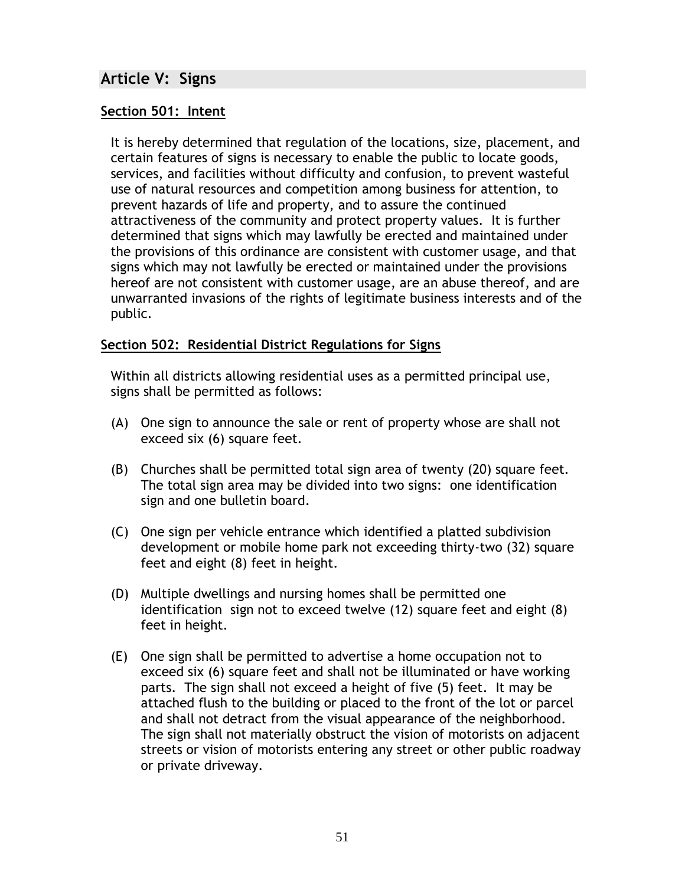## Article V: Signs

### Section 501: Intent

It is hereby determined that regulation of the locations, size, placement, and certain features of signs is necessary to enable the public to locate goods, services, and facilities without difficulty and confusion, to prevent wasteful use of natural resources and competition among business for attention, to prevent hazards of life and property, and to assure the continued attractiveness of the community and protect property values. It is further determined that signs which may lawfully be erected and maintained under the provisions of this ordinance are consistent with customer usage, and that signs which may not lawfully be erected or maintained under the provisions hereof are not consistent with customer usage, are an abuse thereof, and are unwarranted invasions of the rights of legitimate business interests and of the public.

### Section 502: Residential District Regulations for Signs

Within all districts allowing residential uses as a permitted principal use, signs shall be permitted as follows:

(A) One sign to announce the sale or rent of property whose are shall not exceed six (6) square feet.

(B) Churches shall be permitted total sign area of twenty (20) square feet. The total sign area may be divided into two signs: one identification sign and one bulletin board.

(C) One sign per vehicle entrance which identified a platted subdivision development or mobile home park not exceeding thirty-two (32) square feet and eight (8) feet in height.

(D) Multiple dwellings and nursing homes shall be permitted one identification sign not to exceed twelve (12) square feet and eight (8) feet in height.

(E) One sign shall be permitted to advertise a home occupation not to exceed six (6) square feet and shall not be illuminated or have working parts. The sign shall not exceed a height of five (5) feet. It may be attached flush to the building or placed to the front of the lot or parcel and shall not detract from the visual appearance of the neighborhood. The sign shall not materially obstruct the vision of motorists on adjacent streets or vision of motorists entering any street or other public roadway or private driveway.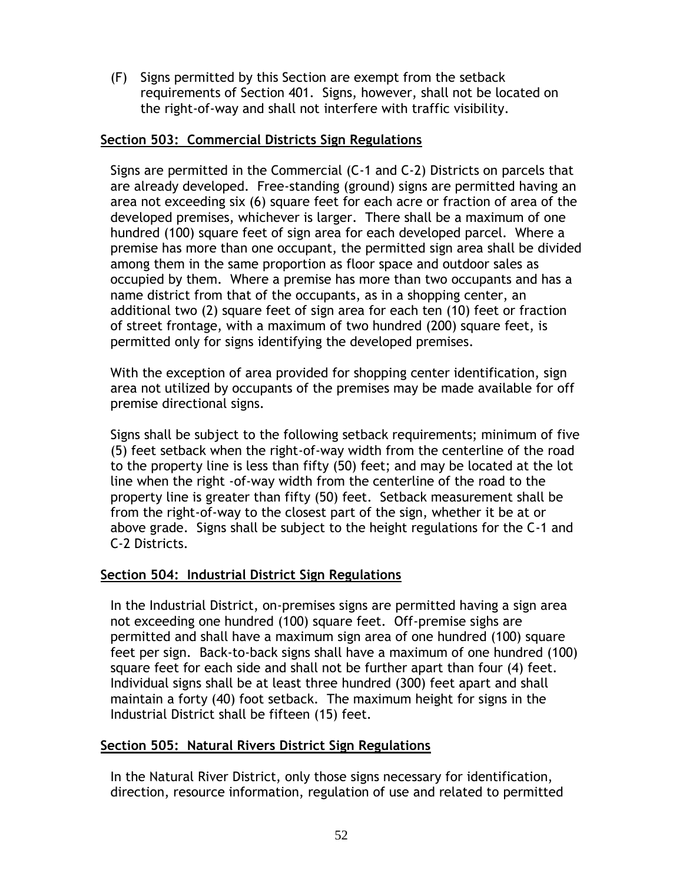(F) Signs permitted by this Section are exempt from the setback requirements of Section 401. Signs, however, shall not be located on the right-of-way and shall not interfere with traffic visibility.

## Section 503: Commercial Districts Sign Regulations

Signs are permitted in the Commercial (C-1 and C-2) Districts on parcels that are already developed. Free-standing (ground) signs are permitted having an area not exceeding six (6) square feet for each acre or fraction of area of the developed premises, whichever is larger. There shall be a maximum of one hundred (100) square feet of sign area for each developed parcel. Where a premise has more than one occupant, the permitted sign area shall be divided among them in the same proportion as floor space and outdoor sales as occupied by them. Where a premise has more than two occupants and has a name district from that of the occupants, as in a shopping center, an additional two (2) square feet of sign area for each ten (10) feet or fraction of street frontage, with a maximum of two hundred (200) square feet, is permitted only for signs identifying the developed premises.

With the exception of area provided for shopping center identification, sign area not utilized by occupants of the premises may be made available for off premise directional signs.

Signs shall be subject to the following setback requirements; minimum of five (5) feet setback when the right-of-way width from the centerline of the road to the property line is less than fifty (50) feet; and may be located at the lot line when the right -of-way width from the centerline of the road to the property line is greater than fifty (50) feet. Setback measurement shall be from the right-of-way to the closest part of the sign, whether it be at or above grade. Signs shall be subject to the height regulations for the C-1 and C-2 Districts.

## Section 504: Industrial District Sign Regulations

In the Industrial District, on-premises signs are permitted having a sign area not exceeding one hundred (100) square feet. Off-premise sighs are permitted and shall have a maximum sign area of one hundred (100) square feet per sign. Back-to-back signs shall have a maximum of one hundred (100) square feet for each side and shall not be further apart than four (4) feet. Individual signs shall be at least three hundred (300) feet apart and shall maintain a forty (40) foot setback. The maximum height for signs in the Industrial District shall be fifteen (15) feet.

## Section 505: Natural Rivers District Sign Regulations

In the Natural River District, only those signs necessary for identification, direction, resource information, regulation of use and related to permitted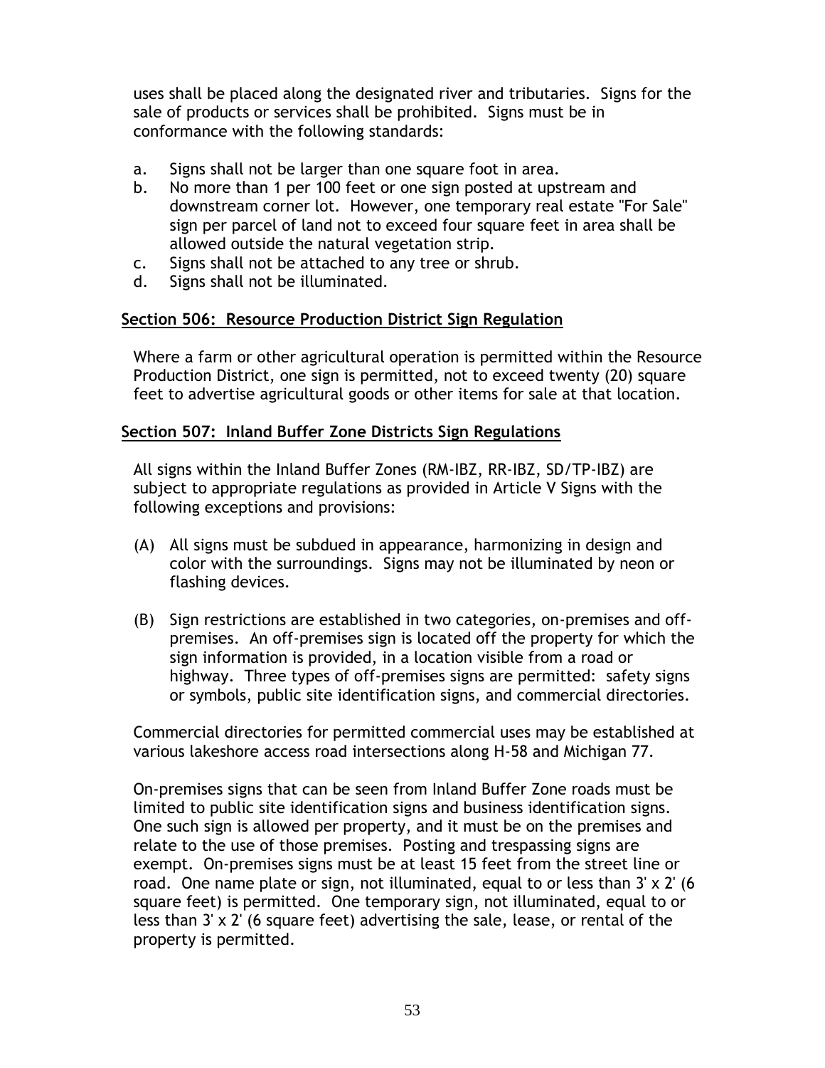uses shall be placed along the designated river and tributaries. Signs for the sale of products or services shall be prohibited. Signs must be in conformance with the following standards:

a. Signs shall not be larger than one square foot in area.
b. No more than 1 per 100 feet or one sign posted at upstream and downstream corner lot. However, one temporary real estate "For Sale" sign per parcel of land not to exceed four square feet in area shall be allowed outside the natural vegetation strip.
c. Signs shall not be attached to any tree or shrub.
d. Signs shall not be illuminated.

## Section 506: Resource Production District Sign Regulation

Where a farm or other agricultural operation is permitted within the Resource Production District, one sign is permitted, not to exceed twenty (20) square feet to advertise agricultural goods or other items for sale at that location.

## Section 507: Inland Buffer Zone Districts Sign Regulations

All signs within the Inland Buffer Zones (RM-IBZ, RR-IBZ, SD/TP-IBZ) are subject to appropriate regulations as provided in Article V Signs with the following exceptions and provisions:

(A) All signs must be subdued in appearance, harmonizing in design and color with the surroundings. Signs may not be illuminated by neon or flashing devices.

(B) Sign restrictions are established in two categories, on-premises and off-premises. An off-premises sign is located off the property for which the sign information is provided, in a location visible from a road or highway. Three types of off-premises signs are permitted: safety signs or symbols, public site identification signs, and commercial directories.

Commercial directories for permitted commercial uses may be established at various lakeshore access road intersections along H-58 and Michigan 77.

On-premises signs that can be seen from Inland Buffer Zone roads must be limited to public site identification signs and business identification signs. One such sign is allowed per property, and it must be on the premises and relate to the use of those premises. Posting and trespassing signs are exempt. On-premises signs must be at least 15 feet from the street line or road. One name plate or sign, not illuminated, equal to or less than 3' x 2' (6 square feet) is permitted. One temporary sign, not illuminated, equal to or less than 3' x 2' (6 square feet) advertising the sale, lease, or rental of the property is permitted.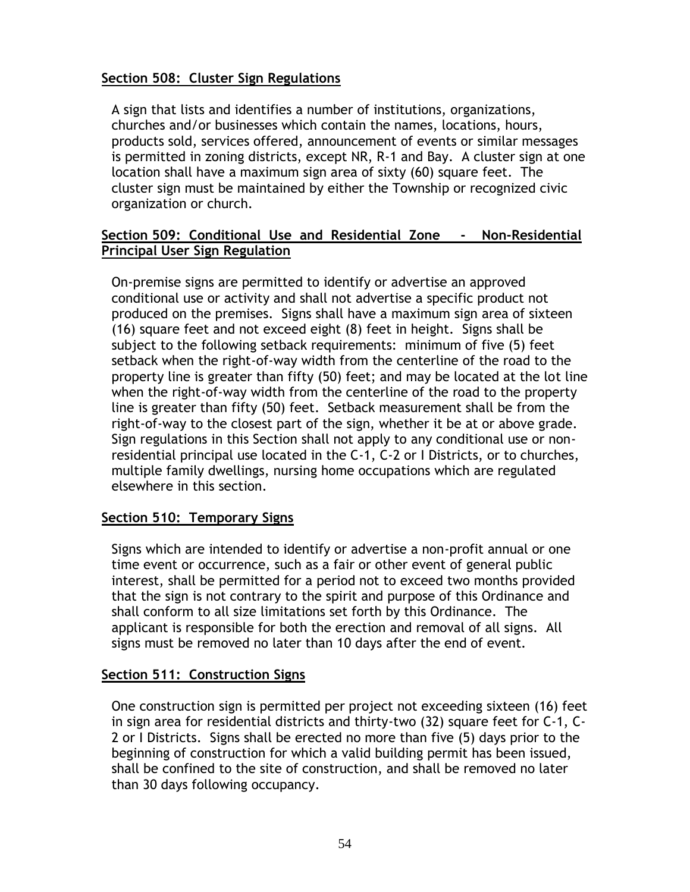## Section 508: Cluster Sign Regulations

A sign that lists and identifies a number of institutions, organizations, churches and/or businesses which contain the names, locations, hours, products sold, services offered, announcement of events or similar messages is permitted in zoning districts, except NR, R-1 and Bay. A cluster sign at one location shall have a maximum sign area of sixty (60) square feet. The cluster sign must be maintained by either the Township or recognized civic organization or church.

## Section 509: Conditional Use and Residential Zone - Non-Residential Principal User Sign Regulation

On-premise signs are permitted to identify or advertise an approved conditional use or activity and shall not advertise a specific product not produced on the premises. Signs shall have a maximum sign area of sixteen (16) square feet and not exceed eight (8) feet in height. Signs shall be subject to the following setback requirements: minimum of five (5) feet setback when the right-of-way width from the centerline of the road to the property line is greater than fifty (50) feet; and may be located at the lot line when the right-of-way width from the centerline of the road to the property line is greater than fifty (50) feet. Setback measurement shall be from the right-of-way to the closest part of the sign, whether it be at or above grade. Sign regulations in this Section shall not apply to any conditional use or non-residential principal use located in the C-1, C-2 or I Districts, or to churches, multiple family dwellings, nursing home occupations which are regulated elsewhere in this section.

## Section 510: Temporary Signs

Signs which are intended to identify or advertise a non-profit annual or one time event or occurrence, such as a fair or other event of general public interest, shall be permitted for a period not to exceed two months provided that the sign is not contrary to the spirit and purpose of this Ordinance and shall conform to all size limitations set forth by this Ordinance. The applicant is responsible for both the erection and removal of all signs. All signs must be removed no later than 10 days after the end of event.

## Section 511: Construction Signs

One construction sign is permitted per project not exceeding sixteen (16) feet in sign area for residential districts and thirty-two (32) square feet for C-1, C-2 or I Districts. Signs shall be erected no more than five (5) days prior to the beginning of construction for which a valid building permit has been issued, shall be confined to the site of construction, and shall be removed no later than 30 days following occupancy.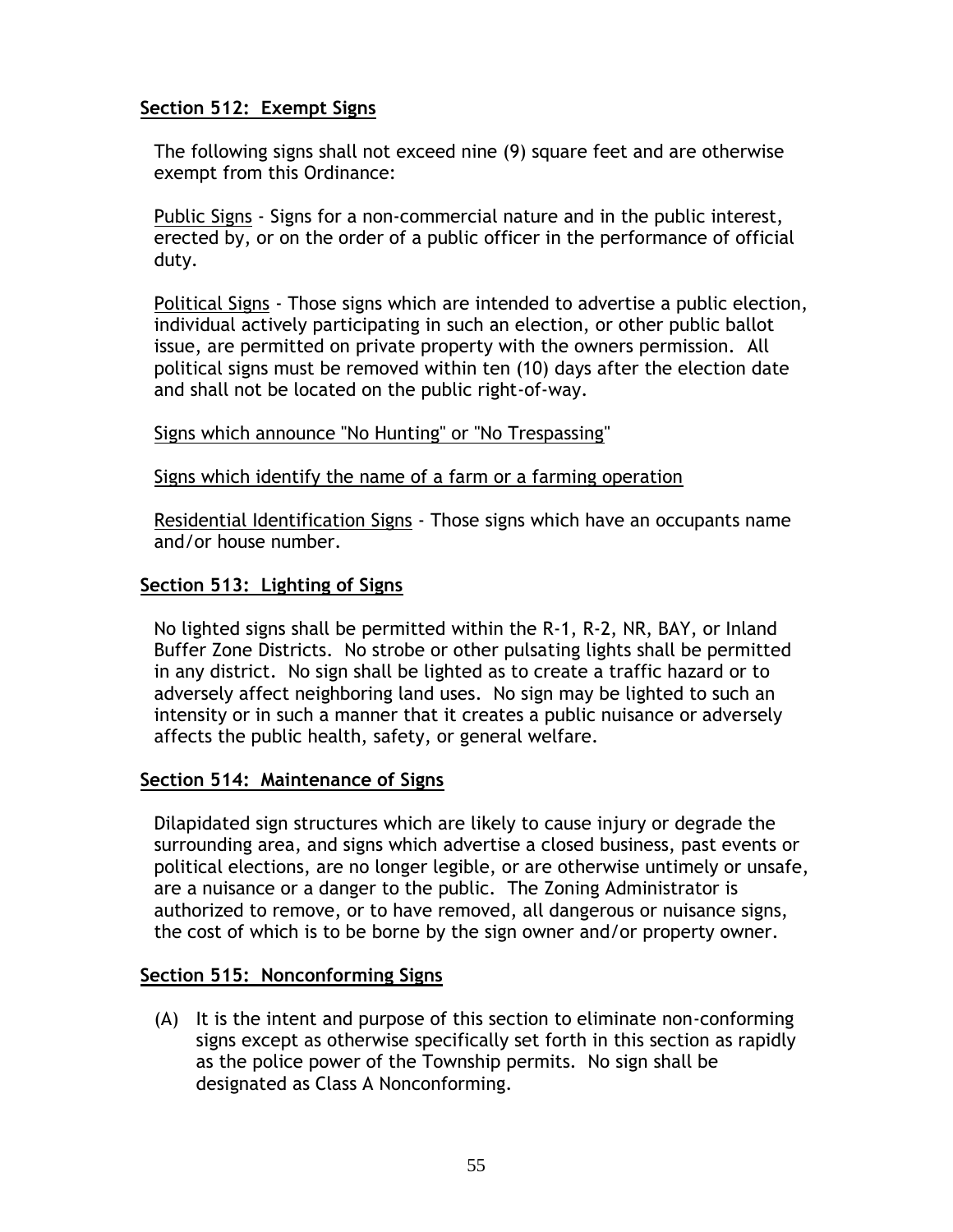**Section 512: Exempt Signs**

The following signs shall not exceed nine (9) square feet and are otherwise exempt from this Ordinance:

Public Signs - Signs for a non-commercial nature and in the public interest, erected by, or on the order of a public officer in the performance of official duty.

Political Signs - Those signs which are intended to advertise a public election, individual actively participating in such an election, or other public ballot issue, are permitted on private property with the owners permission. All political signs must be removed within ten (10) days after the election date and shall not be located on the public right-of-way.

Signs which announce "No Hunting" or "No Trespassing"

Signs which identify the name of a farm or a farming operation

Residential Identification Signs - Those signs which have an occupants name and/or house number.

**Section 513: Lighting of Signs**

No lighted signs shall be permitted within the R-1, R-2, NR, BAY, or Inland Buffer Zone Districts. No strobe or other pulsating lights shall be permitted in any district. No sign shall be lighted as to create a traffic hazard or to adversely affect neighboring land uses. No sign may be lighted to such an intensity or in such a manner that it creates a public nuisance or adversely affects the public health, safety, or general welfare.

**Section 514: Maintenance of Signs**

Dilapidated sign structures which are likely to cause injury or degrade the surrounding area, and signs which advertise a closed business, past events or political elections, are no longer legible, or are otherwise untimely or unsafe, are a nuisance or a danger to the public. The Zoning Administrator is authorized to remove, or to have removed, all dangerous or nuisance signs, the cost of which is to be borne by the sign owner and/or property owner.

**Section 515: Nonconforming Signs**

(A) It is the intent and purpose of this section to eliminate non-conforming signs except as otherwise specifically set forth in this section as rapidly as the police power of the Township permits. No sign shall be designated as Class A Nonconforming.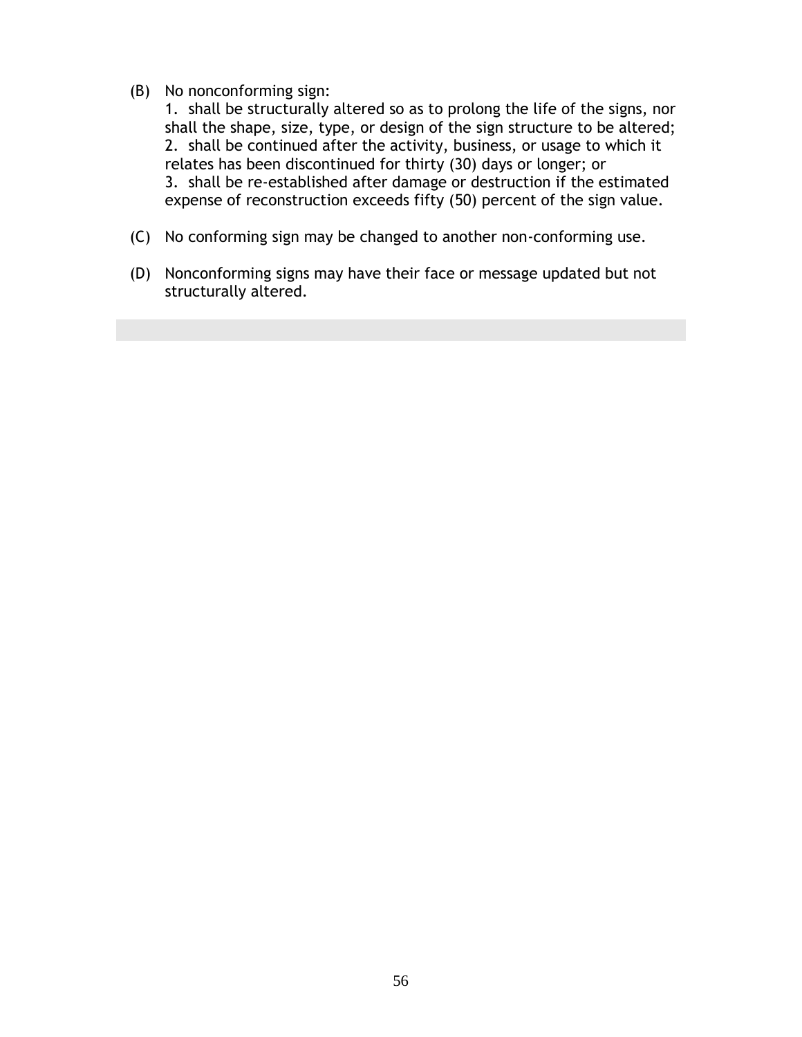(B) No nonconforming sign:
   1. shall be structurally altered so as to prolong the life of the signs, nor shall the shape, size, type, or design of the sign structure to be altered;
   2. shall be continued after the activity, business, or usage to which it relates has been discontinued for thirty (30) days or longer; or
   3. shall be re-established after damage or destruction if the estimated expense of reconstruction exceeds fifty (50) percent of the sign value.

(C) No conforming sign may be changed to another non-conforming use.

(D) Nonconforming signs may have their face or message updated but not structurally altered.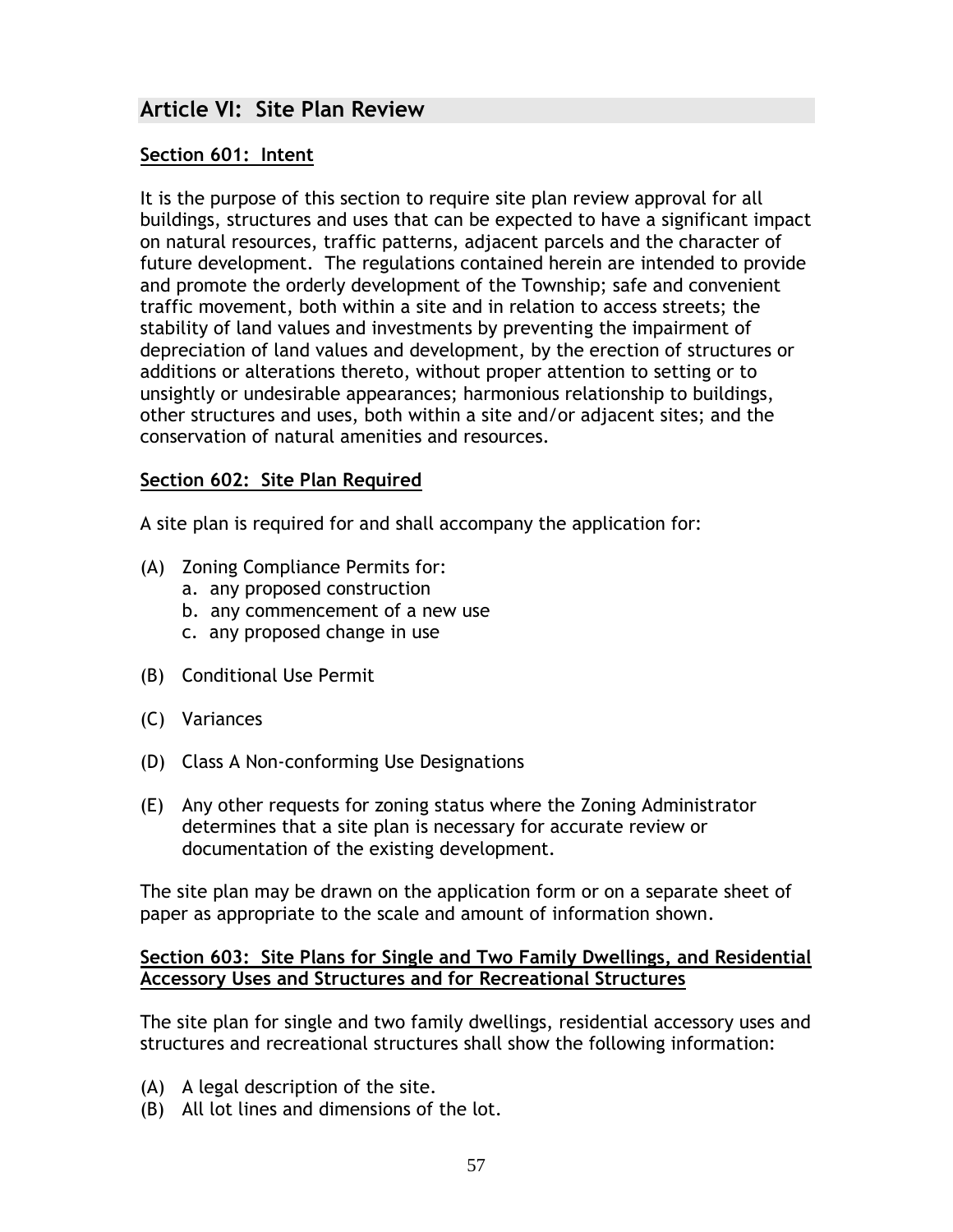## Article VI: Site Plan Review

### Section 601: Intent

It is the purpose of this section to require site plan review approval for all buildings, structures and uses that can be expected to have a significant impact on natural resources, traffic patterns, adjacent parcels and the character of future development. The regulations contained herein are intended to provide and promote the orderly development of the Township; safe and convenient traffic movement, both within a site and in relation to access streets; the stability of land values and investments by preventing the impairment of depreciation of land values and development, by the erection of structures or additions or alterations thereto, without proper attention to setting or to unsightly or undesirable appearances; harmonious relationship to buildings, other structures and uses, both within a site and/or adjacent sites; and the conservation of natural amenities and resources.

### Section 602: Site Plan Required

A site plan is required for and shall accompany the application for:

(A) Zoning Compliance Permits for:
  a. any proposed construction
  b. any commencement of a new use
  c. any proposed change in use

(B) Conditional Use Permit

(C) Variances

(D) Class A Non-conforming Use Designations

(E) Any other requests for zoning status where the Zoning Administrator determines that a site plan is necessary for accurate review or documentation of the existing development.

The site plan may be drawn on the application form or on a separate sheet of paper as appropriate to the scale and amount of information shown.

### Section 603: Site Plans for Single and Two Family Dwellings, and Residential Accessory Uses and Structures and for Recreational Structures

The site plan for single and two family dwellings, residential accessory uses and structures and recreational structures shall show the following information:

(A) A legal description of the site.
(B) All lot lines and dimensions of the lot.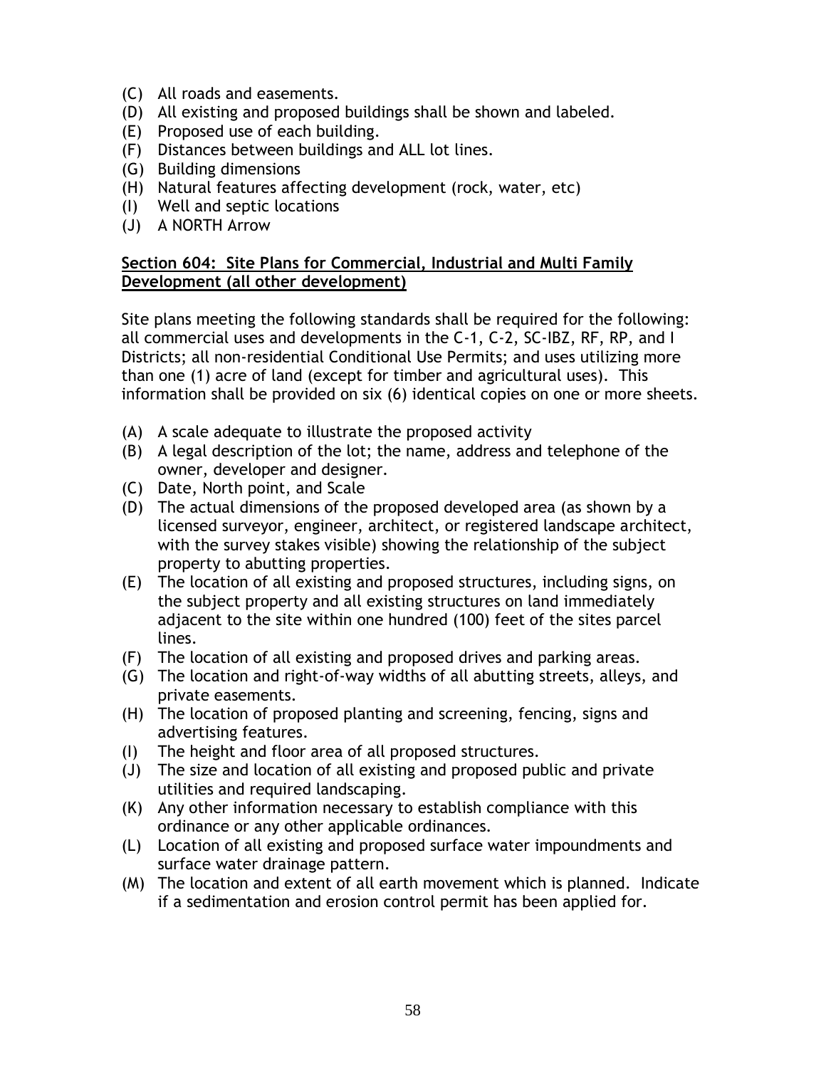(C) All roads and easements.
(D) All existing and proposed buildings shall be shown and labeled.
(E) Proposed use of each building.
(F) Distances between buildings and ALL lot lines.
(G) Building dimensions
(H) Natural features affecting development (rock, water, etc)
(I) Well and septic locations
(J) A NORTH Arrow

## Section 604: Site Plans for Commercial, Industrial and Multi Family Development (all other development)

Site plans meeting the following standards shall be required for the following: all commercial uses and developments in the C-1, C-2, SC-IBZ, RF, RP, and I Districts; all non-residential Conditional Use Permits; and uses utilizing more than one (1) acre of land (except for timber and agricultural uses). This information shall be provided on six (6) identical copies on one or more sheets.

(A) A scale adequate to illustrate the proposed activity
(B) A legal description of the lot; the name, address and telephone of the owner, developer and designer.
(C) Date, North point, and Scale
(D) The actual dimensions of the proposed developed area (as shown by a licensed surveyor, engineer, architect, or registered landscape architect, with the survey stakes visible) showing the relationship of the subject property to abutting properties.
(E) The location of all existing and proposed structures, including signs, on the subject property and all existing structures on land immediately adjacent to the site within one hundred (100) feet of the sites parcel lines.
(F) The location of all existing and proposed drives and parking areas.
(G) The location and right-of-way widths of all abutting streets, alleys, and private easements.
(H) The location of proposed planting and screening, fencing, signs and advertising features.
(I) The height and floor area of all proposed structures.
(J) The size and location of all existing and proposed public and private utilities and required landscaping.
(K) Any other information necessary to establish compliance with this ordinance or any other applicable ordinances.
(L) Location of all existing and proposed surface water impoundments and surface water drainage pattern.
(M) The location and extent of all earth movement which is planned. Indicate if a sedimentation and erosion control permit has been applied for.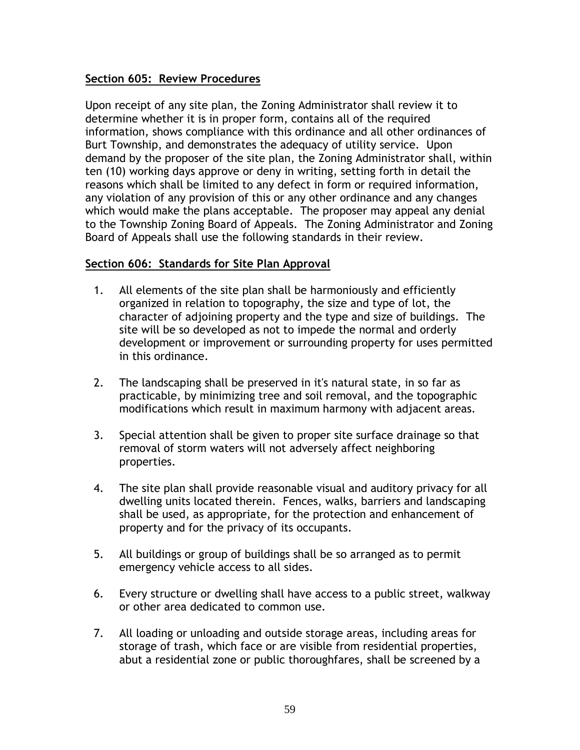## Section 605: Review Procedures

Upon receipt of any site plan, the Zoning Administrator shall review it to determine whether it is in proper form, contains all of the required information, shows compliance with this ordinance and all other ordinances of Burt Township, and demonstrates the adequacy of utility service. Upon demand by the proposer of the site plan, the Zoning Administrator shall, within ten (10) working days approve or deny in writing, setting forth in detail the reasons which shall be limited to any defect in form or required information, any violation of any provision of this or any other ordinance and any changes which would make the plans acceptable. The proposer may appeal any denial to the Township Zoning Board of Appeals. The Zoning Administrator and Zoning Board of Appeals shall use the following standards in their review.

## Section 606: Standards for Site Plan Approval

1. All elements of the site plan shall be harmoniously and efficiently organized in relation to topography, the size and type of lot, the character of adjoining property and the type and size of buildings. The site will be so developed as not to impede the normal and orderly development or improvement or surrounding property for uses permitted in this ordinance.

2. The landscaping shall be preserved in it's natural state, in so far as practicable, by minimizing tree and soil removal, and the topographic modifications which result in maximum harmony with adjacent areas.

3. Special attention shall be given to proper site surface drainage so that removal of storm waters will not adversely affect neighboring properties.

4. The site plan shall provide reasonable visual and auditory privacy for all dwelling units located therein. Fences, walks, barriers and landscaping shall be used, as appropriate, for the protection and enhancement of property and for the privacy of its occupants.

5. All buildings or group of buildings shall be so arranged as to permit emergency vehicle access to all sides.

6. Every structure or dwelling shall have access to a public street, walkway or other area dedicated to common use.

7. All loading or unloading and outside storage areas, including areas for storage of trash, which face or are visible from residential properties, abut a residential zone or public thoroughfares, shall be screened by a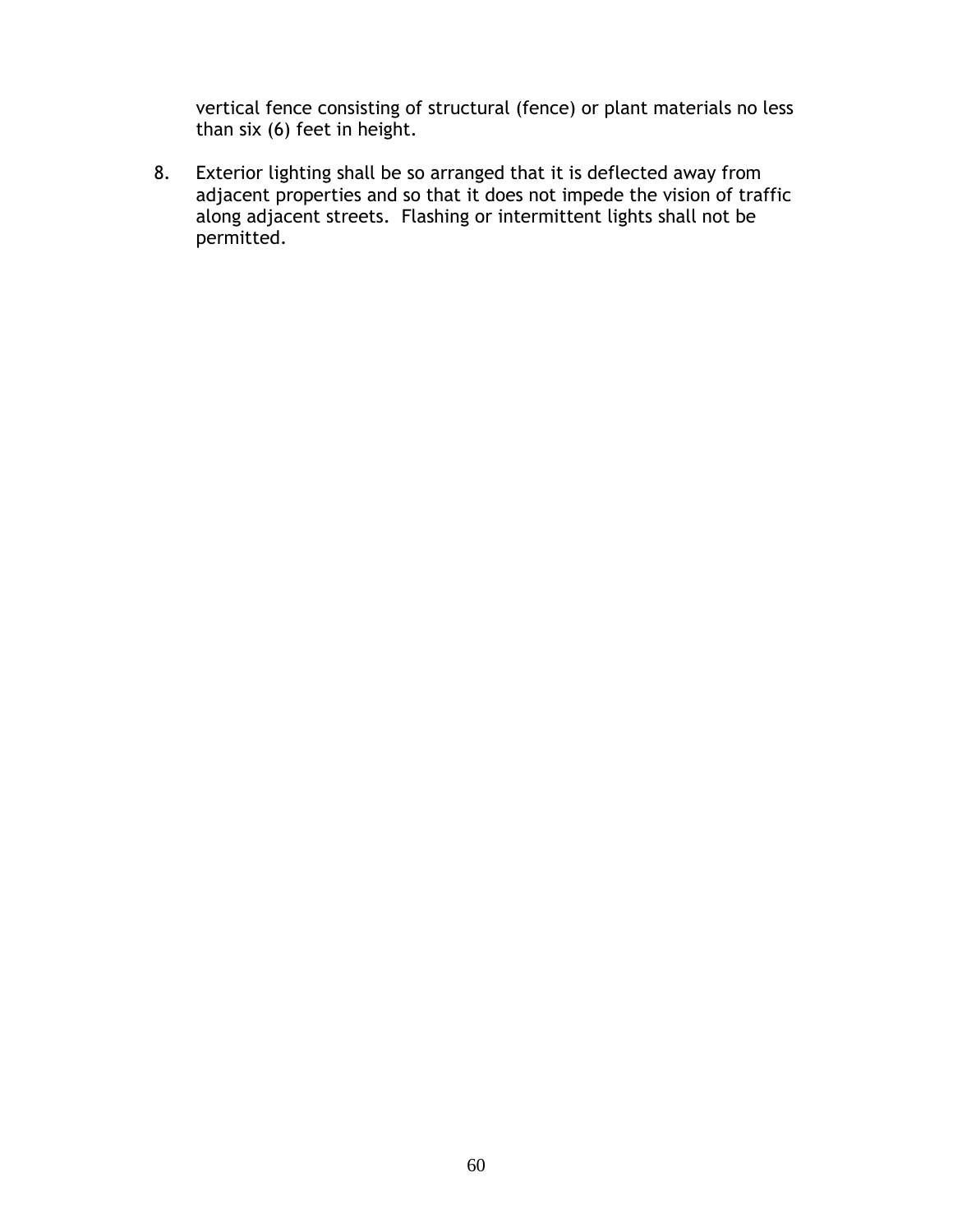vertical fence consisting of structural (fence) or plant materials no less than six (6) feet in height.

8. Exterior lighting shall be so arranged that it is deflected away from adjacent properties and so that it does not impede the vision of traffic along adjacent streets. Flashing or intermittent lights shall not be permitted.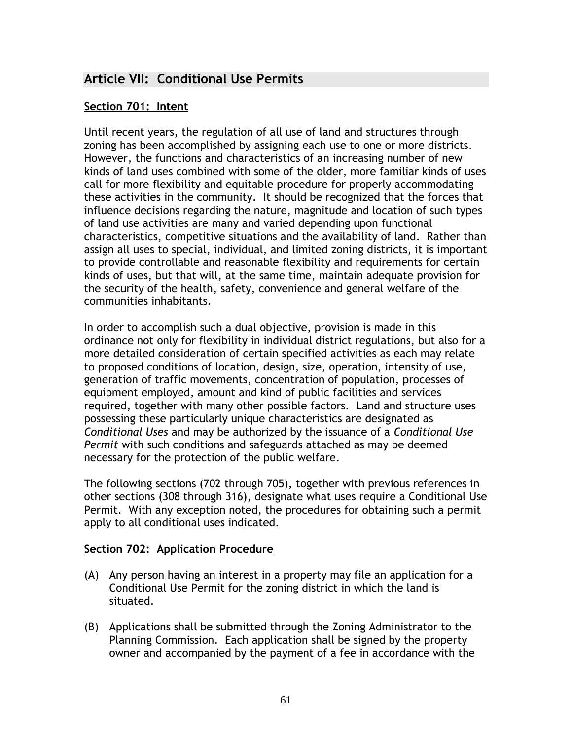## Article VII: Conditional Use Permits

### Section 701: Intent

Until recent years, the regulation of all use of land and structures through zoning has been accomplished by assigning each use to one or more districts. However, the functions and characteristics of an increasing number of new kinds of land uses combined with some of the older, more familiar kinds of uses call for more flexibility and equitable procedure for properly accommodating these activities in the community. It should be recognized that the forces that influence decisions regarding the nature, magnitude and location of such types of land use activities are many and varied depending upon functional characteristics, competitive situations and the availability of land. Rather than assign all uses to special, individual, and limited zoning districts, it is important to provide controllable and reasonable flexibility and requirements for certain kinds of uses, but that will, at the same time, maintain adequate provision for the security of the health, safety, convenience and general welfare of the communities inhabitants.

In order to accomplish such a dual objective, provision is made in this ordinance not only for flexibility in individual district regulations, but also for a more detailed consideration of certain specified activities as each may relate to proposed conditions of location, design, size, operation, intensity of use, generation of traffic movements, concentration of population, processes of equipment employed, amount and kind of public facilities and services required, together with many other possible factors. Land and structure uses possessing these particularly unique characteristics are designated as *Conditional Uses* and may be authorized by the issuance of a *Conditional Use Permit* with such conditions and safeguards attached as may be deemed necessary for the protection of the public welfare.

The following sections (702 through 705), together with previous references in other sections (308 through 316), designate what uses require a Conditional Use Permit. With any exception noted, the procedures for obtaining such a permit apply to all conditional uses indicated.

### Section 702: Application Procedure

(A) Any person having an interest in a property may file an application for a Conditional Use Permit for the zoning district in which the land is situated.

(B) Applications shall be submitted through the Zoning Administrator to the Planning Commission. Each application shall be signed by the property owner and accompanied by the payment of a fee in accordance with the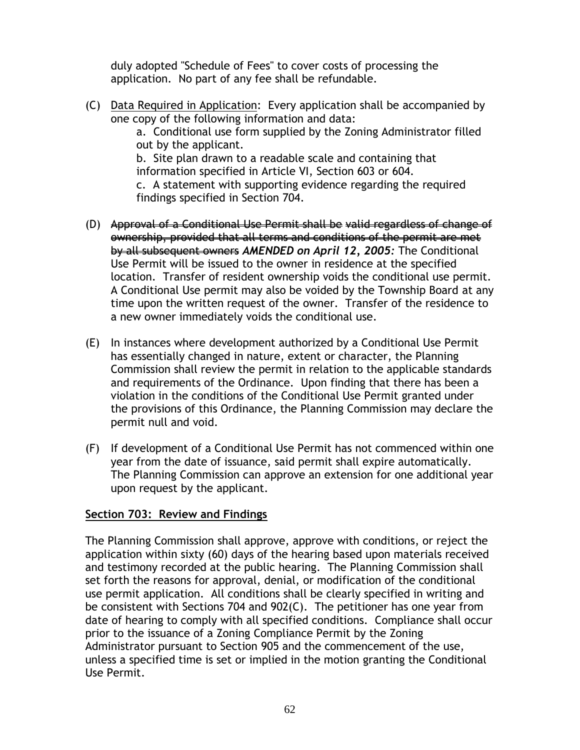duly adopted "Schedule of Fees" to cover costs of processing the application. No part of any fee shall be refundable.

(C) Data Required in Application: Every application shall be accompanied by one copy of the following information and data:

a. Conditional use form supplied by the Zoning Administrator filled out by the applicant.

b. Site plan drawn to a readable scale and containing that information specified in Article VI, Section 603 or 604.

c. A statement with supporting evidence regarding the required findings specified in Section 704.

(D) ~~Approval of a Conditional Use Permit shall be valid regardless of change of ownership, provided that all terms and conditions of the permit are met by all subsequent owners~~ ***AMENDED on April 12, 2005:*** The Conditional Use Permit will be issued to the owner in residence at the specified location. Transfer of resident ownership voids the conditional use permit. A Conditional Use permit may also be voided by the Township Board at any time upon the written request of the owner. Transfer of the residence to a new owner immediately voids the conditional use.

(E) In instances where development authorized by a Conditional Use Permit has essentially changed in nature, extent or character, the Planning Commission shall review the permit in relation to the applicable standards and requirements of the Ordinance. Upon finding that there has been a violation in the conditions of the Conditional Use Permit granted under the provisions of this Ordinance, the Planning Commission may declare the permit null and void.

(F) If development of a Conditional Use Permit has not commenced within one year from the date of issuance, said permit shall expire automatically. The Planning Commission can approve an extension for one additional year upon request by the applicant.

## Section 703: Review and Findings

The Planning Commission shall approve, approve with conditions, or reject the application within sixty (60) days of the hearing based upon materials received and testimony recorded at the public hearing. The Planning Commission shall set forth the reasons for approval, denial, or modification of the conditional use permit application. All conditions shall be clearly specified in writing and be consistent with Sections 704 and 902(C). The petitioner has one year from date of hearing to comply with all specified conditions. Compliance shall occur prior to the issuance of a Zoning Compliance Permit by the Zoning Administrator pursuant to Section 905 and the commencement of the use, unless a specified time is set or implied in the motion granting the Conditional Use Permit.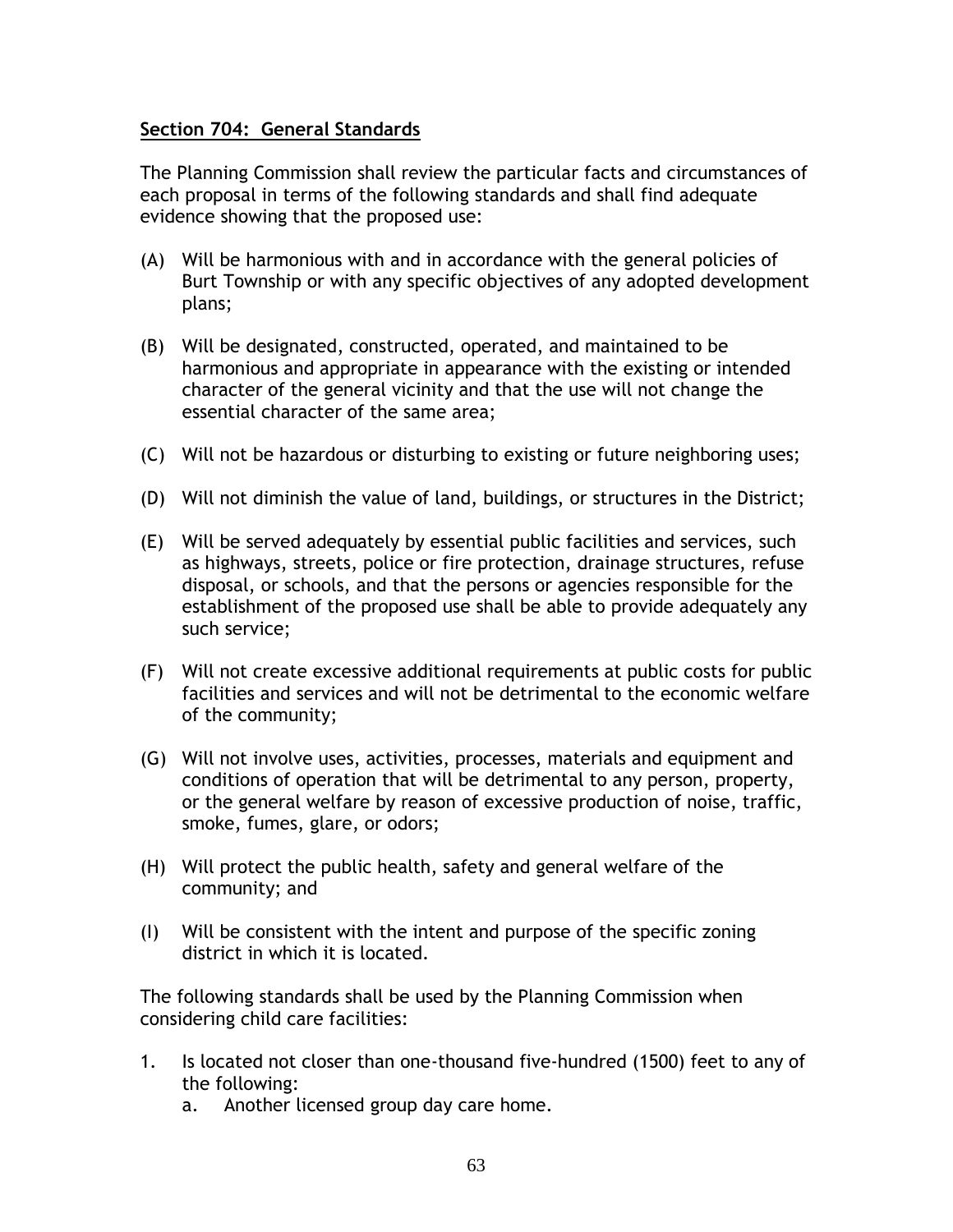**Section 704: General Standards**

The Planning Commission shall review the particular facts and circumstances of each proposal in terms of the following standards and shall find adequate evidence showing that the proposed use:

(A) Will be harmonious with and in accordance with the general policies of Burt Township or with any specific objectives of any adopted development plans;

(B) Will be designated, constructed, operated, and maintained to be harmonious and appropriate in appearance with the existing or intended character of the general vicinity and that the use will not change the essential character of the same area;

(C) Will not be hazardous or disturbing to existing or future neighboring uses;

(D) Will not diminish the value of land, buildings, or structures in the District;

(E) Will be served adequately by essential public facilities and services, such as highways, streets, police or fire protection, drainage structures, refuse disposal, or schools, and that the persons or agencies responsible for the establishment of the proposed use shall be able to provide adequately any such service;

(F) Will not create excessive additional requirements at public costs for public facilities and services and will not be detrimental to the economic welfare of the community;

(G) Will not involve uses, activities, processes, materials and equipment and conditions of operation that will be detrimental to any person, property, or the general welfare by reason of excessive production of noise, traffic, smoke, fumes, glare, or odors;

(H) Will protect the public health, safety and general welfare of the community; and

(I) Will be consistent with the intent and purpose of the specific zoning district in which it is located.

The following standards shall be used by the Planning Commission when considering child care facilities:

1. Is located not closer than one-thousand five-hundred (1500) feet to any of the following:
   a. Another licensed group day care home.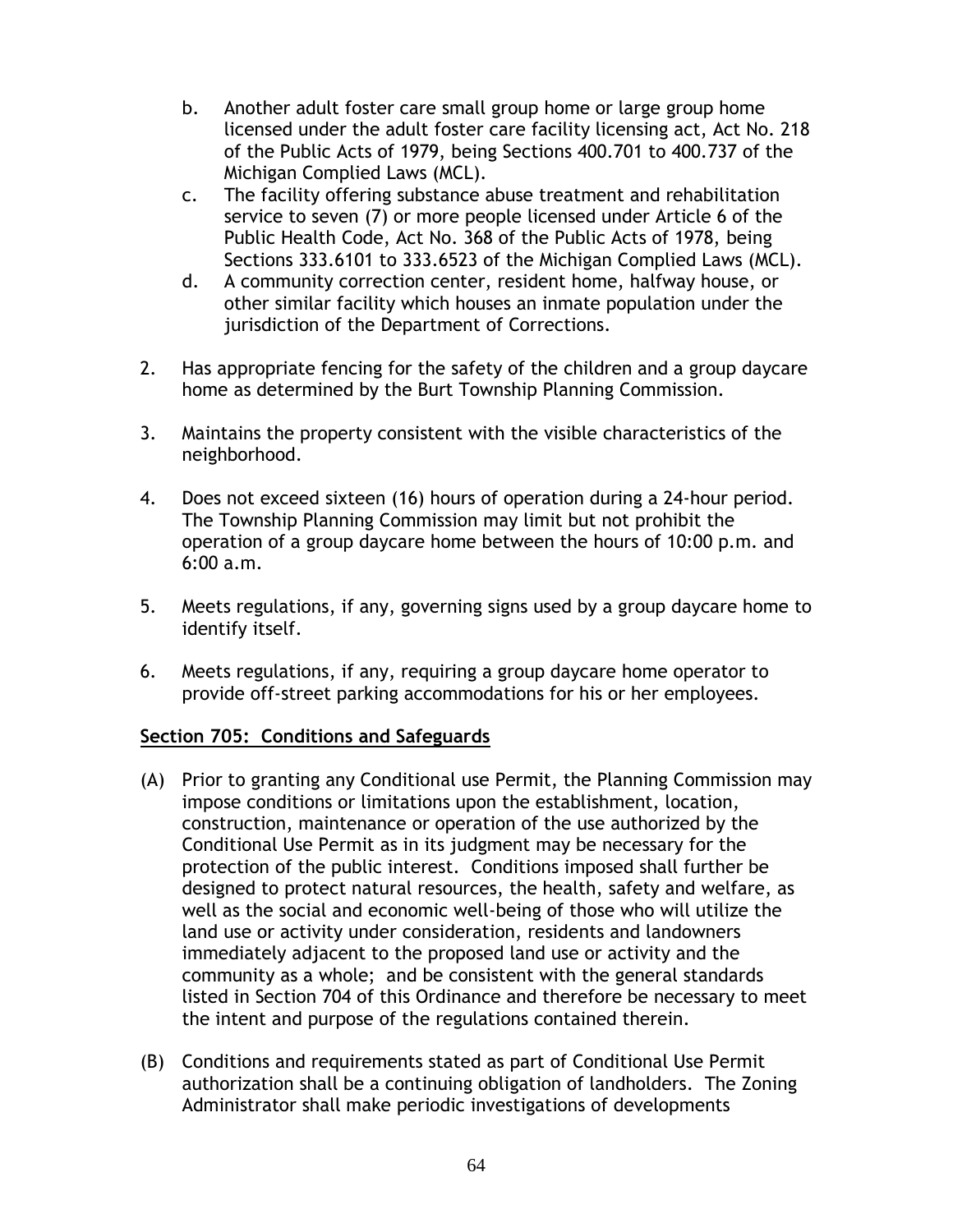b. Another adult foster care small group home or large group home licensed under the adult foster care facility licensing act, Act No. 218 of the Public Acts of 1979, being Sections 400.701 to 400.737 of the Michigan Complied Laws (MCL).
c. The facility offering substance abuse treatment and rehabilitation service to seven (7) or more people licensed under Article 6 of the Public Health Code, Act No. 368 of the Public Acts of 1978, being Sections 333.6101 to 333.6523 of the Michigan Complied Laws (MCL).
d. A community correction center, resident home, halfway house, or other similar facility which houses an inmate population under the jurisdiction of the Department of Corrections.

2. Has appropriate fencing for the safety of the children and a group daycare home as determined by the Burt Township Planning Commission.

3. Maintains the property consistent with the visible characteristics of the neighborhood.

4. Does not exceed sixteen (16) hours of operation during a 24-hour period. The Township Planning Commission may limit but not prohibit the operation of a group daycare home between the hours of 10:00 p.m. and 6:00 a.m.

5. Meets regulations, if any, governing signs used by a group daycare home to identify itself.

6. Meets regulations, if any, requiring a group daycare home operator to provide off-street parking accommodations for his or her employees.

**Section 705: Conditions and Safeguards**

(A) Prior to granting any Conditional use Permit, the Planning Commission may impose conditions or limitations upon the establishment, location, construction, maintenance or operation of the use authorized by the Conditional Use Permit as in its judgment may be necessary for the protection of the public interest. Conditions imposed shall further be designed to protect natural resources, the health, safety and welfare, as well as the social and economic well-being of those who will utilize the land use or activity under consideration, residents and landowners immediately adjacent to the proposed land use or activity and the community as a whole; and be consistent with the general standards listed in Section 704 of this Ordinance and therefore be necessary to meet the intent and purpose of the regulations contained therein.

(B) Conditions and requirements stated as part of Conditional Use Permit authorization shall be a continuing obligation of landholders. The Zoning Administrator shall make periodic investigations of developments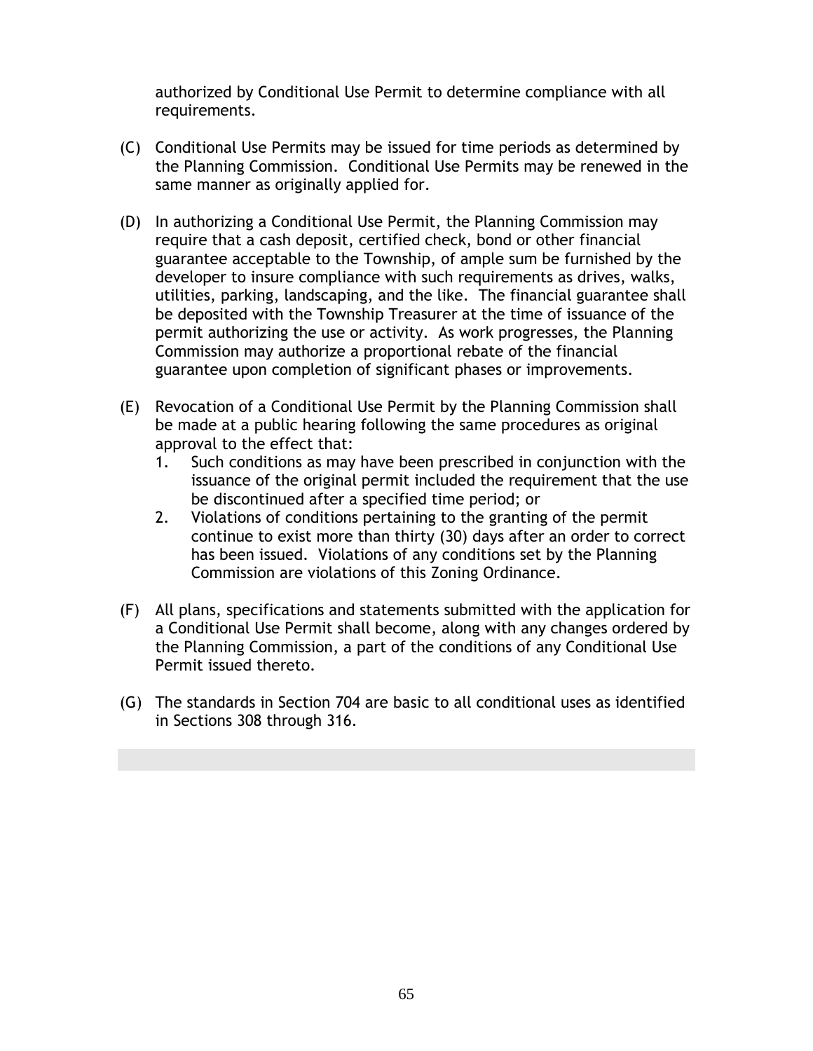authorized by Conditional Use Permit to determine compliance with all requirements.

(C) Conditional Use Permits may be issued for time periods as determined by the Planning Commission. Conditional Use Permits may be renewed in the same manner as originally applied for.

(D) In authorizing a Conditional Use Permit, the Planning Commission may require that a cash deposit, certified check, bond or other financial guarantee acceptable to the Township, of ample sum be furnished by the developer to insure compliance with such requirements as drives, walks, utilities, parking, landscaping, and the like. The financial guarantee shall be deposited with the Township Treasurer at the time of issuance of the permit authorizing the use or activity. As work progresses, the Planning Commission may authorize a proportional rebate of the financial guarantee upon completion of significant phases or improvements.

(E) Revocation of a Conditional Use Permit by the Planning Commission shall be made at a public hearing following the same procedures as original approval to the effect that:
   1. Such conditions as may have been prescribed in conjunction with the issuance of the original permit included the requirement that the use be discontinued after a specified time period; or
   2. Violations of conditions pertaining to the granting of the permit continue to exist more than thirty (30) days after an order to correct has been issued. Violations of any conditions set by the Planning Commission are violations of this Zoning Ordinance.

(F) All plans, specifications and statements submitted with the application for a Conditional Use Permit shall become, along with any changes ordered by the Planning Commission, a part of the conditions of any Conditional Use Permit issued thereto.

(G) The standards in Section 704 are basic to all conditional uses as identified in Sections 308 through 316.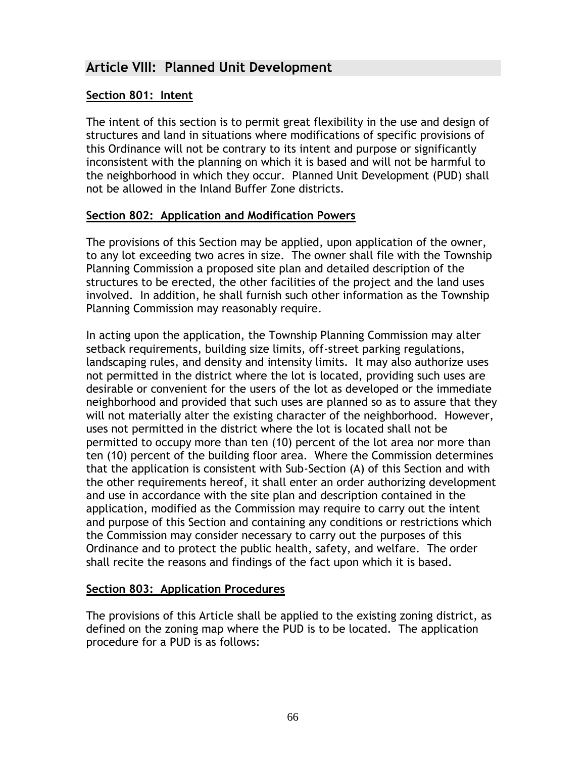# Article VIII: Planned Unit Development

## Section 801: Intent

The intent of this section is to permit great flexibility in the use and design of structures and land in situations where modifications of specific provisions of this Ordinance will not be contrary to its intent and purpose or significantly inconsistent with the planning on which it is based and will not be harmful to the neighborhood in which they occur. Planned Unit Development (PUD) shall not be allowed in the Inland Buffer Zone districts.

## Section 802: Application and Modification Powers

The provisions of this Section may be applied, upon application of the owner, to any lot exceeding two acres in size. The owner shall file with the Township Planning Commission a proposed site plan and detailed description of the structures to be erected, the other facilities of the project and the land uses involved. In addition, he shall furnish such other information as the Township Planning Commission may reasonably require.

In acting upon the application, the Township Planning Commission may alter setback requirements, building size limits, off-street parking regulations, landscaping rules, and density and intensity limits. It may also authorize uses not permitted in the district where the lot is located, providing such uses are desirable or convenient for the users of the lot as developed or the immediate neighborhood and provided that such uses are planned so as to assure that they will not materially alter the existing character of the neighborhood. However, uses not permitted in the district where the lot is located shall not be permitted to occupy more than ten (10) percent of the lot area nor more than ten (10) percent of the building floor area. Where the Commission determines that the application is consistent with Sub-Section (A) of this Section and with the other requirements hereof, it shall enter an order authorizing development and use in accordance with the site plan and description contained in the application, modified as the Commission may require to carry out the intent and purpose of this Section and containing any conditions or restrictions which the Commission may consider necessary to carry out the purposes of this Ordinance and to protect the public health, safety, and welfare. The order shall recite the reasons and findings of the fact upon which it is based.

## Section 803: Application Procedures

The provisions of this Article shall be applied to the existing zoning district, as defined on the zoning map where the PUD is to be located. The application procedure for a PUD is as follows: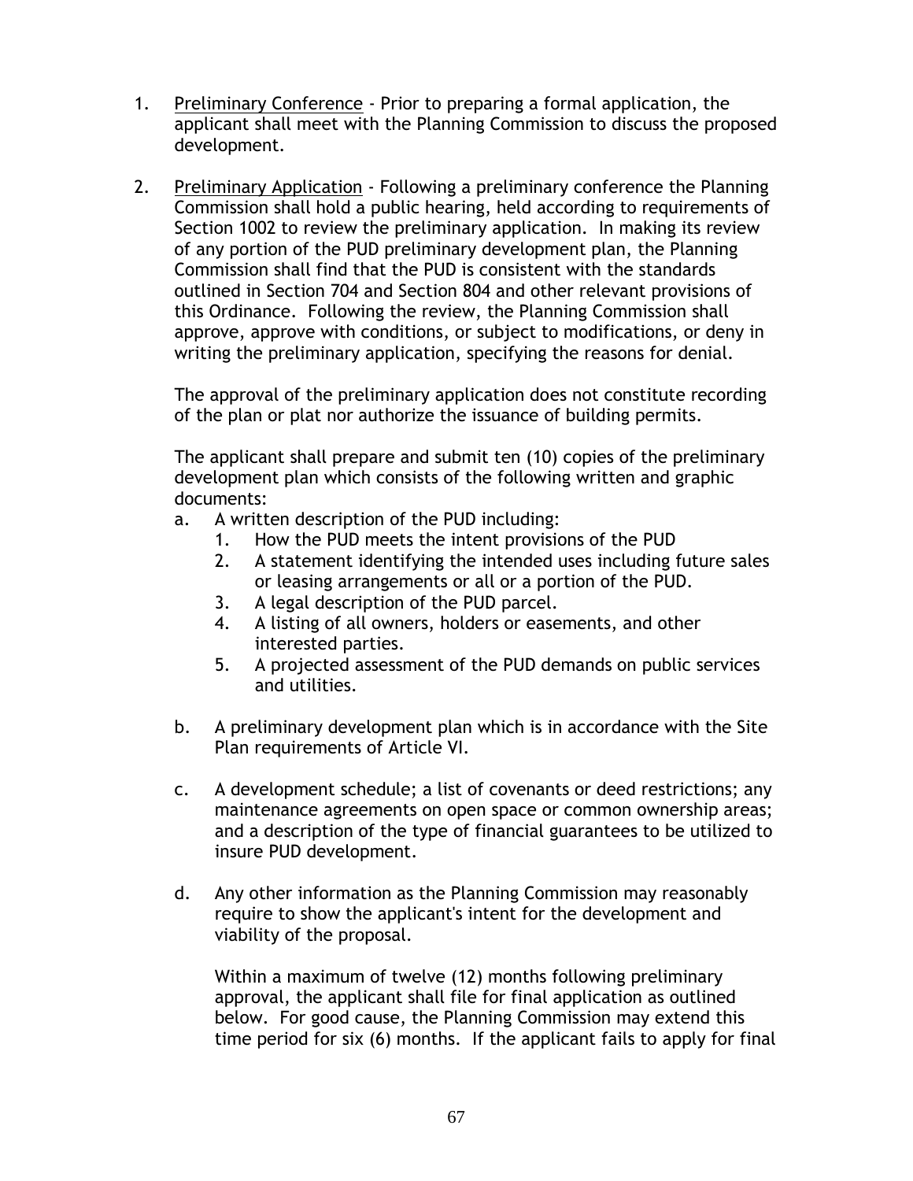1. <u>Preliminary Conference</u> - Prior to preparing a formal application, the applicant shall meet with the Planning Commission to discuss the proposed development.

2. <u>Preliminary Application</u> - Following a preliminary conference the Planning Commission shall hold a public hearing, held according to requirements of Section 1002 to review the preliminary application. In making its review of any portion of the PUD preliminary development plan, the Planning Commission shall find that the PUD is consistent with the standards outlined in Section 704 and Section 804 and other relevant provisions of this Ordinance. Following the review, the Planning Commission shall approve, approve with conditions, or subject to modifications, or deny in writing the preliminary application, specifying the reasons for denial.

   The approval of the preliminary application does not constitute recording of the plan or plat nor authorize the issuance of building permits.

   The applicant shall prepare and submit ten (10) copies of the preliminary development plan which consists of the following written and graphic documents:

   a. A written description of the PUD including:
      1. How the PUD meets the intent provisions of the PUD
      2. A statement identifying the intended uses including future sales or leasing arrangements or all or a portion of the PUD.
      3. A legal description of the PUD parcel.
      4. A listing of all owners, holders or easements, and other interested parties.
      5. A projected assessment of the PUD demands on public services and utilities.

   b. A preliminary development plan which is in accordance with the Site Plan requirements of Article VI.

   c. A development schedule; a list of covenants or deed restrictions; any maintenance agreements on open space or common ownership areas; and a description of the type of financial guarantees to be utilized to insure PUD development.

   d. Any other information as the Planning Commission may reasonably require to show the applicant's intent for the development and viability of the proposal.

      Within a maximum of twelve (12) months following preliminary approval, the applicant shall file for final application as outlined below. For good cause, the Planning Commission may extend this time period for six (6) months. If the applicant fails to apply for final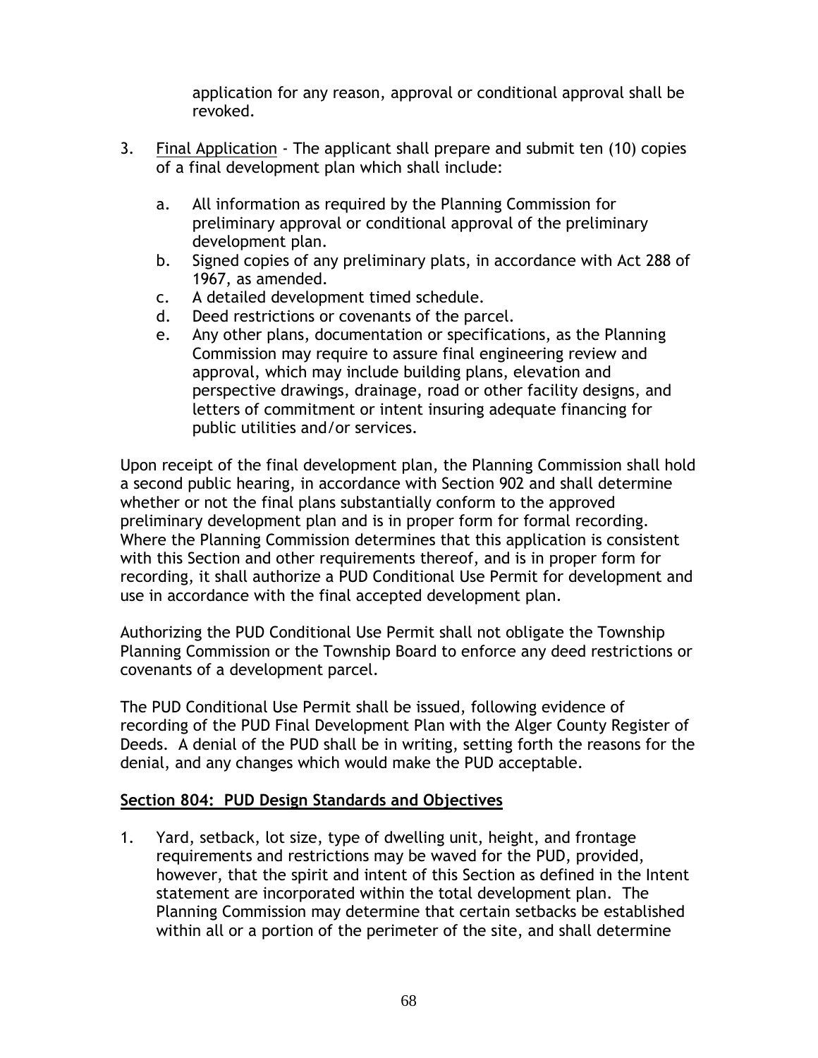application for any reason, approval or conditional approval shall be revoked.

3. Final Application - The applicant shall prepare and submit ten (10) copies of a final development plan which shall include:

   a. All information as required by the Planning Commission for preliminary approval or conditional approval of the preliminary development plan.
   b. Signed copies of any preliminary plats, in accordance with Act 288 of 1967, as amended.
   c. A detailed development timed schedule.
   d. Deed restrictions or covenants of the parcel.
   e. Any other plans, documentation or specifications, as the Planning Commission may require to assure final engineering review and approval, which may include building plans, elevation and perspective drawings, drainage, road or other facility designs, and letters of commitment or intent insuring adequate financing for public utilities and/or services.

Upon receipt of the final development plan, the Planning Commission shall hold a second public hearing, in accordance with Section 902 and shall determine whether or not the final plans substantially conform to the approved preliminary development plan and is in proper form for formal recording. Where the Planning Commission determines that this application is consistent with this Section and other requirements thereof, and is in proper form for recording, it shall authorize a PUD Conditional Use Permit for development and use in accordance with the final accepted development plan.

Authorizing the PUD Conditional Use Permit shall not obligate the Township Planning Commission or the Township Board to enforce any deed restrictions or covenants of a development parcel.

The PUD Conditional Use Permit shall be issued, following evidence of recording of the PUD Final Development Plan with the Alger County Register of Deeds. A denial of the PUD shall be in writing, setting forth the reasons for the denial, and any changes which would make the PUD acceptable.

## Section 804: PUD Design Standards and Objectives

1. Yard, setback, lot size, type of dwelling unit, height, and frontage requirements and restrictions may be waved for the PUD, provided, however, that the spirit and intent of this Section as defined in the Intent statement are incorporated within the total development plan. The Planning Commission may determine that certain setbacks be established within all or a portion of the perimeter of the site, and shall determine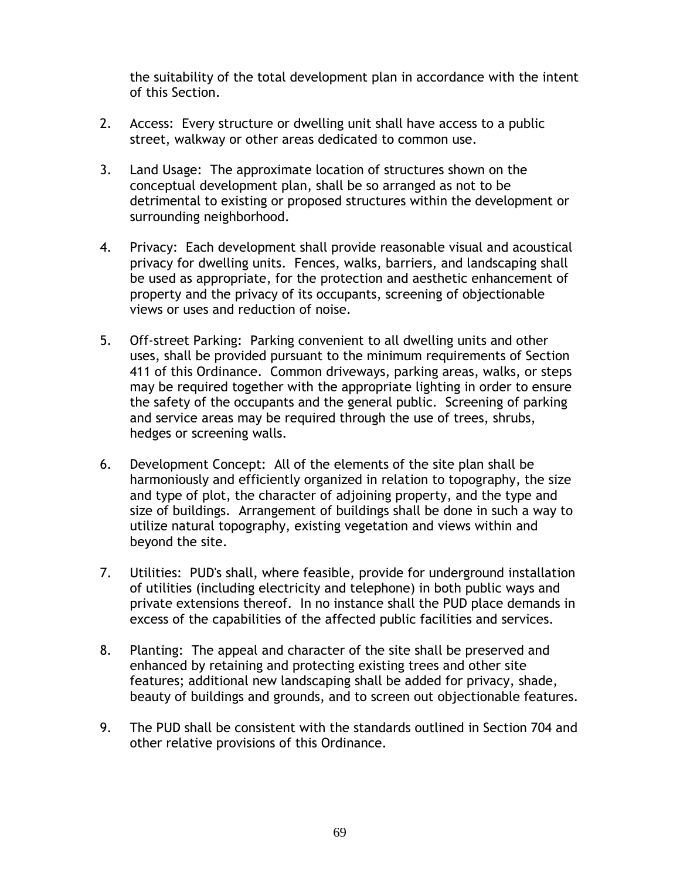the suitability of the total development plan in accordance with the intent of this Section.

2. Access: Every structure or dwelling unit shall have access to a public street, walkway or other areas dedicated to common use.

3. Land Usage: The approximate location of structures shown on the conceptual development plan, shall be so arranged as not to be detrimental to existing or proposed structures within the development or surrounding neighborhood.

4. Privacy: Each development shall provide reasonable visual and acoustical privacy for dwelling units. Fences, walks, barriers, and landscaping shall be used as appropriate, for the protection and aesthetic enhancement of property and the privacy of its occupants, screening of objectionable views or uses and reduction of noise.

5. Off-street Parking: Parking convenient to all dwelling units and other uses, shall be provided pursuant to the minimum requirements of Section 411 of this Ordinance. Common driveways, parking areas, walks, or steps may be required together with the appropriate lighting in order to ensure the safety of the occupants and the general public. Screening of parking and service areas may be required through the use of trees, shrubs, hedges or screening walls.

6. Development Concept: All of the elements of the site plan shall be harmoniously and efficiently organized in relation to topography, the size and type of plot, the character of adjoining property, and the type and size of buildings. Arrangement of buildings shall be done in such a way to utilize natural topography, existing vegetation and views within and beyond the site.

7. Utilities: PUD's shall, where feasible, provide for underground installation of utilities (including electricity and telephone) in both public ways and private extensions thereof. In no instance shall the PUD place demands in excess of the capabilities of the affected public facilities and services.

8. Planting: The appeal and character of the site shall be preserved and enhanced by retaining and protecting existing trees and other site features; additional new landscaping shall be added for privacy, shade, beauty of buildings and grounds, and to screen out objectionable features.

9. The PUD shall be consistent with the standards outlined in Section 704 and other relative provisions of this Ordinance.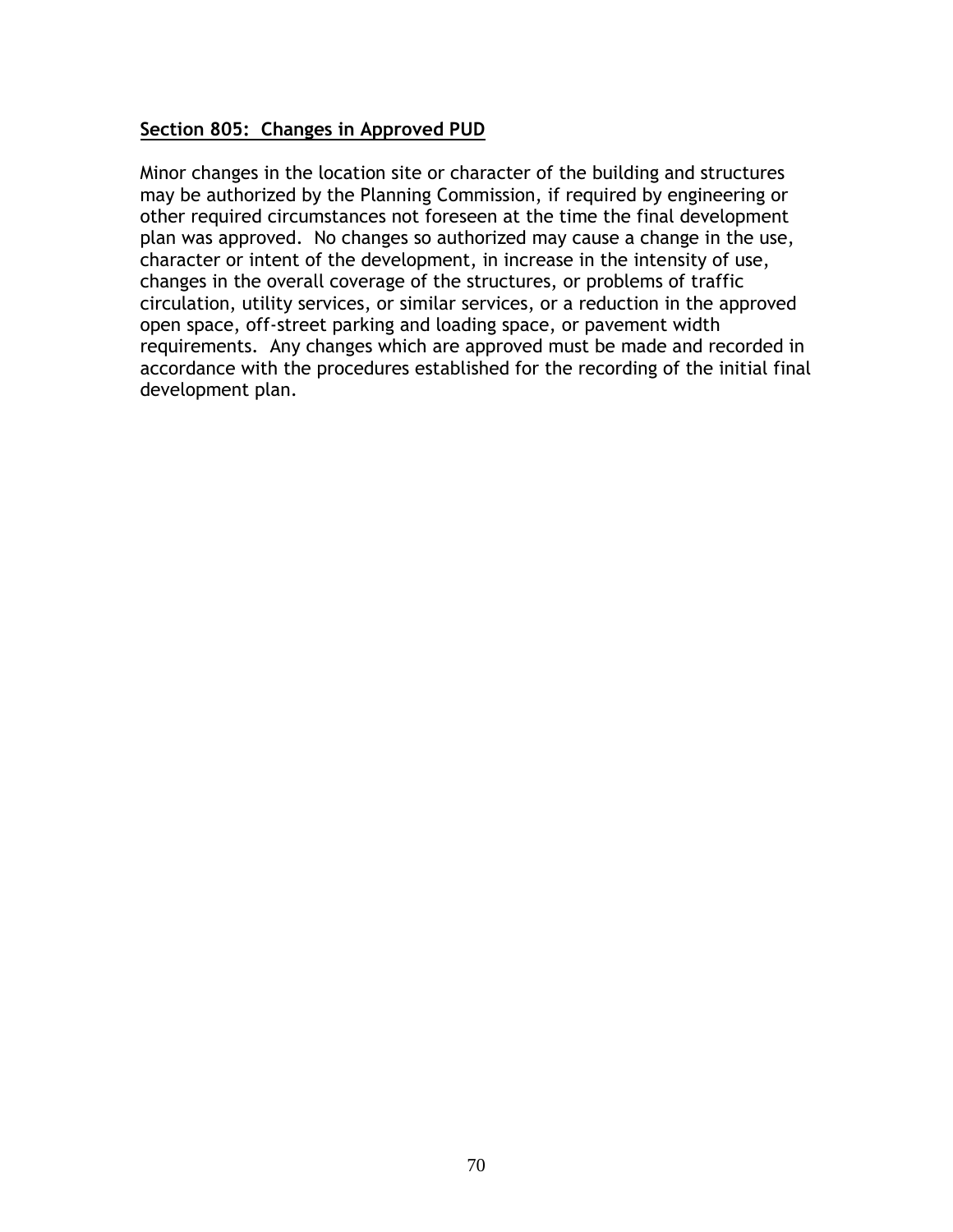## Section 805: Changes in Approved PUD

Minor changes in the location site or character of the building and structures may be authorized by the Planning Commission, if required by engineering or other required circumstances not foreseen at the time the final development plan was approved. No changes so authorized may cause a change in the use, character or intent of the development, in increase in the intensity of use, changes in the overall coverage of the structures, or problems of traffic circulation, utility services, or similar services, or a reduction in the approved open space, off-street parking and loading space, or pavement width requirements. Any changes which are approved must be made and recorded in accordance with the procedures established for the recording of the initial final development plan.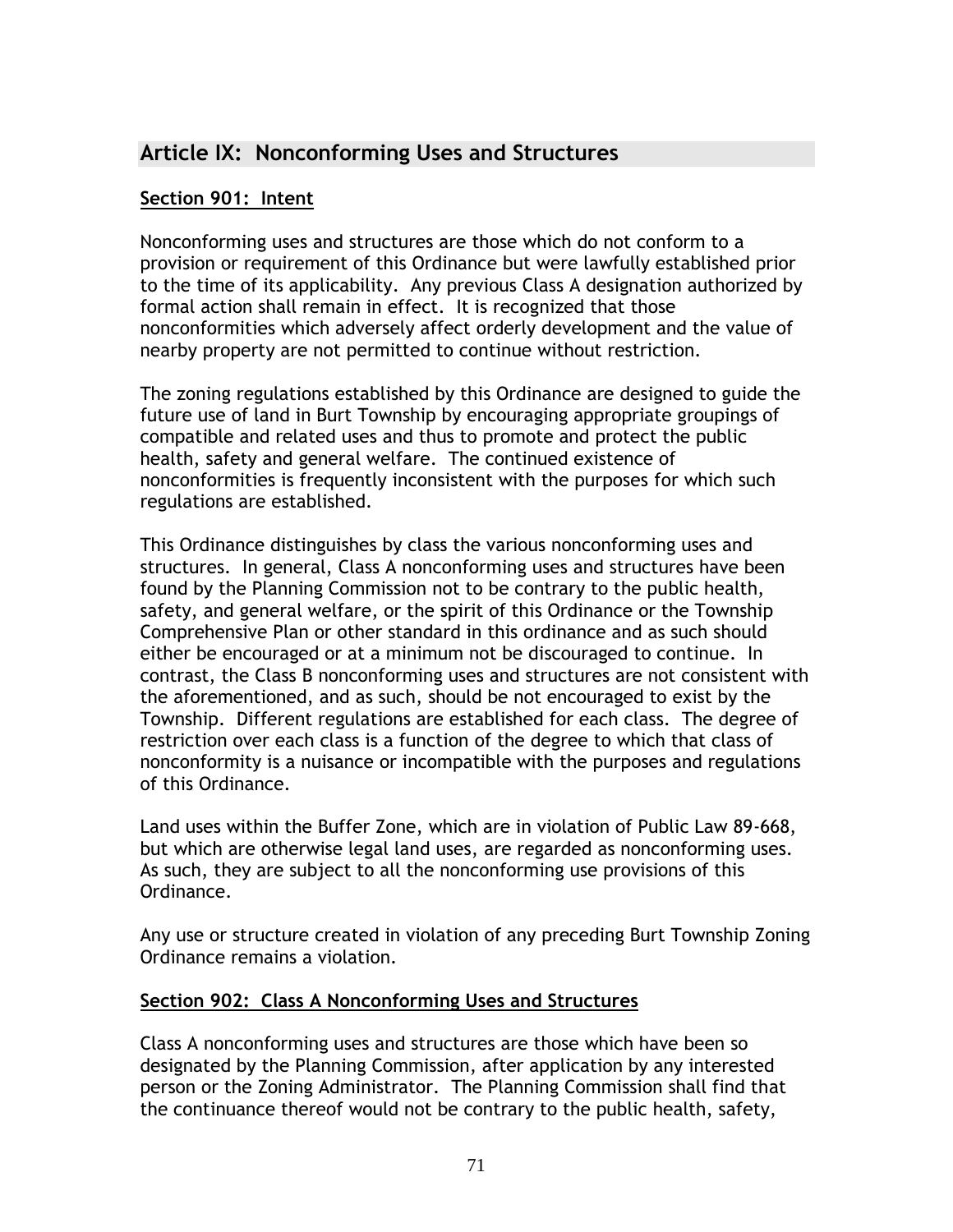## Article IX: Nonconforming Uses and Structures

### Section 901: Intent

Nonconforming uses and structures are those which do not conform to a provision or requirement of this Ordinance but were lawfully established prior to the time of its applicability. Any previous Class A designation authorized by formal action shall remain in effect. It is recognized that those nonconformities which adversely affect orderly development and the value of nearby property are not permitted to continue without restriction.

The zoning regulations established by this Ordinance are designed to guide the future use of land in Burt Township by encouraging appropriate groupings of compatible and related uses and thus to promote and protect the public health, safety and general welfare. The continued existence of nonconformities is frequently inconsistent with the purposes for which such regulations are established.

This Ordinance distinguishes by class the various nonconforming uses and structures. In general, Class A nonconforming uses and structures have been found by the Planning Commission not to be contrary to the public health, safety, and general welfare, or the spirit of this Ordinance or the Township Comprehensive Plan or other standard in this ordinance and as such should either be encouraged or at a minimum not be discouraged to continue. In contrast, the Class B nonconforming uses and structures are not consistent with the aforementioned, and as such, should be not encouraged to exist by the Township. Different regulations are established for each class. The degree of restriction over each class is a function of the degree to which that class of nonconformity is a nuisance or incompatible with the purposes and regulations of this Ordinance.

Land uses within the Buffer Zone, which are in violation of Public Law 89-668, but which are otherwise legal land uses, are regarded as nonconforming uses. As such, they are subject to all the nonconforming use provisions of this Ordinance.

Any use or structure created in violation of any preceding Burt Township Zoning Ordinance remains a violation.

### Section 902: Class A Nonconforming Uses and Structures

Class A nonconforming uses and structures are those which have been so designated by the Planning Commission, after application by any interested person or the Zoning Administrator. The Planning Commission shall find that the continuance thereof would not be contrary to the public health, safety,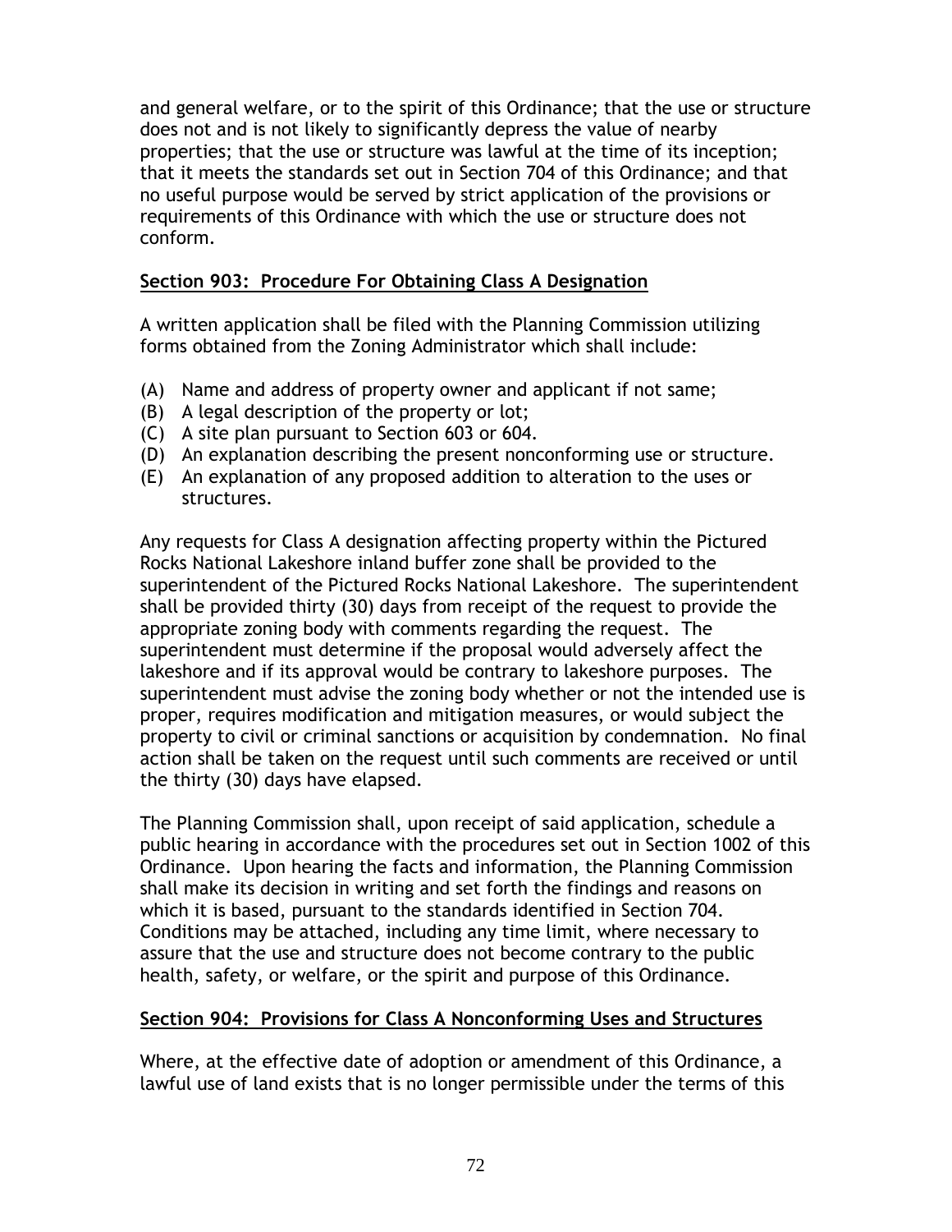and general welfare, or to the spirit of this Ordinance; that the use or structure does not and is not likely to significantly depress the value of nearby properties; that the use or structure was lawful at the time of its inception; that it meets the standards set out in Section 704 of this Ordinance; and that no useful purpose would be served by strict application of the provisions or requirements of this Ordinance with which the use or structure does not conform.

## Section 903: Procedure For Obtaining Class A Designation

A written application shall be filed with the Planning Commission utilizing forms obtained from the Zoning Administrator which shall include:

(A) Name and address of property owner and applicant if not same;
(B) A legal description of the property or lot;
(C) A site plan pursuant to Section 603 or 604.
(D) An explanation describing the present nonconforming use or structure.
(E) An explanation of any proposed addition to alteration to the uses or structures.

Any requests for Class A designation affecting property within the Pictured Rocks National Lakeshore inland buffer zone shall be provided to the superintendent of the Pictured Rocks National Lakeshore. The superintendent shall be provided thirty (30) days from receipt of the request to provide the appropriate zoning body with comments regarding the request. The superintendent must determine if the proposal would adversely affect the lakeshore and if its approval would be contrary to lakeshore purposes. The superintendent must advise the zoning body whether or not the intended use is proper, requires modification and mitigation measures, or would subject the property to civil or criminal sanctions or acquisition by condemnation. No final action shall be taken on the request until such comments are received or until the thirty (30) days have elapsed.

The Planning Commission shall, upon receipt of said application, schedule a public hearing in accordance with the procedures set out in Section 1002 of this Ordinance. Upon hearing the facts and information, the Planning Commission shall make its decision in writing and set forth the findings and reasons on which it is based, pursuant to the standards identified in Section 704. Conditions may be attached, including any time limit, where necessary to assure that the use and structure does not become contrary to the public health, safety, or welfare, or the spirit and purpose of this Ordinance.

## Section 904: Provisions for Class A Nonconforming Uses and Structures

Where, at the effective date of adoption or amendment of this Ordinance, a lawful use of land exists that is no longer permissible under the terms of this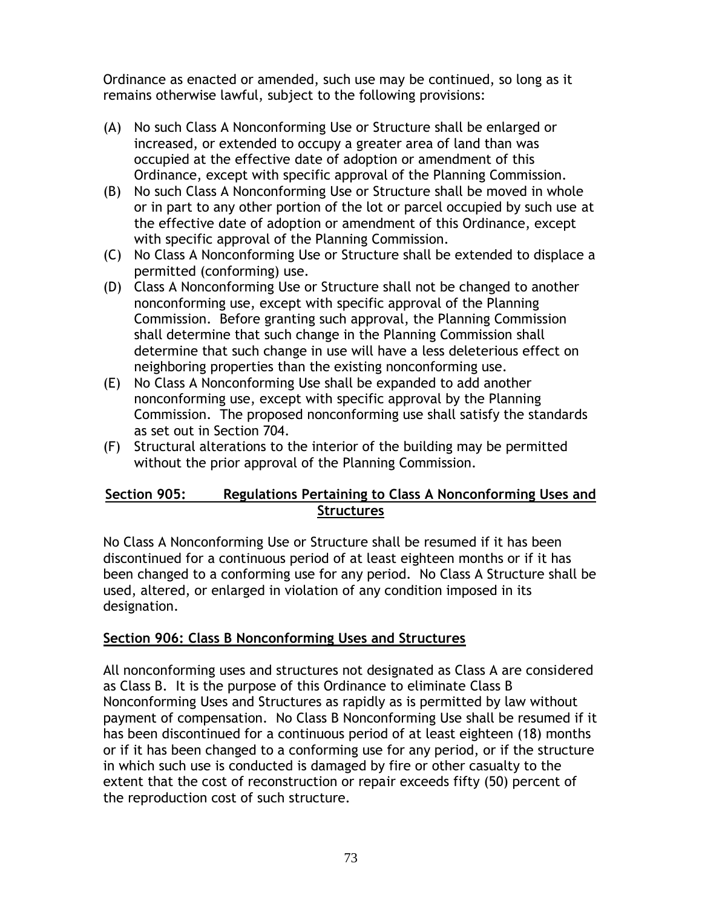Ordinance as enacted or amended, such use may be continued, so long as it remains otherwise lawful, subject to the following provisions:

(A) No such Class A Nonconforming Use or Structure shall be enlarged or increased, or extended to occupy a greater area of land than was occupied at the effective date of adoption or amendment of this Ordinance, except with specific approval of the Planning Commission.
(B) No such Class A Nonconforming Use or Structure shall be moved in whole or in part to any other portion of the lot or parcel occupied by such use at the effective date of adoption or amendment of this Ordinance, except with specific approval of the Planning Commission.
(C) No Class A Nonconforming Use or Structure shall be extended to displace a permitted (conforming) use.
(D) Class A Nonconforming Use or Structure shall not be changed to another nonconforming use, except with specific approval of the Planning Commission. Before granting such approval, the Planning Commission shall determine that such change in the Planning Commission shall determine that such change in use will have a less deleterious effect on neighboring properties than the existing nonconforming use.
(E) No Class A Nonconforming Use shall be expanded to add another nonconforming use, except with specific approval by the Planning Commission. The proposed nonconforming use shall satisfy the standards as set out in Section 704.
(F) Structural alterations to the interior of the building may be permitted without the prior approval of the Planning Commission.

## Section 905: Regulations Pertaining to Class A Nonconforming Uses and Structures

No Class A Nonconforming Use or Structure shall be resumed if it has been discontinued for a continuous period of at least eighteen months or if it has been changed to a conforming use for any period. No Class A Structure shall be used, altered, or enlarged in violation of any condition imposed in its designation.

## Section 906: Class B Nonconforming Uses and Structures

All nonconforming uses and structures not designated as Class A are considered as Class B. It is the purpose of this Ordinance to eliminate Class B Nonconforming Uses and Structures as rapidly as is permitted by law without payment of compensation. No Class B Nonconforming Use shall be resumed if it has been discontinued for a continuous period of at least eighteen (18) months or if it has been changed to a conforming use for any period, or if the structure in which such use is conducted is damaged by fire or other casualty to the extent that the cost of reconstruction or repair exceeds fifty (50) percent of the reproduction cost of such structure.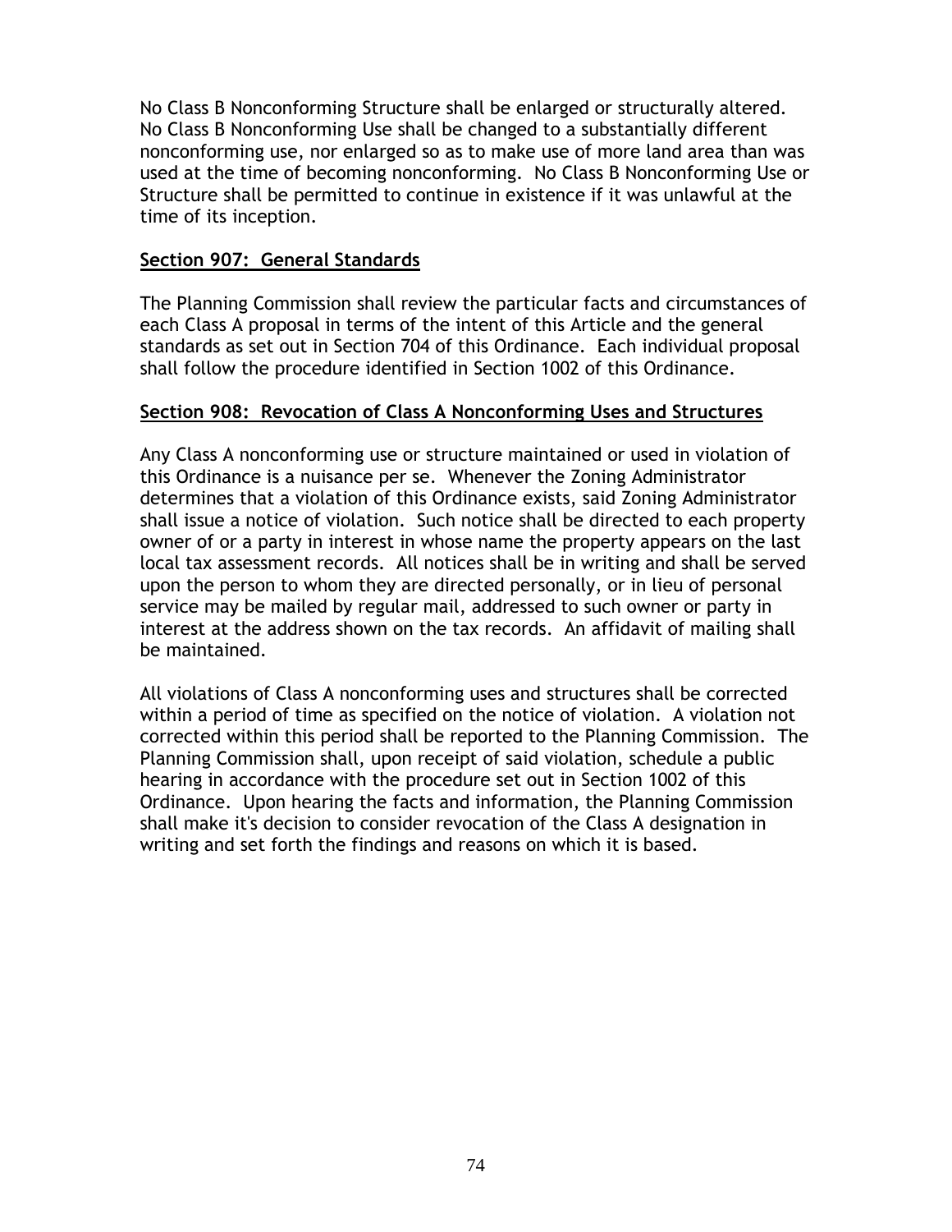No Class B Nonconforming Structure shall be enlarged or structurally altered. No Class B Nonconforming Use shall be changed to a substantially different nonconforming use, nor enlarged so as to make use of more land area than was used at the time of becoming nonconforming. No Class B Nonconforming Use or Structure shall be permitted to continue in existence if it was unlawful at the time of its inception.

## **Section 907: General Standards**

The Planning Commission shall review the particular facts and circumstances of each Class A proposal in terms of the intent of this Article and the general standards as set out in Section 704 of this Ordinance. Each individual proposal shall follow the procedure identified in Section 1002 of this Ordinance.

## **Section 908: Revocation of Class A Nonconforming Uses and Structures**

Any Class A nonconforming use or structure maintained or used in violation of this Ordinance is a nuisance per se. Whenever the Zoning Administrator determines that a violation of this Ordinance exists, said Zoning Administrator shall issue a notice of violation. Such notice shall be directed to each property owner of or a party in interest in whose name the property appears on the last local tax assessment records. All notices shall be in writing and shall be served upon the person to whom they are directed personally, or in lieu of personal service may be mailed by regular mail, addressed to such owner or party in interest at the address shown on the tax records. An affidavit of mailing shall be maintained.

All violations of Class A nonconforming uses and structures shall be corrected within a period of time as specified on the notice of violation. A violation not corrected within this period shall be reported to the Planning Commission. The Planning Commission shall, upon receipt of said violation, schedule a public hearing in accordance with the procedure set out in Section 1002 of this Ordinance. Upon hearing the facts and information, the Planning Commission shall make it's decision to consider revocation of the Class A designation in writing and set forth the findings and reasons on which it is based.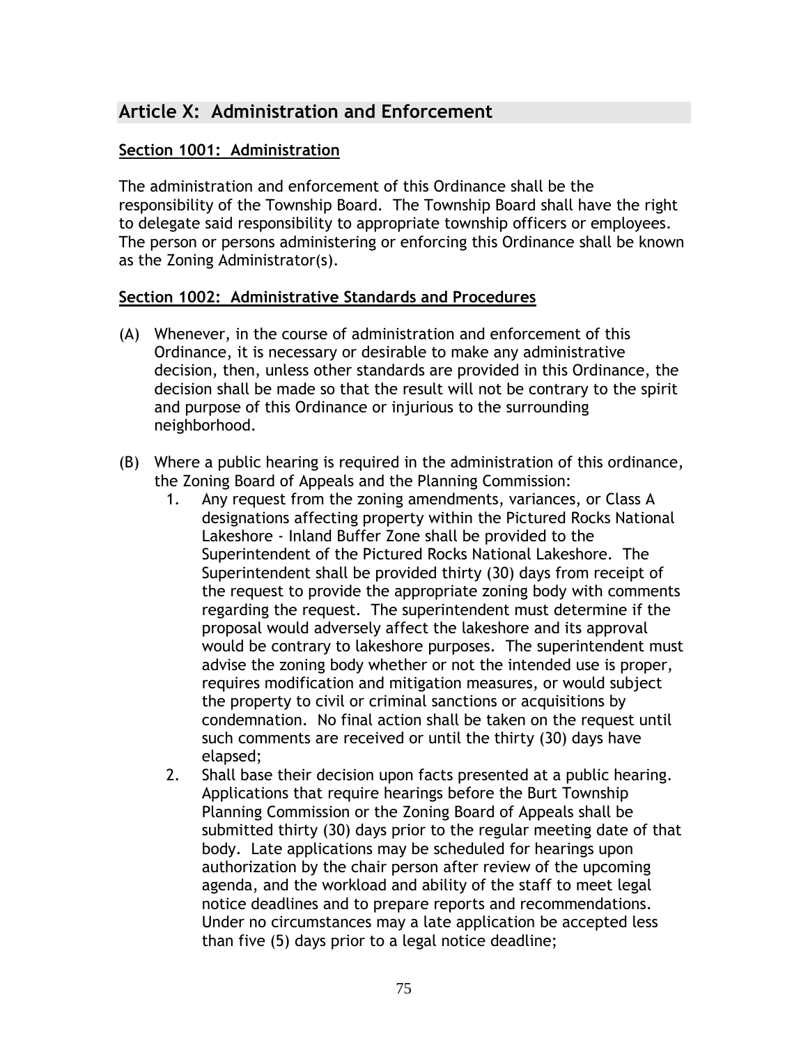## Article X: Administration and Enforcement

### Section 1001: Administration

The administration and enforcement of this Ordinance shall be the responsibility of the Township Board. The Township Board shall have the right to delegate said responsibility to appropriate township officers or employees. The person or persons administering or enforcing this Ordinance shall be known as the Zoning Administrator(s).

### Section 1002: Administrative Standards and Procedures

(A) Whenever, in the course of administration and enforcement of this Ordinance, it is necessary or desirable to make any administrative decision, then, unless other standards are provided in this Ordinance, the decision shall be made so that the result will not be contrary to the spirit and purpose of this Ordinance or injurious to the surrounding neighborhood.

(B) Where a public hearing is required in the administration of this ordinance, the Zoning Board of Appeals and the Planning Commission:

1. Any request from the zoning amendments, variances, or Class A designations affecting property within the Pictured Rocks National Lakeshore - Inland Buffer Zone shall be provided to the Superintendent of the Pictured Rocks National Lakeshore. The Superintendent shall be provided thirty (30) days from receipt of the request to provide the appropriate zoning body with comments regarding the request. The superintendent must determine if the proposal would adversely affect the lakeshore and its approval would be contrary to lakeshore purposes. The superintendent must advise the zoning body whether or not the intended use is proper, requires modification and mitigation measures, or would subject the property to civil or criminal sanctions or acquisitions by condemnation. No final action shall be taken on the request until such comments are received or until the thirty (30) days have elapsed;
2. Shall base their decision upon facts presented at a public hearing. Applications that require hearings before the Burt Township Planning Commission or the Zoning Board of Appeals shall be submitted thirty (30) days prior to the regular meeting date of that body. Late applications may be scheduled for hearings upon authorization by the chair person after review of the upcoming agenda, and the workload and ability of the staff to meet legal notice deadlines and to prepare reports and recommendations. Under no circumstances may a late application be accepted less than five (5) days prior to a legal notice deadline;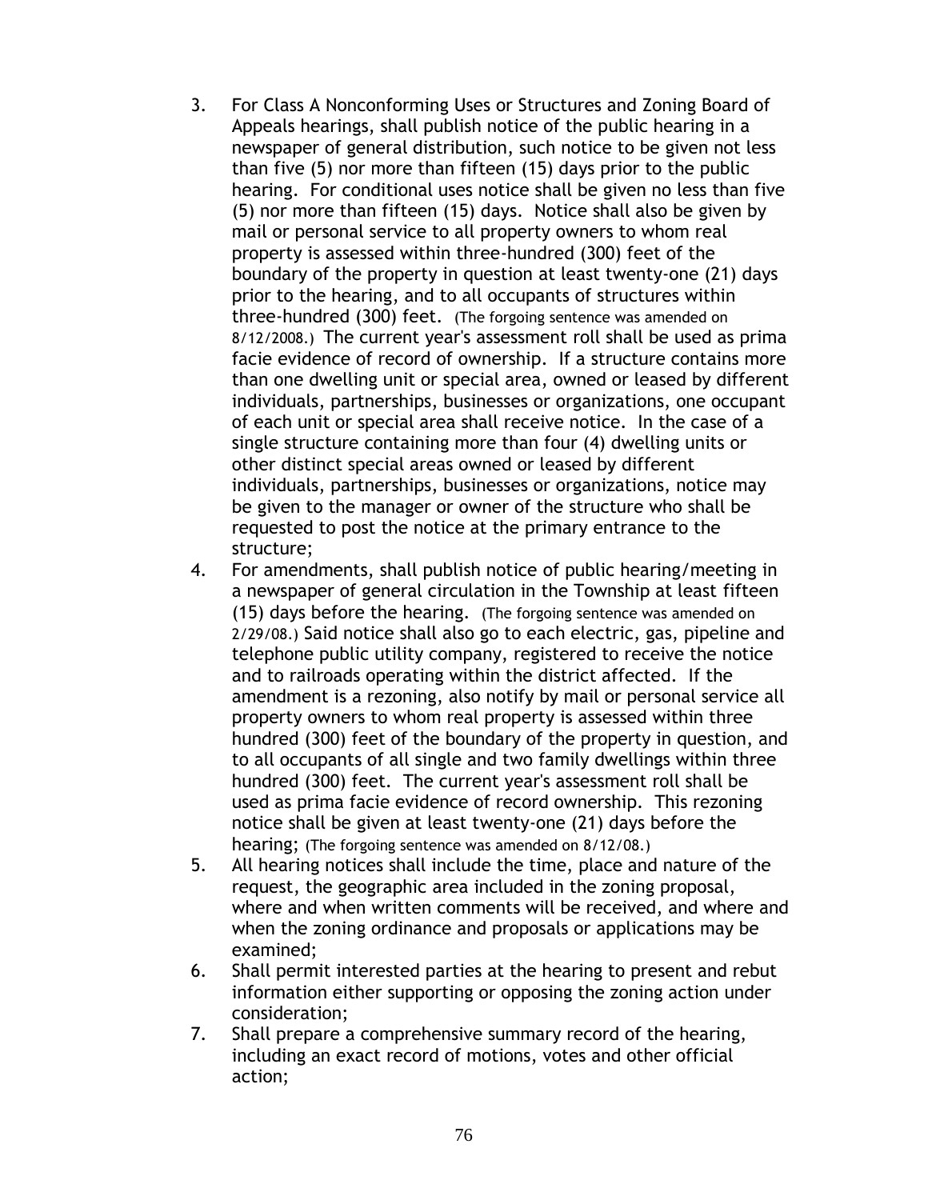3. For Class A Nonconforming Uses or Structures and Zoning Board of Appeals hearings, shall publish notice of the public hearing in a newspaper of general distribution, such notice to be given not less than five (5) nor more than fifteen (15) days prior to the public hearing. For conditional uses notice shall be given no less than five (5) nor more than fifteen (15) days. Notice shall also be given by mail or personal service to all property owners to whom real property is assessed within three-hundred (300) feet of the boundary of the property in question at least twenty-one (21) days prior to the hearing, and to all occupants of structures within three-hundred (300) feet. (The forgoing sentence was amended on 8/12/2008.) The current year's assessment roll shall be used as prima facie evidence of record of ownership. If a structure contains more than one dwelling unit or special area, owned or leased by different individuals, partnerships, businesses or organizations, one occupant of each unit or special area shall receive notice. In the case of a single structure containing more than four (4) dwelling units or other distinct special areas owned or leased by different individuals, partnerships, businesses or organizations, notice may be given to the manager or owner of the structure who shall be requested to post the notice at the primary entrance to the structure;
4. For amendments, shall publish notice of public hearing/meeting in a newspaper of general circulation in the Township at least fifteen (15) days before the hearing. (The forgoing sentence was amended on 2/29/08.) Said notice shall also go to each electric, gas, pipeline and telephone public utility company, registered to receive the notice and to railroads operating within the district affected. If the amendment is a rezoning, also notify by mail or personal service all property owners to whom real property is assessed within three hundred (300) feet of the boundary of the property in question, and to all occupants of all single and two family dwellings within three hundred (300) feet. The current year's assessment roll shall be used as prima facie evidence of record ownership. This rezoning notice shall be given at least twenty-one (21) days before the hearing; (The forgoing sentence was amended on 8/12/08.)
5. All hearing notices shall include the time, place and nature of the request, the geographic area included in the zoning proposal, where and when written comments will be received, and where and when the zoning ordinance and proposals or applications may be examined;
6. Shall permit interested parties at the hearing to present and rebut information either supporting or opposing the zoning action under consideration;
7. Shall prepare a comprehensive summary record of the hearing, including an exact record of motions, votes and other official action;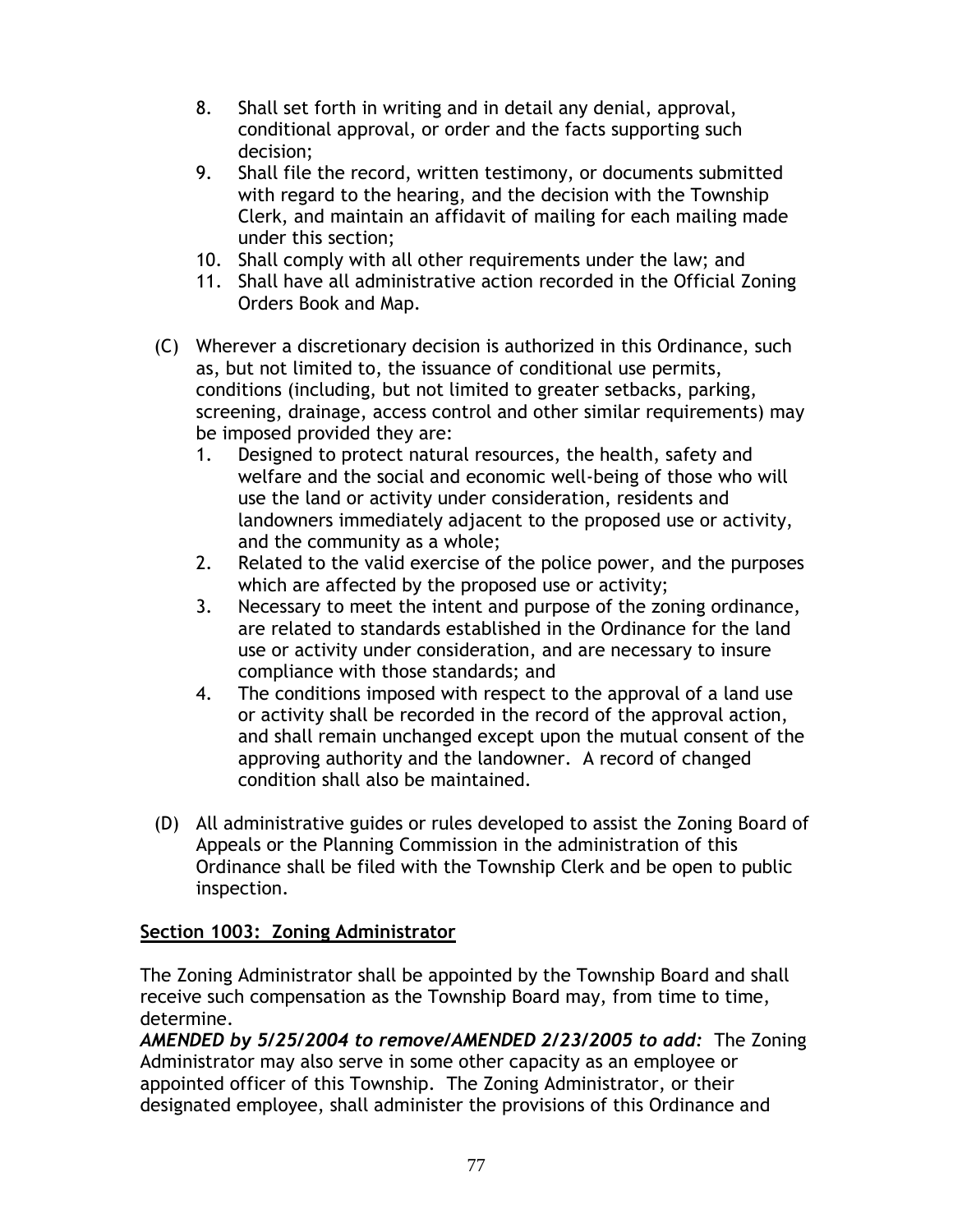8. Shall set forth in writing and in detail any denial, approval, conditional approval, or order and the facts supporting such decision;
9. Shall file the record, written testimony, or documents submitted with regard to the hearing, and the decision with the Township Clerk, and maintain an affidavit of mailing for each mailing made under this section;
10. Shall comply with all other requirements under the law; and
11. Shall have all administrative action recorded in the Official Zoning Orders Book and Map.

(C) Wherever a discretionary decision is authorized in this Ordinance, such as, but not limited to, the issuance of conditional use permits, conditions (including, but not limited to greater setbacks, parking, screening, drainage, access control and other similar requirements) may be imposed provided they are:

1. Designed to protect natural resources, the health, safety and welfare and the social and economic well-being of those who will use the land or activity under consideration, residents and landowners immediately adjacent to the proposed use or activity, and the community as a whole;
2. Related to the valid exercise of the police power, and the purposes which are affected by the proposed use or activity;
3. Necessary to meet the intent and purpose of the zoning ordinance, are related to standards established in the Ordinance for the land use or activity under consideration, and are necessary to insure compliance with those standards; and
4. The conditions imposed with respect to the approval of a land use or activity shall be recorded in the record of the approval action, and shall remain unchanged except upon the mutual consent of the approving authority and the landowner. A record of changed condition shall also be maintained.

(D) All administrative guides or rules developed to assist the Zoning Board of Appeals or the Planning Commission in the administration of this Ordinance shall be filed with the Township Clerk and be open to public inspection.

**Section 1003: Zoning Administrator**

The Zoning Administrator shall be appointed by the Township Board and shall receive such compensation as the Township Board may, from time to time, determine.
***AMENDED by 5/25/2004 to remove/AMENDED 2/23/2005 to add:*** The Zoning Administrator may also serve in some other capacity as an employee or appointed officer of this Township. The Zoning Administrator, or their designated employee, shall administer the provisions of this Ordinance and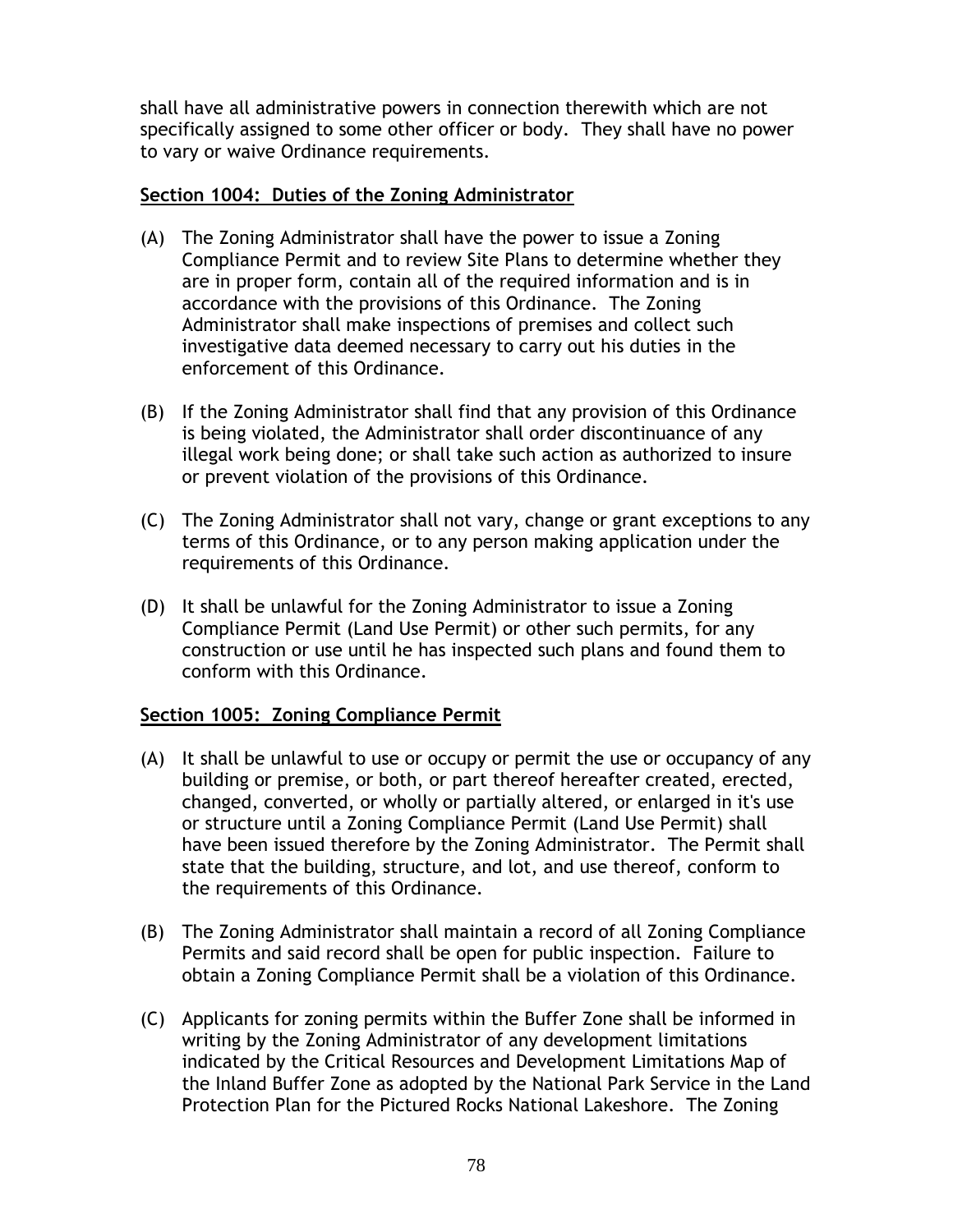shall have all administrative powers in connection therewith which are not specifically assigned to some other officer or body. They shall have no power to vary or waive Ordinance requirements.

## Section 1004: Duties of the Zoning Administrator

(A) The Zoning Administrator shall have the power to issue a Zoning Compliance Permit and to review Site Plans to determine whether they are in proper form, contain all of the required information and is in accordance with the provisions of this Ordinance. The Zoning Administrator shall make inspections of premises and collect such investigative data deemed necessary to carry out his duties in the enforcement of this Ordinance.

(B) If the Zoning Administrator shall find that any provision of this Ordinance is being violated, the Administrator shall order discontinuance of any illegal work being done; or shall take such action as authorized to insure or prevent violation of the provisions of this Ordinance.

(C) The Zoning Administrator shall not vary, change or grant exceptions to any terms of this Ordinance, or to any person making application under the requirements of this Ordinance.

(D) It shall be unlawful for the Zoning Administrator to issue a Zoning Compliance Permit (Land Use Permit) or other such permits, for any construction or use until he has inspected such plans and found them to conform with this Ordinance.

## Section 1005: Zoning Compliance Permit

(A) It shall be unlawful to use or occupy or permit the use or occupancy of any building or premise, or both, or part thereof hereafter created, erected, changed, converted, or wholly or partially altered, or enlarged in it's use or structure until a Zoning Compliance Permit (Land Use Permit) shall have been issued therefore by the Zoning Administrator. The Permit shall state that the building, structure, and lot, and use thereof, conform to the requirements of this Ordinance.

(B) The Zoning Administrator shall maintain a record of all Zoning Compliance Permits and said record shall be open for public inspection. Failure to obtain a Zoning Compliance Permit shall be a violation of this Ordinance.

(C) Applicants for zoning permits within the Buffer Zone shall be informed in writing by the Zoning Administrator of any development limitations indicated by the Critical Resources and Development Limitations Map of the Inland Buffer Zone as adopted by the National Park Service in the Land Protection Plan for the Pictured Rocks National Lakeshore. The Zoning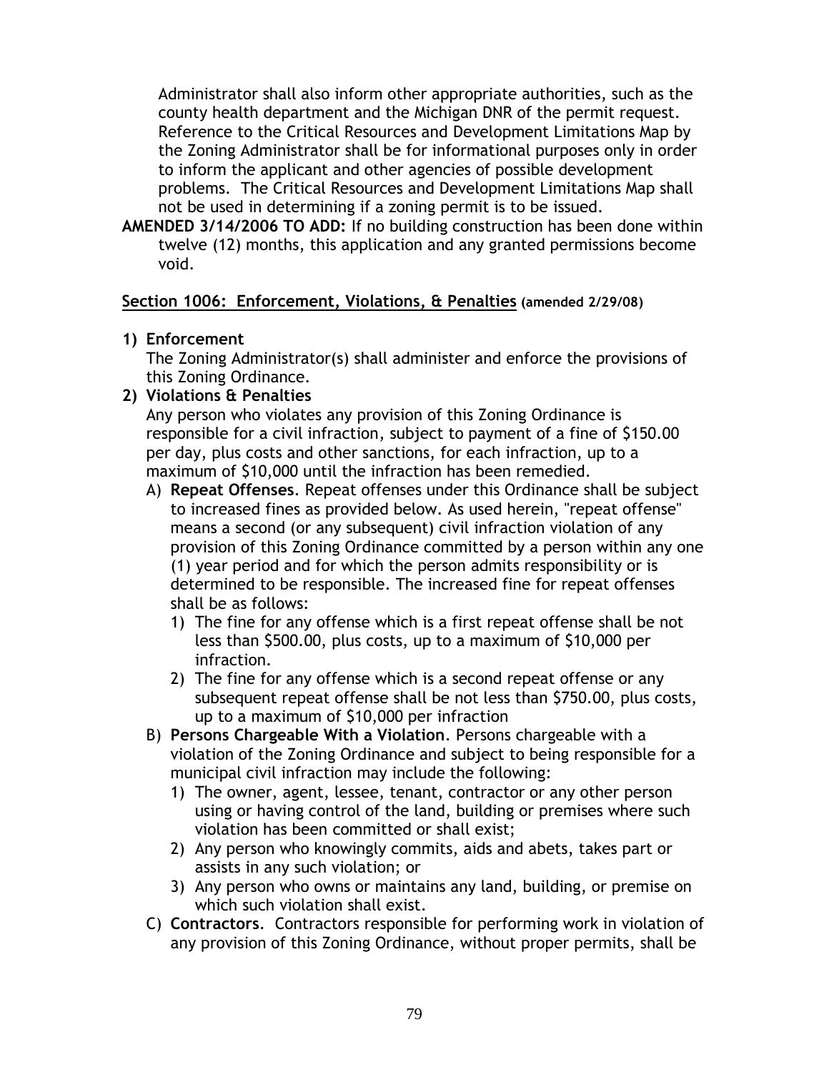Administrator shall also inform other appropriate authorities, such as the county health department and the Michigan DNR of the permit request. Reference to the Critical Resources and Development Limitations Map by the Zoning Administrator shall be for informational purposes only in order to inform the applicant and other agencies of possible development problems. The Critical Resources and Development Limitations Map shall not be used in determining if a zoning permit is to be issued.

**AMENDED 3/14/2006 TO ADD:** If no building construction has been done within twelve (12) months, this application and any granted permissions become void.

## Section 1006: Enforcement, Violations, & Penalties (amended 2/29/08)

**1) Enforcement**

The Zoning Administrator(s) shall administer and enforce the provisions of this Zoning Ordinance.

**2) Violations & Penalties**

Any person who violates any provision of this Zoning Ordinance is responsible for a civil infraction, subject to payment of a fine of $150.00 per day, plus costs and other sanctions, for each infraction, up to a maximum of $10,000 until the infraction has been remedied.

A) **Repeat Offenses**. Repeat offenses under this Ordinance shall be subject to increased fines as provided below. As used herein, "repeat offense" means a second (or any subsequent) civil infraction violation of any provision of this Zoning Ordinance committed by a person within any one (1) year period and for which the person admits responsibility or is determined to be responsible. The increased fine for repeat offenses shall be as follows:

1) The fine for any offense which is a first repeat offense shall be not less than $500.00, plus costs, up to a maximum of $10,000 per infraction.
2) The fine for any offense which is a second repeat offense or any subsequent repeat offense shall be not less than $750.00, plus costs, up to a maximum of $10,000 per infraction

B) **Persons Chargeable With a Violation**. Persons chargeable with a violation of the Zoning Ordinance and subject to being responsible for a municipal civil infraction may include the following:

1) The owner, agent, lessee, tenant, contractor or any other person using or having control of the land, building or premises where such violation has been committed or shall exist;
2) Any person who knowingly commits, aids and abets, takes part or assists in any such violation; or
3) Any person who owns or maintains any land, building, or premise on which such violation shall exist.

C) **Contractors**. Contractors responsible for performing work in violation of any provision of this Zoning Ordinance, without proper permits, shall be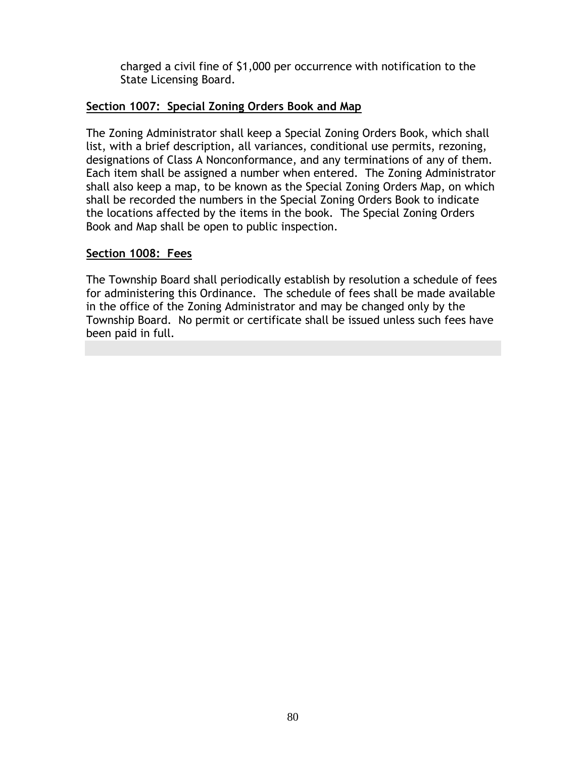charged a civil fine of $1,000 per occurrence with notification to the State Licensing Board.

**Section 1007: Special Zoning Orders Book and Map**

The Zoning Administrator shall keep a Special Zoning Orders Book, which shall list, with a brief description, all variances, conditional use permits, rezoning, designations of Class A Nonconformance, and any terminations of any of them. Each item shall be assigned a number when entered. The Zoning Administrator shall also keep a map, to be known as the Special Zoning Orders Map, on which shall be recorded the numbers in the Special Zoning Orders Book to indicate the locations affected by the items in the book. The Special Zoning Orders Book and Map shall be open to public inspection.

**Section 1008: Fees**

The Township Board shall periodically establish by resolution a schedule of fees for administering this Ordinance. The schedule of fees shall be made available in the office of the Zoning Administrator and may be changed only by the Township Board. No permit or certificate shall be issued unless such fees have been paid in full.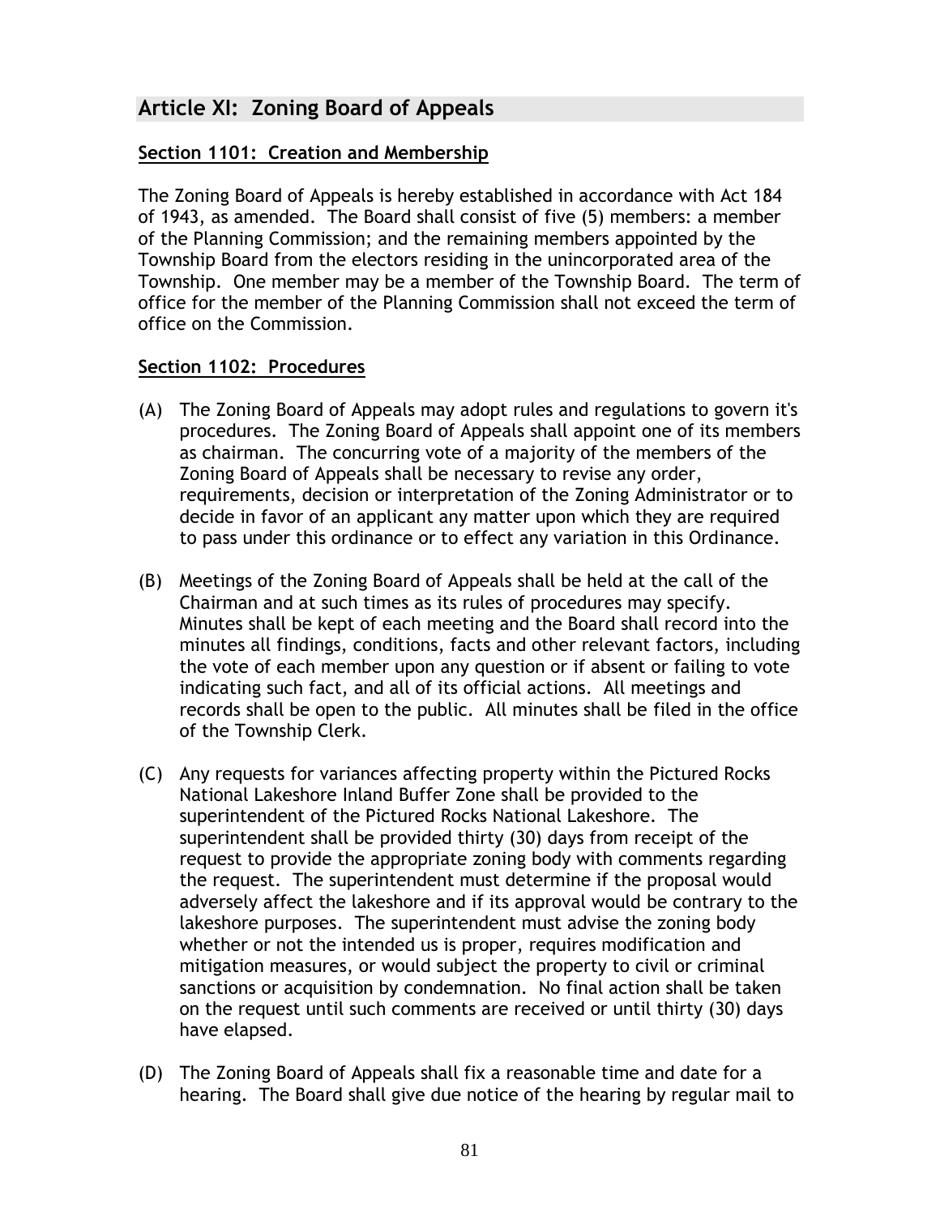## Article XI: Zoning Board of Appeals

### Section 1101: Creation and Membership

The Zoning Board of Appeals is hereby established in accordance with Act 184 of 1943, as amended. The Board shall consist of five (5) members: a member of the Planning Commission; and the remaining members appointed by the Township Board from the electors residing in the unincorporated area of the Township. One member may be a member of the Township Board. The term of office for the member of the Planning Commission shall not exceed the term of office on the Commission.

### Section 1102: Procedures

(A) The Zoning Board of Appeals may adopt rules and regulations to govern it's procedures. The Zoning Board of Appeals shall appoint one of its members as chairman. The concurring vote of a majority of the members of the Zoning Board of Appeals shall be necessary to revise any order, requirements, decision or interpretation of the Zoning Administrator or to decide in favor of an applicant any matter upon which they are required to pass under this ordinance or to effect any variation in this Ordinance.

(B) Meetings of the Zoning Board of Appeals shall be held at the call of the Chairman and at such times as its rules of procedures may specify. Minutes shall be kept of each meeting and the Board shall record into the minutes all findings, conditions, facts and other relevant factors, including the vote of each member upon any question or if absent or failing to vote indicating such fact, and all of its official actions. All meetings and records shall be open to the public. All minutes shall be filed in the office of the Township Clerk.

(C) Any requests for variances affecting property within the Pictured Rocks National Lakeshore Inland Buffer Zone shall be provided to the superintendent of the Pictured Rocks National Lakeshore. The superintendent shall be provided thirty (30) days from receipt of the request to provide the appropriate zoning body with comments regarding the request. The superintendent must determine if the proposal would adversely affect the lakeshore and if its approval would be contrary to the lakeshore purposes. The superintendent must advise the zoning body whether or not the intended us is proper, requires modification and mitigation measures, or would subject the property to civil or criminal sanctions or acquisition by condemnation. No final action shall be taken on the request until such comments are received or until thirty (30) days have elapsed.

(D) The Zoning Board of Appeals shall fix a reasonable time and date for a hearing. The Board shall give due notice of the hearing by regular mail to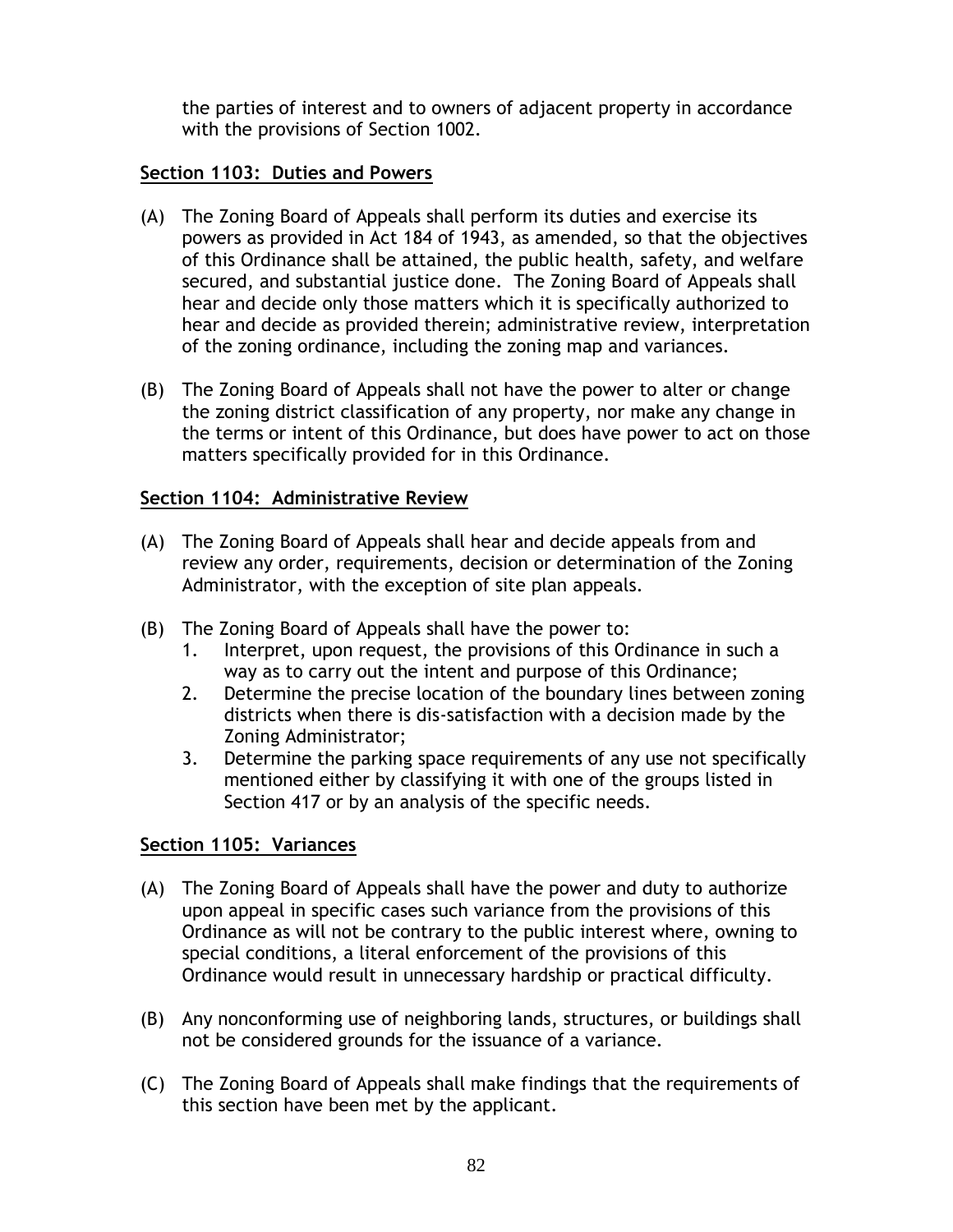the parties of interest and to owners of adjacent property in accordance with the provisions of Section 1002.

## Section 1103: Duties and Powers

(A) The Zoning Board of Appeals shall perform its duties and exercise its powers as provided in Act 184 of 1943, as amended, so that the objectives of this Ordinance shall be attained, the public health, safety, and welfare secured, and substantial justice done. The Zoning Board of Appeals shall hear and decide only those matters which it is specifically authorized to hear and decide as provided therein; administrative review, interpretation of the zoning ordinance, including the zoning map and variances.

(B) The Zoning Board of Appeals shall not have the power to alter or change the zoning district classification of any property, nor make any change in the terms or intent of this Ordinance, but does have power to act on those matters specifically provided for in this Ordinance.

## Section 1104: Administrative Review

(A) The Zoning Board of Appeals shall hear and decide appeals from and review any order, requirements, decision or determination of the Zoning Administrator, with the exception of site plan appeals.

(B) The Zoning Board of Appeals shall have the power to:
1. Interpret, upon request, the provisions of this Ordinance in such a way as to carry out the intent and purpose of this Ordinance;
2. Determine the precise location of the boundary lines between zoning districts when there is dis-satisfaction with a decision made by the Zoning Administrator;
3. Determine the parking space requirements of any use not specifically mentioned either by classifying it with one of the groups listed in Section 417 or by an analysis of the specific needs.

## Section 1105: Variances

(A) The Zoning Board of Appeals shall have the power and duty to authorize upon appeal in specific cases such variance from the provisions of this Ordinance as will not be contrary to the public interest where, owning to special conditions, a literal enforcement of the provisions of this Ordinance would result in unnecessary hardship or practical difficulty.

(B) Any nonconforming use of neighboring lands, structures, or buildings shall not be considered grounds for the issuance of a variance.

(C) The Zoning Board of Appeals shall make findings that the requirements of this section have been met by the applicant.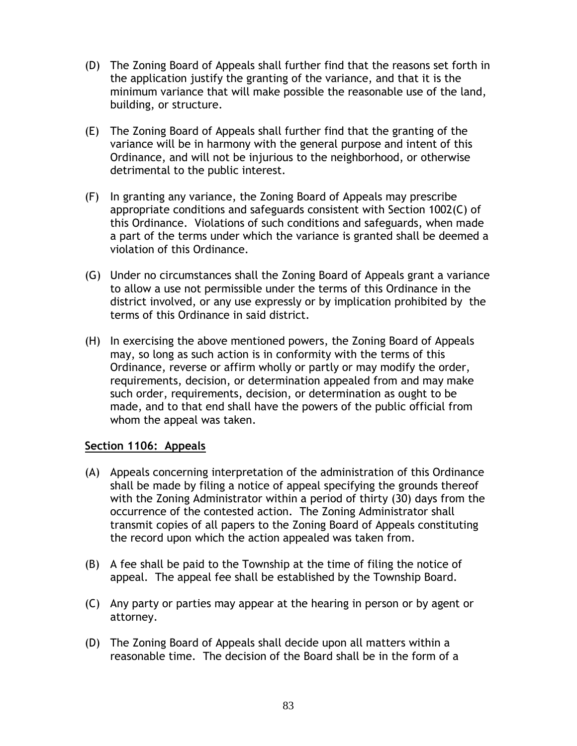(D) The Zoning Board of Appeals shall further find that the reasons set forth in the application justify the granting of the variance, and that it is the minimum variance that will make possible the reasonable use of the land, building, or structure.

(E) The Zoning Board of Appeals shall further find that the granting of the variance will be in harmony with the general purpose and intent of this Ordinance, and will not be injurious to the neighborhood, or otherwise detrimental to the public interest.

(F) In granting any variance, the Zoning Board of Appeals may prescribe appropriate conditions and safeguards consistent with Section 1002(C) of this Ordinance. Violations of such conditions and safeguards, when made a part of the terms under which the variance is granted shall be deemed a violation of this Ordinance.

(G) Under no circumstances shall the Zoning Board of Appeals grant a variance to allow a use not permissible under the terms of this Ordinance in the district involved, or any use expressly or by implication prohibited by the terms of this Ordinance in said district.

(H) In exercising the above mentioned powers, the Zoning Board of Appeals may, so long as such action is in conformity with the terms of this Ordinance, reverse or affirm wholly or partly or may modify the order, requirements, decision, or determination appealed from and may make such order, requirements, decision, or determination as ought to be made, and to that end shall have the powers of the public official from whom the appeal was taken.

**Section 1106: Appeals**

(A) Appeals concerning interpretation of the administration of this Ordinance shall be made by filing a notice of appeal specifying the grounds thereof with the Zoning Administrator within a period of thirty (30) days from the occurrence of the contested action. The Zoning Administrator shall transmit copies of all papers to the Zoning Board of Appeals constituting the record upon which the action appealed was taken from.

(B) A fee shall be paid to the Township at the time of filing the notice of appeal. The appeal fee shall be established by the Township Board.

(C) Any party or parties may appear at the hearing in person or by agent or attorney.

(D) The Zoning Board of Appeals shall decide upon all matters within a reasonable time. The decision of the Board shall be in the form of a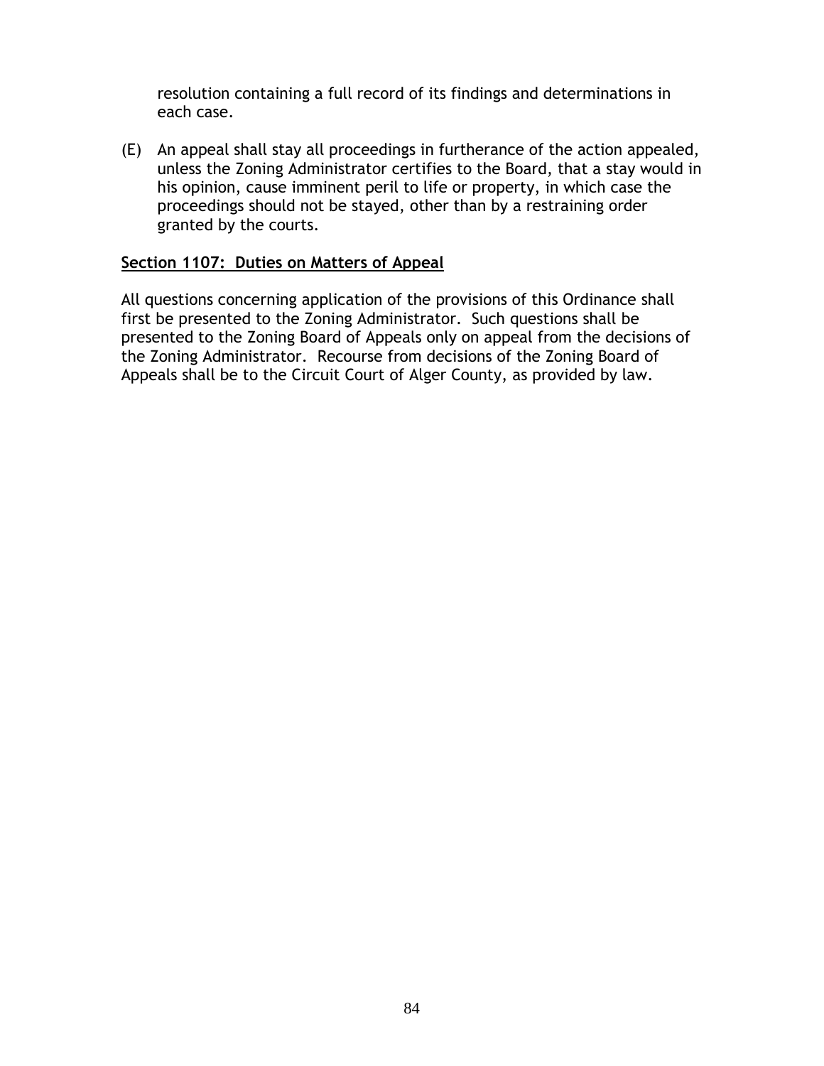resolution containing a full record of its findings and determinations in each case.

(E) An appeal shall stay all proceedings in furtherance of the action appealed, unless the Zoning Administrator certifies to the Board, that a stay would in his opinion, cause imminent peril to life or property, in which case the proceedings should not be stayed, other than by a restraining order granted by the courts.

## Section 1107: Duties on Matters of Appeal

All questions concerning application of the provisions of this Ordinance shall first be presented to the Zoning Administrator. Such questions shall be presented to the Zoning Board of Appeals only on appeal from the decisions of the Zoning Administrator. Recourse from decisions of the Zoning Board of Appeals shall be to the Circuit Court of Alger County, as provided by law.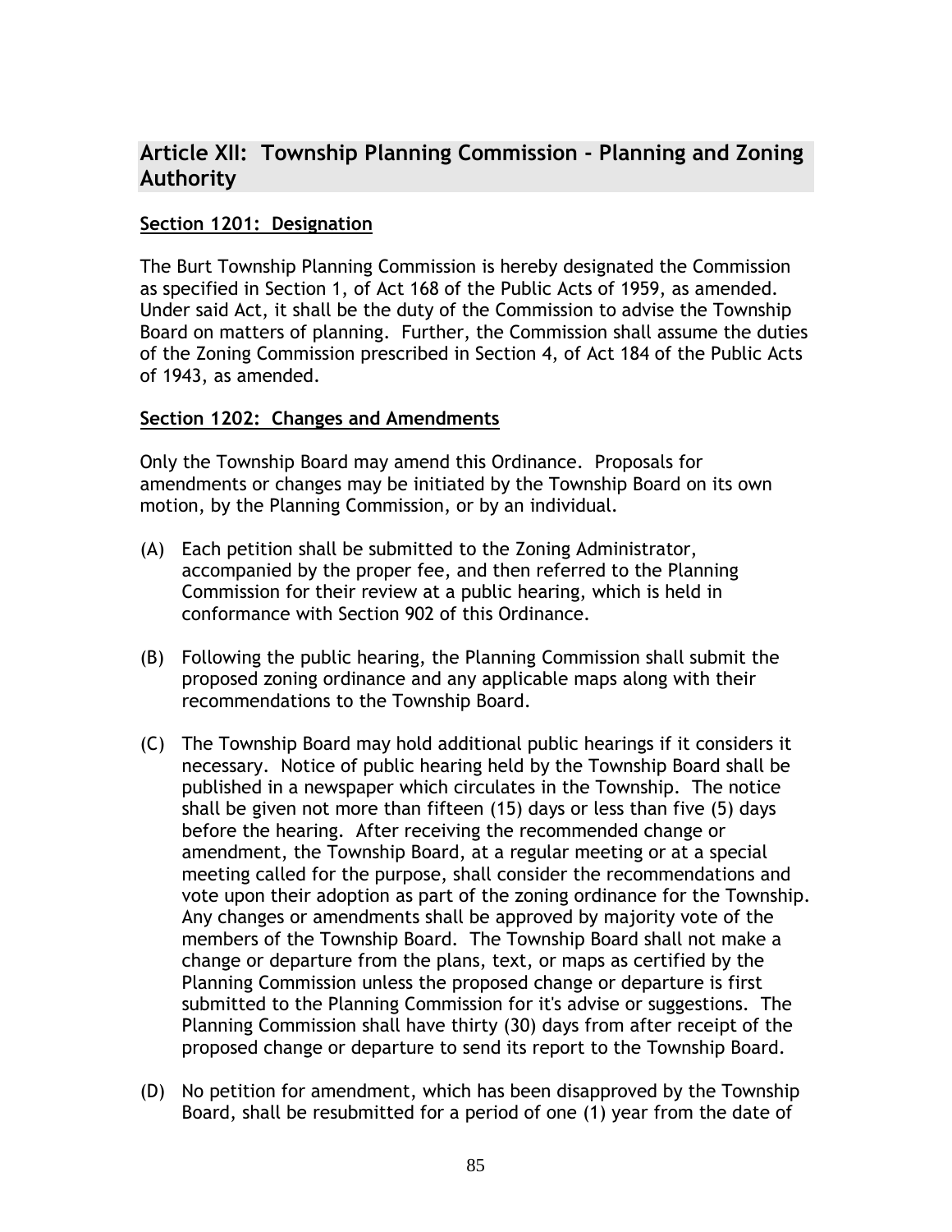## Article XII: Township Planning Commission - Planning and Zoning Authority

### Section 1201: Designation

The Burt Township Planning Commission is hereby designated the Commission as specified in Section 1, of Act 168 of the Public Acts of 1959, as amended. Under said Act, it shall be the duty of the Commission to advise the Township Board on matters of planning. Further, the Commission shall assume the duties of the Zoning Commission prescribed in Section 4, of Act 184 of the Public Acts of 1943, as amended.

### Section 1202: Changes and Amendments

Only the Township Board may amend this Ordinance. Proposals for amendments or changes may be initiated by the Township Board on its own motion, by the Planning Commission, or by an individual.

(A) Each petition shall be submitted to the Zoning Administrator, accompanied by the proper fee, and then referred to the Planning Commission for their review at a public hearing, which is held in conformance with Section 902 of this Ordinance.

(B) Following the public hearing, the Planning Commission shall submit the proposed zoning ordinance and any applicable maps along with their recommendations to the Township Board.

(C) The Township Board may hold additional public hearings if it considers it necessary. Notice of public hearing held by the Township Board shall be published in a newspaper which circulates in the Township. The notice shall be given not more than fifteen (15) days or less than five (5) days before the hearing. After receiving the recommended change or amendment, the Township Board, at a regular meeting or at a special meeting called for the purpose, shall consider the recommendations and vote upon their adoption as part of the zoning ordinance for the Township. Any changes or amendments shall be approved by majority vote of the members of the Township Board. The Township Board shall not make a change or departure from the plans, text, or maps as certified by the Planning Commission unless the proposed change or departure is first submitted to the Planning Commission for it's advise or suggestions. The Planning Commission shall have thirty (30) days from after receipt of the proposed change or departure to send its report to the Township Board.

(D) No petition for amendment, which has been disapproved by the Township Board, shall be resubmitted for a period of one (1) year from the date of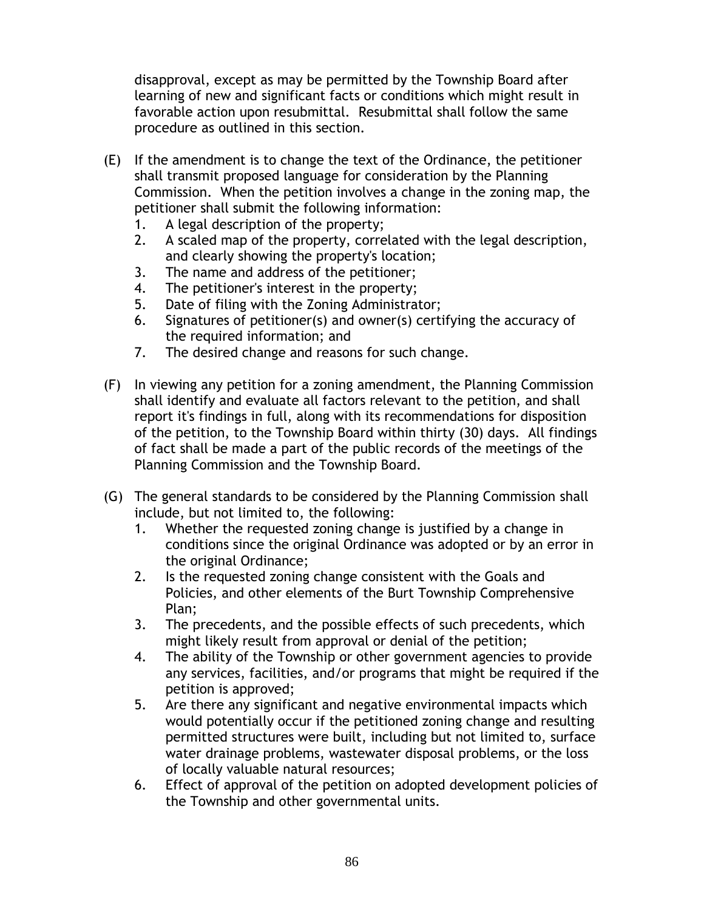disapproval, except as may be permitted by the Township Board after learning of new and significant facts or conditions which might result in favorable action upon resubmittal. Resubmittal shall follow the same procedure as outlined in this section.

(E) If the amendment is to change the text of the Ordinance, the petitioner shall transmit proposed language for consideration by the Planning Commission. When the petition involves a change in the zoning map, the petitioner shall submit the following information:
   1. A legal description of the property;
   2. A scaled map of the property, correlated with the legal description, and clearly showing the property's location;
   3. The name and address of the petitioner;
   4. The petitioner's interest in the property;
   5. Date of filing with the Zoning Administrator;
   6. Signatures of petitioner(s) and owner(s) certifying the accuracy of the required information; and
   7. The desired change and reasons for such change.

(F) In viewing any petition for a zoning amendment, the Planning Commission shall identify and evaluate all factors relevant to the petition, and shall report it's findings in full, along with its recommendations for disposition of the petition, to the Township Board within thirty (30) days. All findings of fact shall be made a part of the public records of the meetings of the Planning Commission and the Township Board.

(G) The general standards to be considered by the Planning Commission shall include, but not limited to, the following:
   1. Whether the requested zoning change is justified by a change in conditions since the original Ordinance was adopted or by an error in the original Ordinance;
   2. Is the requested zoning change consistent with the Goals and Policies, and other elements of the Burt Township Comprehensive Plan;
   3. The precedents, and the possible effects of such precedents, which might likely result from approval or denial of the petition;
   4. The ability of the Township or other government agencies to provide any services, facilities, and/or programs that might be required if the petition is approved;
   5. Are there any significant and negative environmental impacts which would potentially occur if the petitioned zoning change and resulting permitted structures were built, including but not limited to, surface water drainage problems, wastewater disposal problems, or the loss of locally valuable natural resources;
   6. Effect of approval of the petition on adopted development policies of the Township and other governmental units.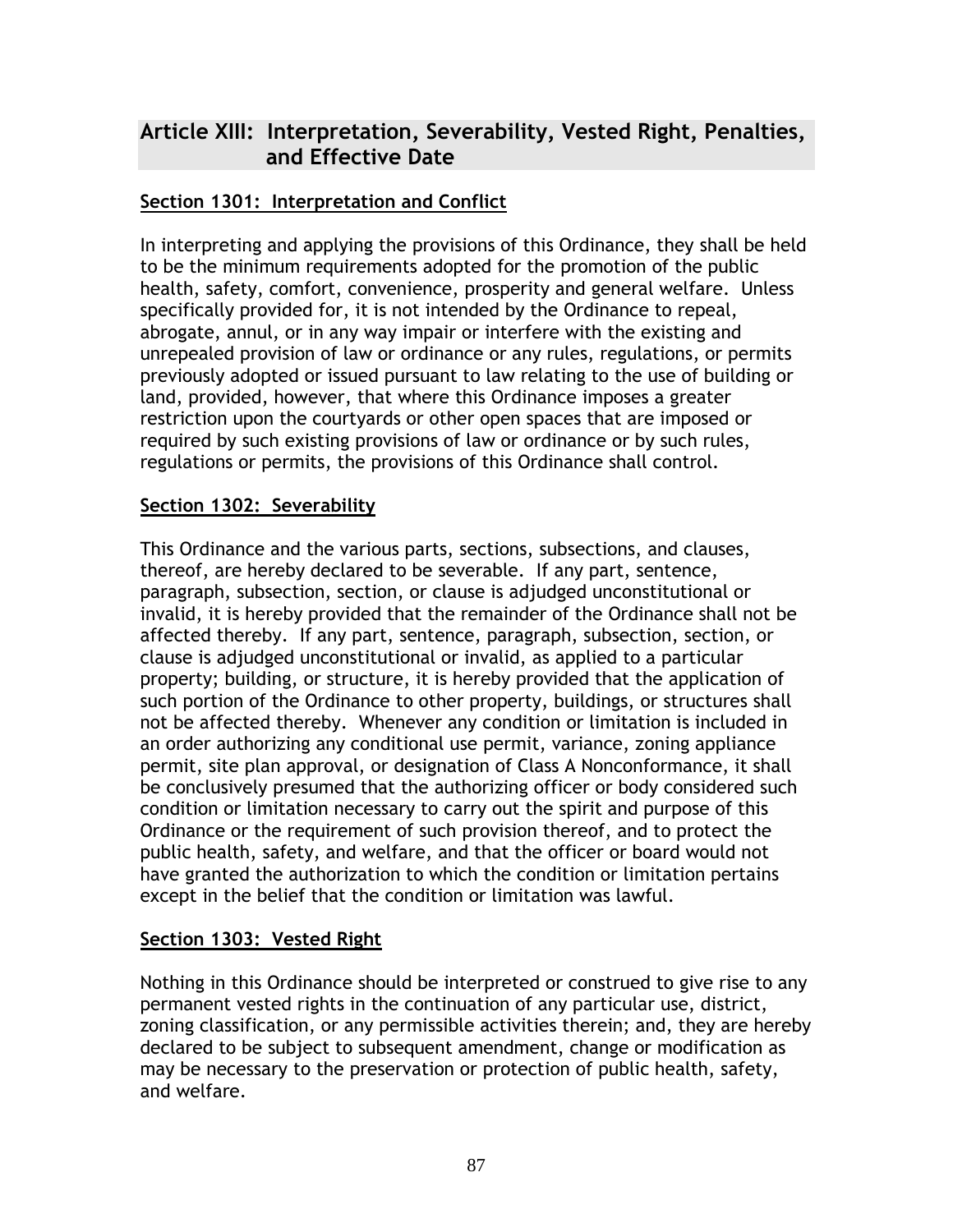## Article XIII: Interpretation, Severability, Vested Right, Penalties, and Effective Date

### Section 1301: Interpretation and Conflict

In interpreting and applying the provisions of this Ordinance, they shall be held to be the minimum requirements adopted for the promotion of the public health, safety, comfort, convenience, prosperity and general welfare. Unless specifically provided for, it is not intended by the Ordinance to repeal, abrogate, annul, or in any way impair or interfere with the existing and unrepealed provision of law or ordinance or any rules, regulations, or permits previously adopted or issued pursuant to law relating to the use of building or land, provided, however, that where this Ordinance imposes a greater restriction upon the courtyards or other open spaces that are imposed or required by such existing provisions of law or ordinance or by such rules, regulations or permits, the provisions of this Ordinance shall control.

### Section 1302: Severability

This Ordinance and the various parts, sections, subsections, and clauses, thereof, are hereby declared to be severable. If any part, sentence, paragraph, subsection, section, or clause is adjudged unconstitutional or invalid, it is hereby provided that the remainder of the Ordinance shall not be affected thereby. If any part, sentence, paragraph, subsection, section, or clause is adjudged unconstitutional or invalid, as applied to a particular property; building, or structure, it is hereby provided that the application of such portion of the Ordinance to other property, buildings, or structures shall not be affected thereby. Whenever any condition or limitation is included in an order authorizing any conditional use permit, variance, zoning appliance permit, site plan approval, or designation of Class A Nonconformance, it shall be conclusively presumed that the authorizing officer or body considered such condition or limitation necessary to carry out the spirit and purpose of this Ordinance or the requirement of such provision thereof, and to protect the public health, safety, and welfare, and that the officer or board would not have granted the authorization to which the condition or limitation pertains except in the belief that the condition or limitation was lawful.

### Section 1303: Vested Right

Nothing in this Ordinance should be interpreted or construed to give rise to any permanent vested rights in the continuation of any particular use, district, zoning classification, or any permissible activities therein; and, they are hereby declared to be subject to subsequent amendment, change or modification as may be necessary to the preservation or protection of public health, safety, and welfare.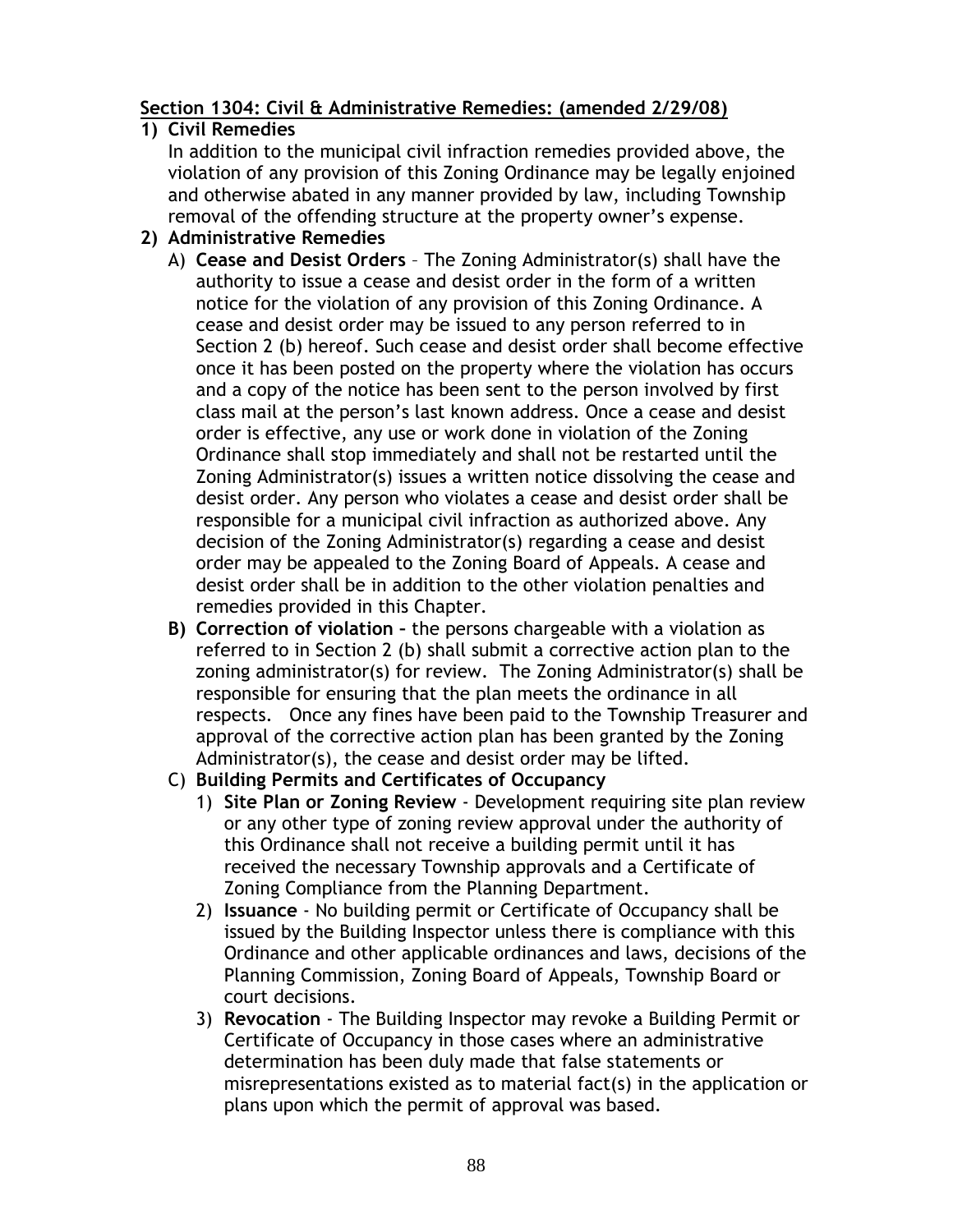**Section 1304: Civil & Administrative Remedies: (amended 2/29/08)**

1) **Civil Remedies**

   In addition to the municipal civil infraction remedies provided above, the violation of any provision of this Zoning Ordinance may be legally enjoined and otherwise abated in any manner provided by law, including Township removal of the offending structure at the property owner's expense.

2) **Administrative Remedies**

   A) **Cease and Desist Orders** – The Zoning Administrator(s) shall have the authority to issue a cease and desist order in the form of a written notice for the violation of any provision of this Zoning Ordinance. A cease and desist order may be issued to any person referred to in Section 2 (b) hereof. Such cease and desist order shall become effective once it has been posted on the property where the violation has occurs and a copy of the notice has been sent to the person involved by first class mail at the person's last known address. Once a cease and desist order is effective, any use or work done in violation of the Zoning Ordinance shall stop immediately and shall not be restarted until the Zoning Administrator(s) issues a written notice dissolving the cease and desist order. Any person who violates a cease and desist order shall be responsible for a municipal civil infraction as authorized above. Any decision of the Zoning Administrator(s) regarding a cease and desist order may be appealed to the Zoning Board of Appeals. A cease and desist order shall be in addition to the other violation penalties and remedies provided in this Chapter.

   **B) Correction of violation –** the persons chargeable with a violation as referred to in Section 2 (b) shall submit a corrective action plan to the zoning administrator(s) for review. The Zoning Administrator(s) shall be responsible for ensuring that the plan meets the ordinance in all respects. Once any fines have been paid to the Township Treasurer and approval of the corrective action plan has been granted by the Zoning Administrator(s), the cease and desist order may be lifted.

   C) **Building Permits and Certificates of Occupancy**

      1) **Site Plan or Zoning Review** - Development requiring site plan review or any other type of zoning review approval under the authority of this Ordinance shall not receive a building permit until it has received the necessary Township approvals and a Certificate of Zoning Compliance from the Planning Department.

      2) **Issuance** - No building permit or Certificate of Occupancy shall be issued by the Building Inspector unless there is compliance with this Ordinance and other applicable ordinances and laws, decisions of the Planning Commission, Zoning Board of Appeals, Township Board or court decisions.

      3) **Revocation** - The Building Inspector may revoke a Building Permit or Certificate of Occupancy in those cases where an administrative determination has been duly made that false statements or misrepresentations existed as to material fact(s) in the application or plans upon which the permit of approval was based.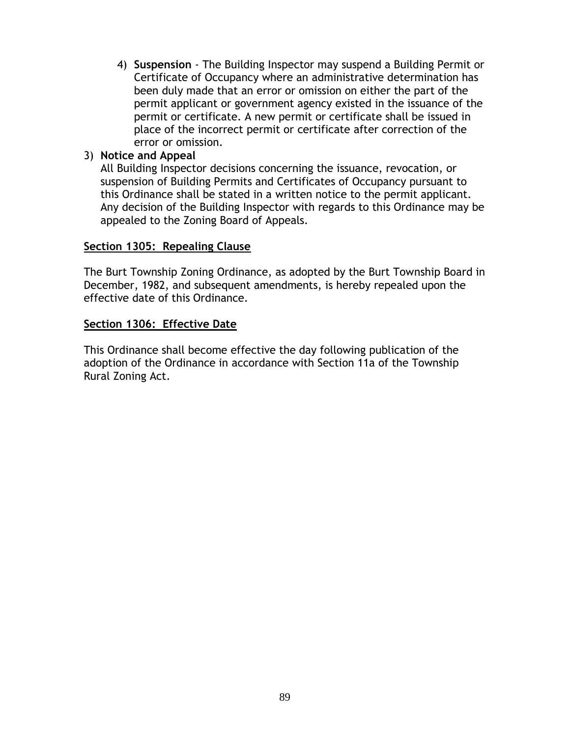4) **Suspension** - The Building Inspector may suspend a Building Permit or Certificate of Occupancy where an administrative determination has been duly made that an error or omission on either the part of the permit applicant or government agency existed in the issuance of the permit or certificate. A new permit or certificate shall be issued in place of the incorrect permit or certificate after correction of the error or omission.

3) **Notice and Appeal**
All Building Inspector decisions concerning the issuance, revocation, or suspension of Building Permits and Certificates of Occupancy pursuant to this Ordinance shall be stated in a written notice to the permit applicant. Any decision of the Building Inspector with regards to this Ordinance may be appealed to the Zoning Board of Appeals.

## Section 1305: Repealing Clause

The Burt Township Zoning Ordinance, as adopted by the Burt Township Board in December, 1982, and subsequent amendments, is hereby repealed upon the effective date of this Ordinance.

## Section 1306: Effective Date

This Ordinance shall become effective the day following publication of the adoption of the Ordinance in accordance with Section 11a of the Township Rural Zoning Act.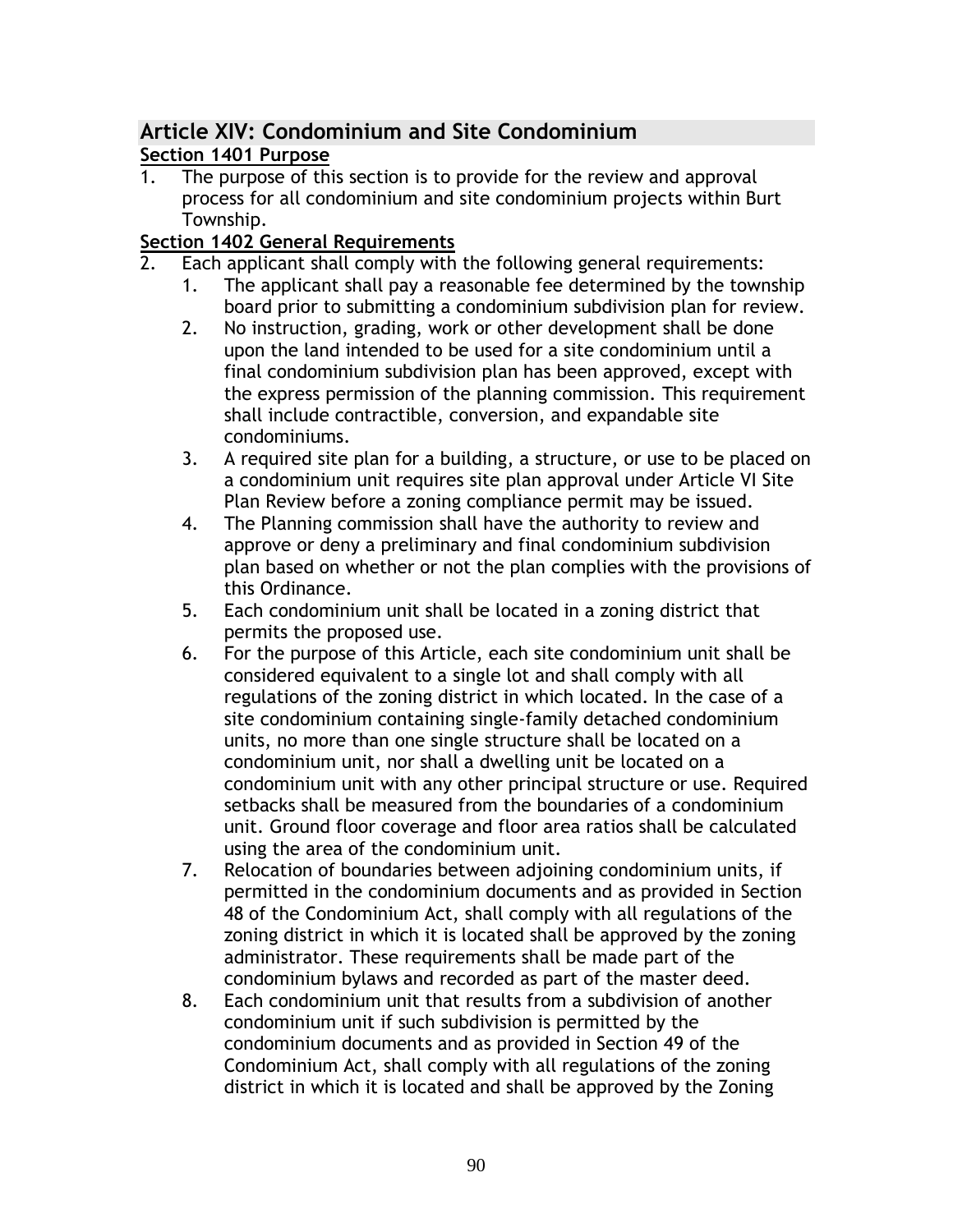## Article XIV: Condominium and Site Condominium

### Section 1401 Purpose

1. The purpose of this section is to provide for the review and approval process for all condominium and site condominium projects within Burt Township.

### Section 1402 General Requirements

2. Each applicant shall comply with the following general requirements:
    1. The applicant shall pay a reasonable fee determined by the township board prior to submitting a condominium subdivision plan for review.
    2. No instruction, grading, work or other development shall be done upon the land intended to be used for a site condominium until a final condominium subdivision plan has been approved, except with the express permission of the planning commission. This requirement shall include contractible, conversion, and expandable site condominiums.
    3. A required site plan for a building, a structure, or use to be placed on a condominium unit requires site plan approval under Article VI Site Plan Review before a zoning compliance permit may be issued.
    4. The Planning commission shall have the authority to review and approve or deny a preliminary and final condominium subdivision plan based on whether or not the plan complies with the provisions of this Ordinance.
    5. Each condominium unit shall be located in a zoning district that permits the proposed use.
    6. For the purpose of this Article, each site condominium unit shall be considered equivalent to a single lot and shall comply with all regulations of the zoning district in which located. In the case of a site condominium containing single-family detached condominium units, no more than one single structure shall be located on a condominium unit, nor shall a dwelling unit be located on a condominium unit with any other principal structure or use. Required setbacks shall be measured from the boundaries of a condominium unit. Ground floor coverage and floor area ratios shall be calculated using the area of the condominium unit.
    7. Relocation of boundaries between adjoining condominium units, if permitted in the condominium documents and as provided in Section 48 of the Condominium Act, shall comply with all regulations of the zoning district in which it is located shall be approved by the zoning administrator. These requirements shall be made part of the condominium bylaws and recorded as part of the master deed.
    8. Each condominium unit that results from a subdivision of another condominium unit if such subdivision is permitted by the condominium documents and as provided in Section 49 of the Condominium Act, shall comply with all regulations of the zoning district in which it is located and shall be approved by the Zoning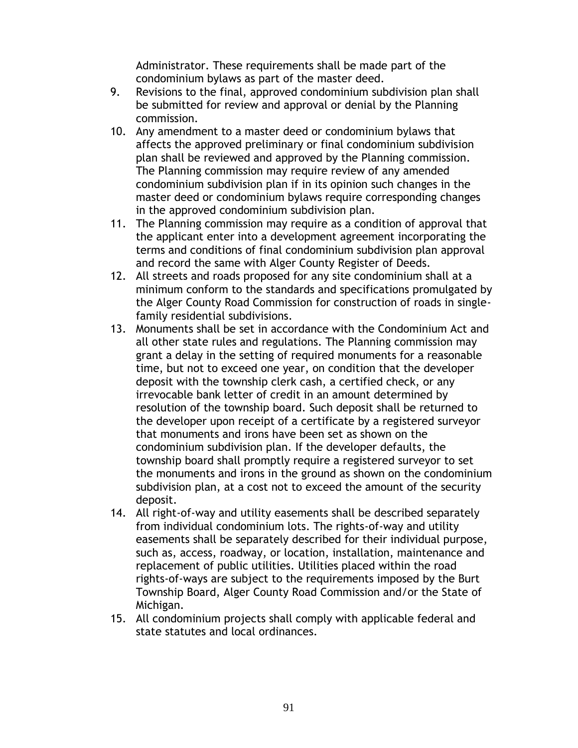Administrator. These requirements shall be made part of the condominium bylaws as part of the master deed.

9. Revisions to the final, approved condominium subdivision plan shall be submitted for review and approval or denial by the Planning commission.
10. Any amendment to a master deed or condominium bylaws that affects the approved preliminary or final condominium subdivision plan shall be reviewed and approved by the Planning commission. The Planning commission may require review of any amended condominium subdivision plan if in its opinion such changes in the master deed or condominium bylaws require corresponding changes in the approved condominium subdivision plan.
11. The Planning commission may require as a condition of approval that the applicant enter into a development agreement incorporating the terms and conditions of final condominium subdivision plan approval and record the same with Alger County Register of Deeds.
12. All streets and roads proposed for any site condominium shall at a minimum conform to the standards and specifications promulgated by the Alger County Road Commission for construction of roads in single-family residential subdivisions.
13. Monuments shall be set in accordance with the Condominium Act and all other state rules and regulations. The Planning commission may grant a delay in the setting of required monuments for a reasonable time, but not to exceed one year, on condition that the developer deposit with the township clerk cash, a certified check, or any irrevocable bank letter of credit in an amount determined by resolution of the township board. Such deposit shall be returned to the developer upon receipt of a certificate by a registered surveyor that monuments and irons have been set as shown on the condominium subdivision plan. If the developer defaults, the township board shall promptly require a registered surveyor to set the monuments and irons in the ground as shown on the condominium subdivision plan, at a cost not to exceed the amount of the security deposit.
14. All right-of-way and utility easements shall be described separately from individual condominium lots. The rights-of-way and utility easements shall be separately described for their individual purpose, such as, access, roadway, or location, installation, maintenance and replacement of public utilities. Utilities placed within the road rights-of-ways are subject to the requirements imposed by the Burt Township Board, Alger County Road Commission and/or the State of Michigan.
15. All condominium projects shall comply with applicable federal and state statutes and local ordinances.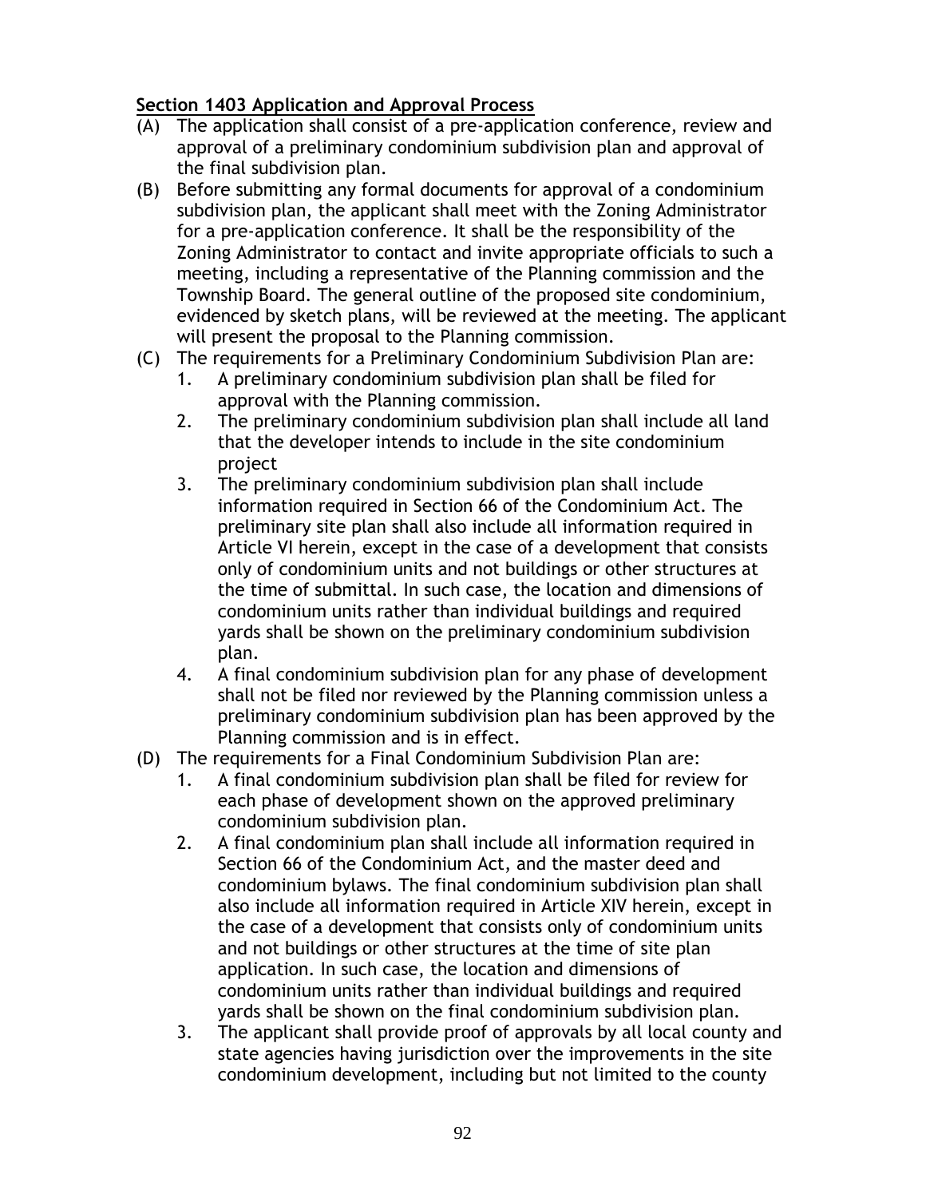**Section 1403 Application and Approval Process**

(A) The application shall consist of a pre-application conference, review and approval of a preliminary condominium subdivision plan and approval of the final subdivision plan.

(B) Before submitting any formal documents for approval of a condominium subdivision plan, the applicant shall meet with the Zoning Administrator for a pre-application conference. It shall be the responsibility of the Zoning Administrator to contact and invite appropriate officials to such a meeting, including a representative of the Planning commission and the Township Board. The general outline of the proposed site condominium, evidenced by sketch plans, will be reviewed at the meeting. The applicant will present the proposal to the Planning commission.

(C) The requirements for a Preliminary Condominium Subdivision Plan are:

1. A preliminary condominium subdivision plan shall be filed for approval with the Planning commission.
2. The preliminary condominium subdivision plan shall include all land that the developer intends to include in the site condominium project
3. The preliminary condominium subdivision plan shall include information required in Section 66 of the Condominium Act. The preliminary site plan shall also include all information required in Article VI herein, except in the case of a development that consists only of condominium units and not buildings or other structures at the time of submittal. In such case, the location and dimensions of condominium units rather than individual buildings and required yards shall be shown on the preliminary condominium subdivision plan.
4. A final condominium subdivision plan for any phase of development shall not be filed nor reviewed by the Planning commission unless a preliminary condominium subdivision plan has been approved by the Planning commission and is in effect.

(D) The requirements for a Final Condominium Subdivision Plan are:

1. A final condominium subdivision plan shall be filed for review for each phase of development shown on the approved preliminary condominium subdivision plan.
2. A final condominium plan shall include all information required in Section 66 of the Condominium Act, and the master deed and condominium bylaws. The final condominium subdivision plan shall also include all information required in Article XIV herein, except in the case of a development that consists only of condominium units and not buildings or other structures at the time of site plan application. In such case, the location and dimensions of condominium units rather than individual buildings and required yards shall be shown on the final condominium subdivision plan.
3. The applicant shall provide proof of approvals by all local county and state agencies having jurisdiction over the improvements in the site condominium development, including but not limited to the county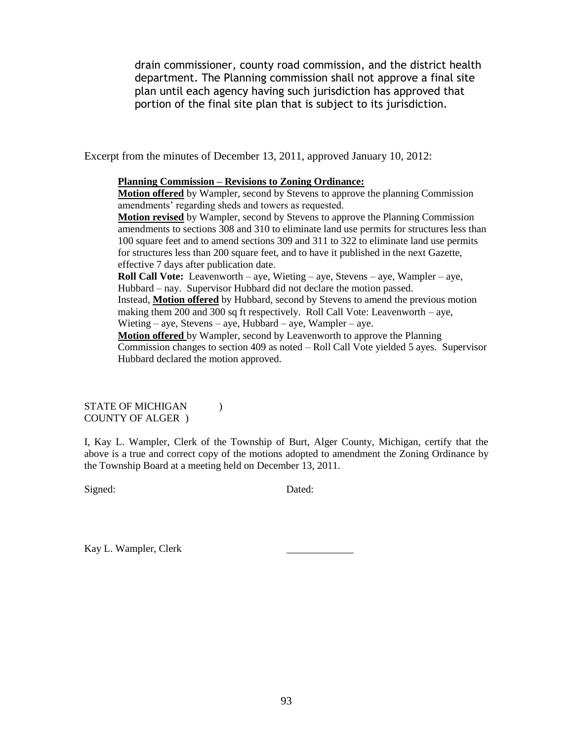drain commissioner, county road commission, and the district health department. The Planning commission shall not approve a final site plan until each agency having such jurisdiction has approved that portion of the final site plan that is subject to its jurisdiction.

Excerpt from the minutes of December 13, 2011, approved January 10, 2012:

**Planning Commission – Revisions to Zoning Ordinance:**

**Motion offered** by Wampler, second by Stevens to approve the planning Commission amendments' regarding sheds and towers as requested.

**Motion revised** by Wampler, second by Stevens to approve the Planning Commission amendments to sections 308 and 310 to eliminate land use permits for structures less than 100 square feet and to amend sections 309 and 311 to 322 to eliminate land use permits for structures less than 200 square feet, and to have it published in the next Gazette, effective 7 days after publication date.

**Roll Call Vote:** Leavenworth – aye, Wieting – aye, Stevens – aye, Wampler – aye, Hubbard – nay. Supervisor Hubbard did not declare the motion passed.

Instead, **Motion offered** by Hubbard, second by Stevens to amend the previous motion making them 200 and 300 sq ft respectively. Roll Call Vote: Leavenworth – aye, Wieting – aye, Stevens – aye, Hubbard – aye, Wampler – aye.

**Motion offered** by Wampler, second by Leavenworth to approve the Planning Commission changes to section 409 as noted – Roll Call Vote yielded 5 ayes. Supervisor Hubbard declared the motion approved.

STATE OF MICHIGAN )
COUNTY OF ALGER )

I, Kay L. Wampler, Clerk of the Township of Burt, Alger County, Michigan, certify that the above is a true and correct copy of the motions adopted to amendment the Zoning Ordinance by the Township Board at a meeting held on December 13, 2011.

Signed: Dated:

Kay L. Wampler, Clerk ____________